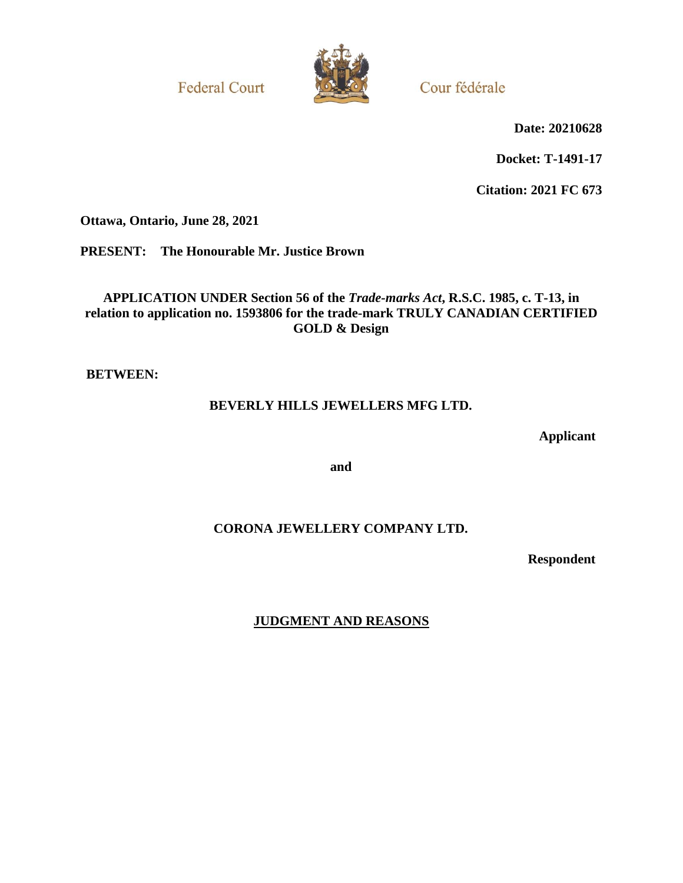Federal Court

Cour fédérale

**Date: 20210628**

**Docket: T-1491-17**

**Citation: 2021 FC 673**

**Ottawa, Ontario, June 28, 2021**

**PRESENT: The Honourable Mr. Justice Brown**

**APPLICATION UNDER Section 56 of the *Trade-marks Act*, R.S.C. 1985, c. T-13, in relation to application no. 1593806 for the trade-mark TRULY CANADIAN CERTIFIED GOLD & Design**

**BETWEEN:**

**BEVERLY HILLS JEWELLERS MFG LTD.**

**Applicant**

**and**

**CORONA JEWELLERY COMPANY LTD.**

**Respondent**

**JUDGMENT AND REASONS**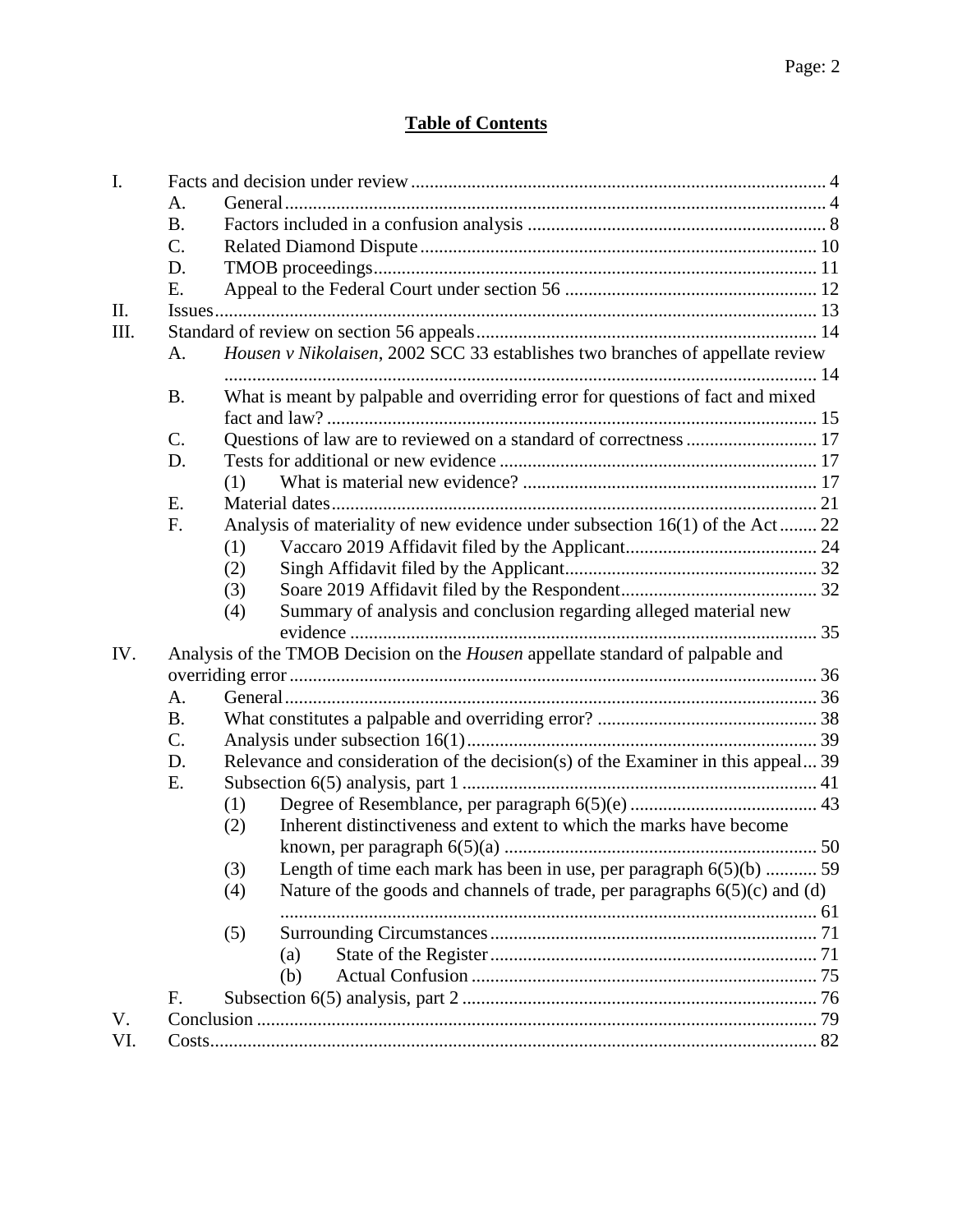## Table of Contents

- I. Facts and decision under review ........ 4
  - A. General ........ 4
  - B. Factors included in a confusion analysis ........ 8
  - C. Related Diamond Dispute ........ 10
  - D. TMOB proceedings ........ 11
  - E. Appeal to the Federal Court under section 56 ........ 12
- II. Issues ........ 13
- III. Standard of review on section 56 appeals ........ 14
  - A. *Housen v Nikolaisen*, 2002 SCC 33 establishes two branches of appellate review ........ 14
  - B. What is meant by palpable and overriding error for questions of fact and mixed fact and law? ........ 15
  - C. Questions of law are to reviewed on a standard of correctness ........ 17
  - D. Tests for additional or new evidence ........ 17
    - (1) What is material new evidence? ........ 17
  - E. Material dates ........ 21
  - F. Analysis of materiality of new evidence under subsection 16(1) of the Act ........ 22
    - (1) Vaccaro 2019 Affidavit filed by the Applicant ........ 24
    - (2) Singh Affidavit filed by the Applicant ........ 32
    - (3) Soare 2019 Affidavit filed by the Respondent ........ 32
    - (4) Summary of analysis and conclusion regarding alleged material new evidence ........ 35
- IV. Analysis of the TMOB Decision on the *Housen* appellate standard of palpable and overriding error ........ 36
  - A. General ........ 36
  - B. What constitutes a palpable and overriding error? ........ 38
  - C. Analysis under subsection 16(1) ........ 39
  - D. Relevance and consideration of the decision(s) of the Examiner in this appeal ... 39
  - E. Subsection 6(5) analysis, part 1 ........ 41
    - (1) Degree of Resemblance, per paragraph 6(5)(e) ........ 43
    - (2) Inherent distinctiveness and extent to which the marks have become known, per paragraph 6(5)(a) ........ 50
    - (3) Length of time each mark has been in use, per paragraph 6(5)(b) ........ 59
    - (4) Nature of the goods and channels of trade, per paragraphs 6(5)(c) and (d) ........ 61
    - (5) Surrounding Circumstances ........ 71
      - (a) State of the Register ........ 71
      - (b) Actual Confusion ........ 75
  - F. Subsection 6(5) analysis, part 2 ........ 76
- V. Conclusion ........ 79
- VI. Costs ........ 82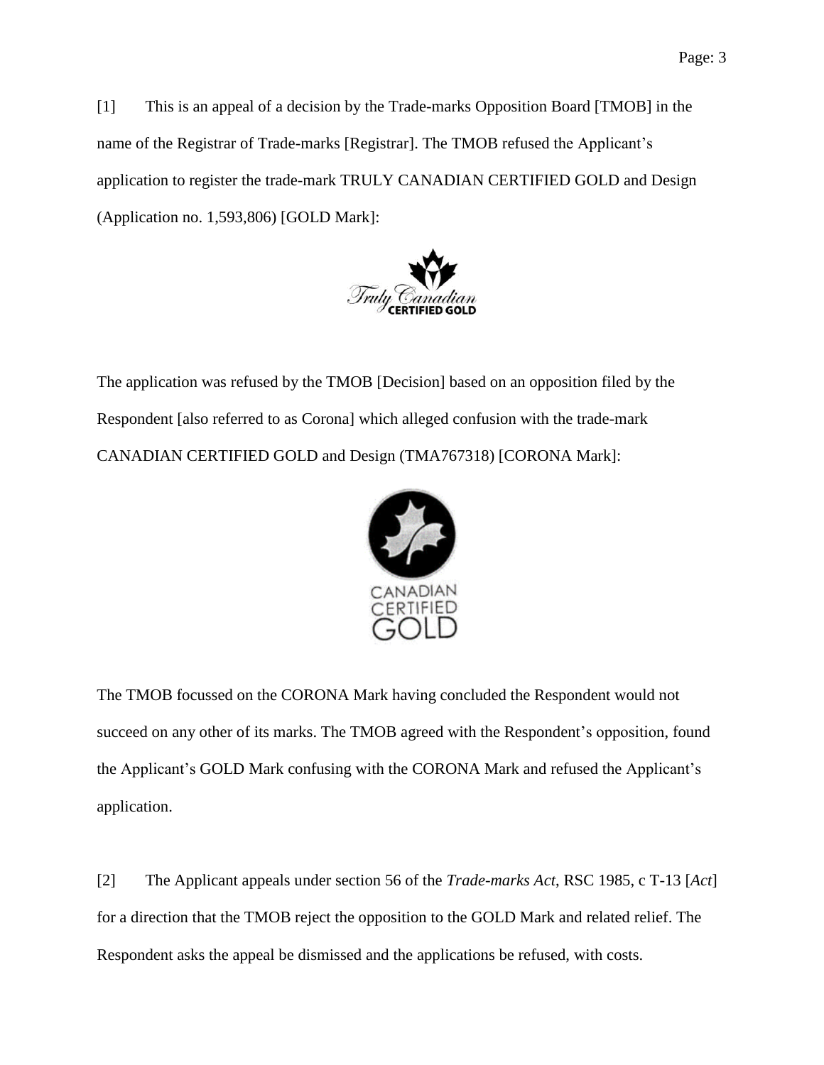[1] This is an appeal of a decision by the Trade-marks Opposition Board [TMOB] in the name of the Registrar of Trade-marks [Registrar]. The TMOB refused the Applicant's application to register the trade-mark TRULY CANADIAN CERTIFIED GOLD and Design (Application no. 1,593,806) [GOLD Mark]:

The application was refused by the TMOB [Decision] based on an opposition filed by the Respondent [also referred to as Corona] which alleged confusion with the trade-mark CANADIAN CERTIFIED GOLD and Design (TMA767318) [CORONA Mark]:

The TMOB focussed on the CORONA Mark having concluded the Respondent would not succeed on any other of its marks. The TMOB agreed with the Respondent's opposition, found the Applicant's GOLD Mark confusing with the CORONA Mark and refused the Applicant's application.

[2] The Applicant appeals under section 56 of the *Trade-marks Act*, RSC 1985, c T-13 [*Act*] for a direction that the TMOB reject the opposition to the GOLD Mark and related relief. The Respondent asks the appeal be dismissed and the applications be refused, with costs.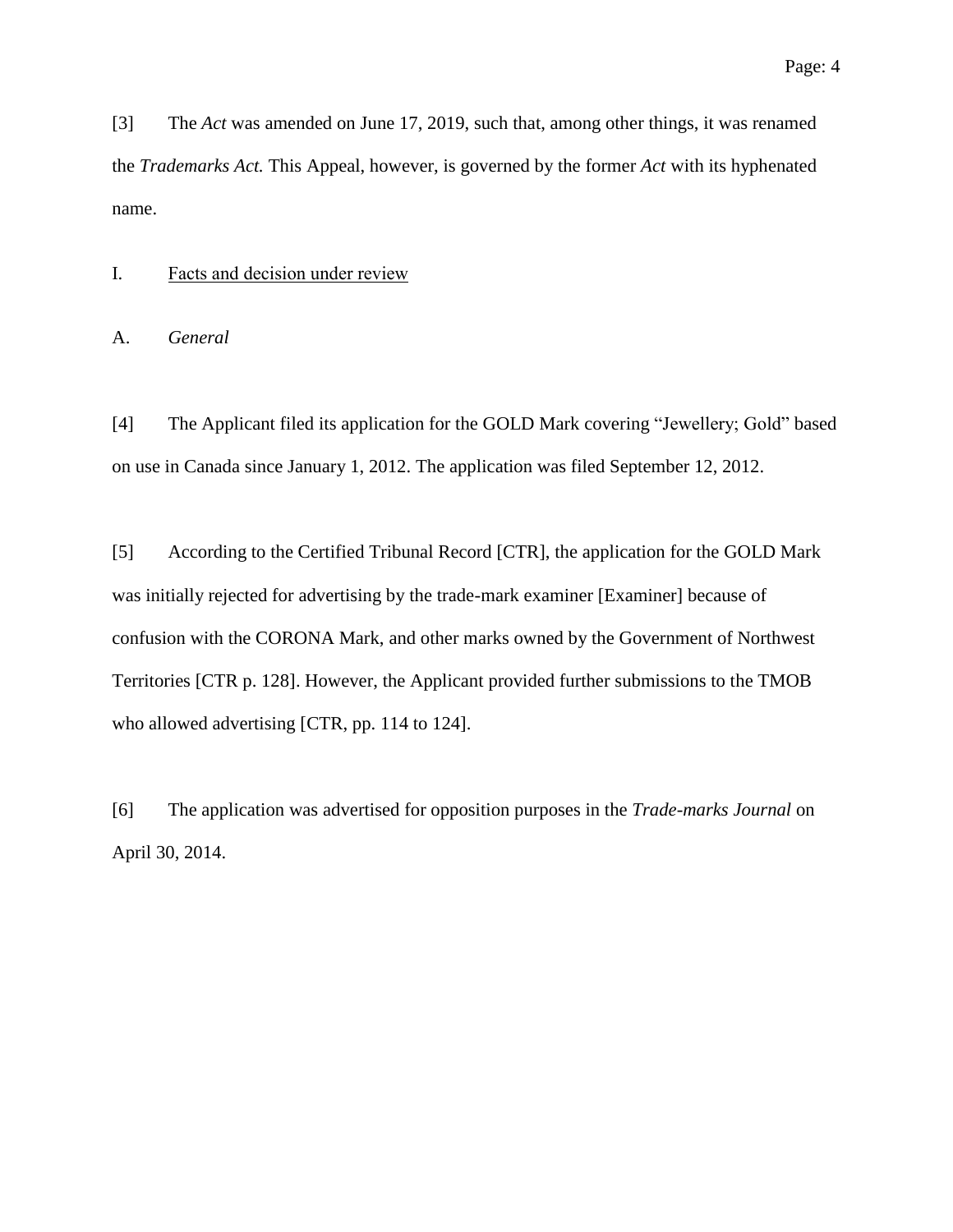[3] The *Act* was amended on June 17, 2019, such that, among other things, it was renamed the *Trademarks Act.* This Appeal, however, is governed by the former *Act* with its hyphenated name.

## I. Facts and decision under review

### A. *General*

[4] The Applicant filed its application for the GOLD Mark covering "Jewellery; Gold" based on use in Canada since January 1, 2012. The application was filed September 12, 2012.

[5] According to the Certified Tribunal Record [CTR], the application for the GOLD Mark was initially rejected for advertising by the trade-mark examiner [Examiner] because of confusion with the CORONA Mark, and other marks owned by the Government of Northwest Territories [CTR p. 128]. However, the Applicant provided further submissions to the TMOB who allowed advertising [CTR, pp. 114 to 124].

[6] The application was advertised for opposition purposes in the *Trade-marks Journal* on April 30, 2014.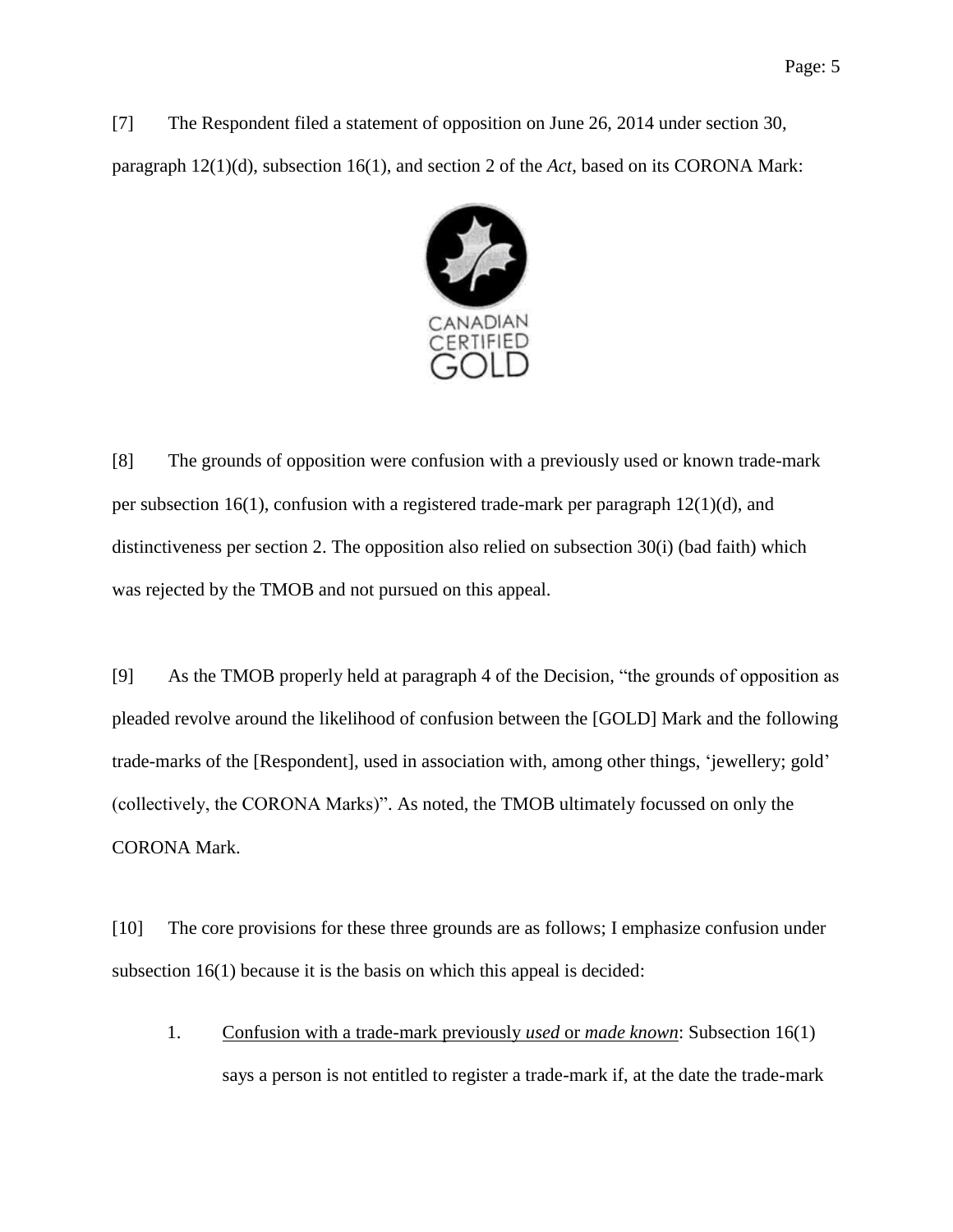[7] The Respondent filed a statement of opposition on June 26, 2014 under section 30, paragraph 12(1)(d), subsection 16(1), and section 2 of the *Act*, based on its CORONA Mark:

CANADIAN CERTIFIED GOLD

[8] The grounds of opposition were confusion with a previously used or known trade-mark per subsection 16(1), confusion with a registered trade-mark per paragraph 12(1)(d), and distinctiveness per section 2. The opposition also relied on subsection 30(i) (bad faith) which was rejected by the TMOB and not pursued on this appeal.

[9] As the TMOB properly held at paragraph 4 of the Decision, "the grounds of opposition as pleaded revolve around the likelihood of confusion between the [GOLD] Mark and the following trade-marks of the [Respondent], used in association with, among other things, 'jewellery; gold' (collectively, the CORONA Marks)". As noted, the TMOB ultimately focussed on only the CORONA Mark.

[10] The core provisions for these three grounds are as follows; I emphasize confusion under subsection 16(1) because it is the basis on which this appeal is decided:

1. Confusion with a trade-mark previously *used* or *made known*: Subsection 16(1) says a person is not entitled to register a trade-mark if, at the date the trade-mark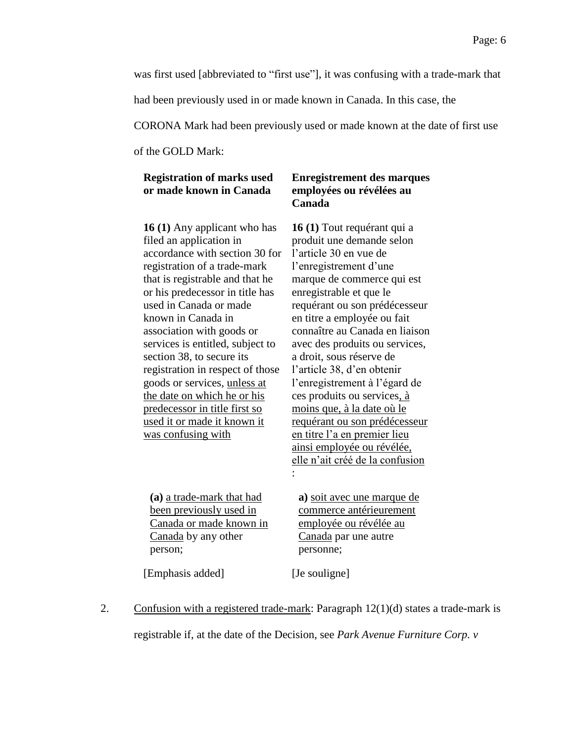was first used [abbreviated to "first use"], it was confusing with a trade-mark that had been previously used in or made known in Canada. In this case, the CORONA Mark had been previously used or made known at the date of first use of the GOLD Mark:

| **Registration of marks used or made known in Canada** | **Enregistrement des marques employées ou révélées au Canada** |
|---|---|
| **16 (1)** Any applicant who has filed an application in accordance with section 30 for registration of a trade-mark that is registrable and that he or his predecessor in title has used in Canada or made known in Canada in association with goods or services is entitled, subject to section 38, to secure its registration in respect of those goods or services, <u>unless at the date on which he or his predecessor in title first so used it or made it known it was confusing with</u> | **16 (1)** Tout requérant qui a produit une demande selon l'article 30 en vue de l'enregistrement d'une marque de commerce qui est enregistrable et que le requérant ou son prédécesseur en titre a employée ou fait connaître au Canada en liaison avec des produits ou services, a droit, sous réserve de l'article 38, d'en obtenir l'enregistrement à l'égard de ces produits ou services<u>, à moins que, à la date où le requérant ou son prédécesseur en titre l'a en premier lieu ainsi employée ou révélée, elle n'ait créé de la confusion</u> : |
| **(a)** <u>a trade-mark that had been previously used in Canada or made known in Canada</u> by any other person; | **a)** <u>soit avec une marque de commerce antérieurement employée ou révélée au Canada</u> par une autre personne; |
| [Emphasis added] | [Je souligne] |

2. <u>Confusion with a registered trade-mark</u>: Paragraph 12(1)(d) states a trade-mark is registrable if, at the date of the Decision, see *Park Avenue Furniture Corp. v*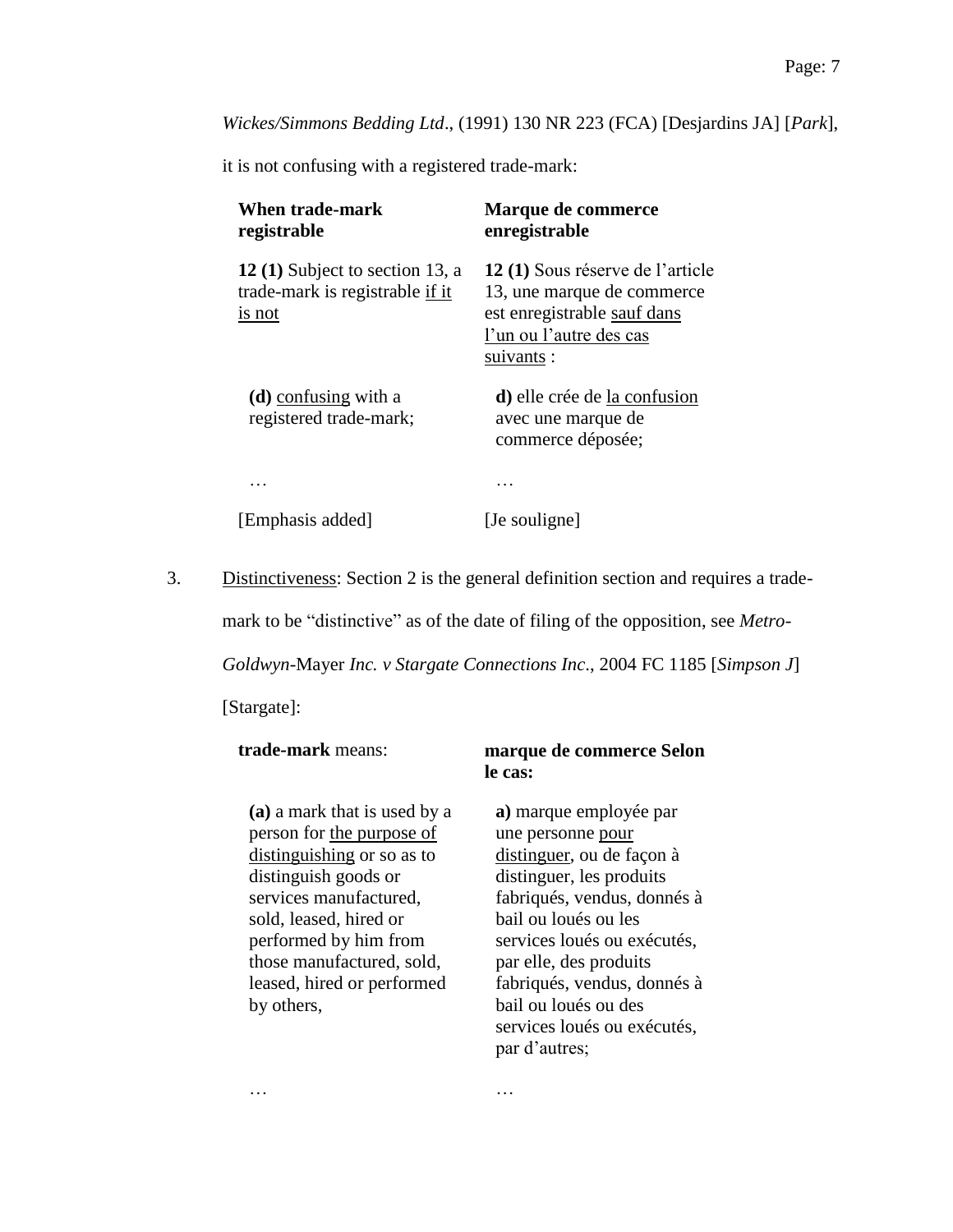*Wickes/Simmons Bedding Ltd*., (1991) 130 NR 223 (FCA) [Desjardins JA] [*Park*], it is not confusing with a registered trade-mark:

| **When trade-mark registrable** | **Marque de commerce enregistrable** |
|---|---|
| **12 (1)** Subject to section 13, a trade-mark is registrable <u>if it is not</u> | **12 (1)** Sous réserve de l'article 13, une marque de commerce est enregistrable <u>sauf dans l'un ou l'autre des cas suivants</u> : |
| **(d)** <u>confusing</u> with a registered trade-mark; | **d)** elle crée de <u>la confusion</u> avec une marque de commerce déposée; |
| … | … |
| [Emphasis added] | [Je souligne] |

3. <u>Distinctiveness</u>: Section 2 is the general definition section and requires a trade-mark to be "distinctive" as of the date of filing of the opposition, see *Metro-Goldwyn-*Mayer *Inc. v Stargate Connections Inc*., 2004 FC 1185 [*Simpson J*] [Stargate]:

| **trade-mark** means: | **marque de commerce Selon le cas:** |
|---|---|
| **(a)** a mark that is used by a person for <u>the purpose of distinguishing</u> or so as to distinguish goods or services manufactured, sold, leased, hired or performed by him from those manufactured, sold, leased, hired or performed by others, | **a)** marque employée par une personne <u>pour distinguer</u>, ou de façon à distinguer, les produits fabriqués, vendus, donnés à bail ou loués ou les services loués ou exécutés, par elle, des produits fabriqués, vendus, donnés à bail ou loués ou des services loués ou exécutés, par d'autres; |
| … | … |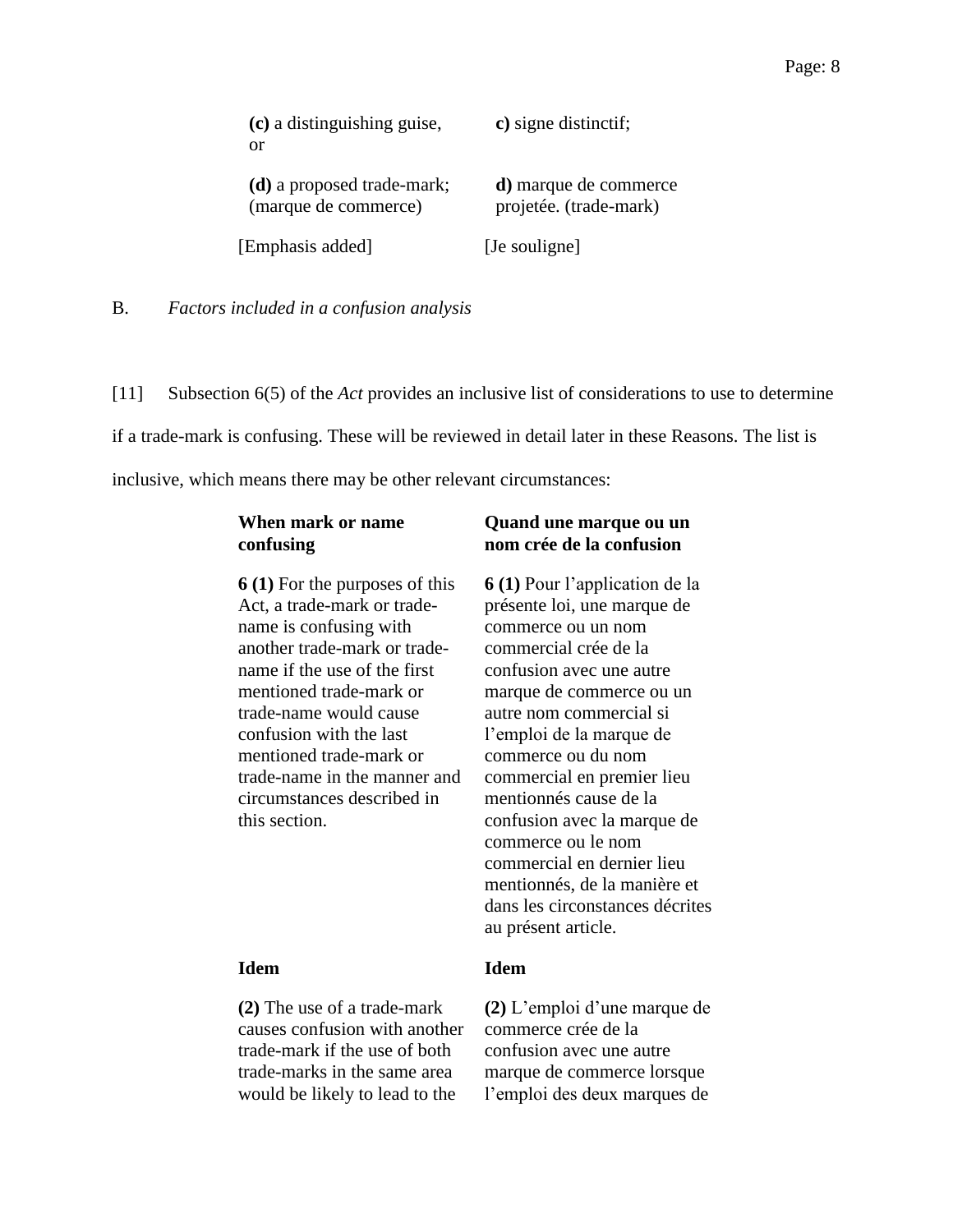| | |
|---|---|
| **(c)** a distinguishing guise, or | **c)** signe distinctif; |
| **(d)** a proposed trade-mark; (marque de commerce) | **d)** marque de commerce projetée. (trade-mark) |
| [Emphasis added] | [Je souligne] |

B. *Factors included in a confusion analysis*

[11] Subsection 6(5) of the *Act* provides an inclusive list of considerations to use to determine if a trade-mark is confusing. These will be reviewed in detail later in these Reasons. The list is inclusive, which means there may be other relevant circumstances:

| **When mark or name confusing** | **Quand une marque ou un nom crée de la confusion** |
|---|---|
| **6 (1)** For the purposes of this Act, a trade-mark or trade-name is confusing with another trade-mark or trade-name if the use of the first mentioned trade-mark or trade-name would cause confusion with the last mentioned trade-mark or trade-name in the manner and circumstances described in this section. | **6 (1)** Pour l'application de la présente loi, une marque de commerce ou un nom commercial crée de la confusion avec une autre marque de commerce ou un autre nom commercial si l'emploi de la marque de commerce ou du nom commercial en premier lieu mentionnés cause de la confusion avec la marque de commerce ou le nom commercial en dernier lieu mentionnés, de la manière et dans les circonstances décrites au présent article. |
| **Idem** | **Idem** |
| **(2)** The use of a trade-mark causes confusion with another trade-mark if the use of both trade-marks in the same area would be likely to lead to the | **(2)** L'emploi d'une marque de commerce crée de la confusion avec une autre marque de commerce lorsque l'emploi des deux marques de |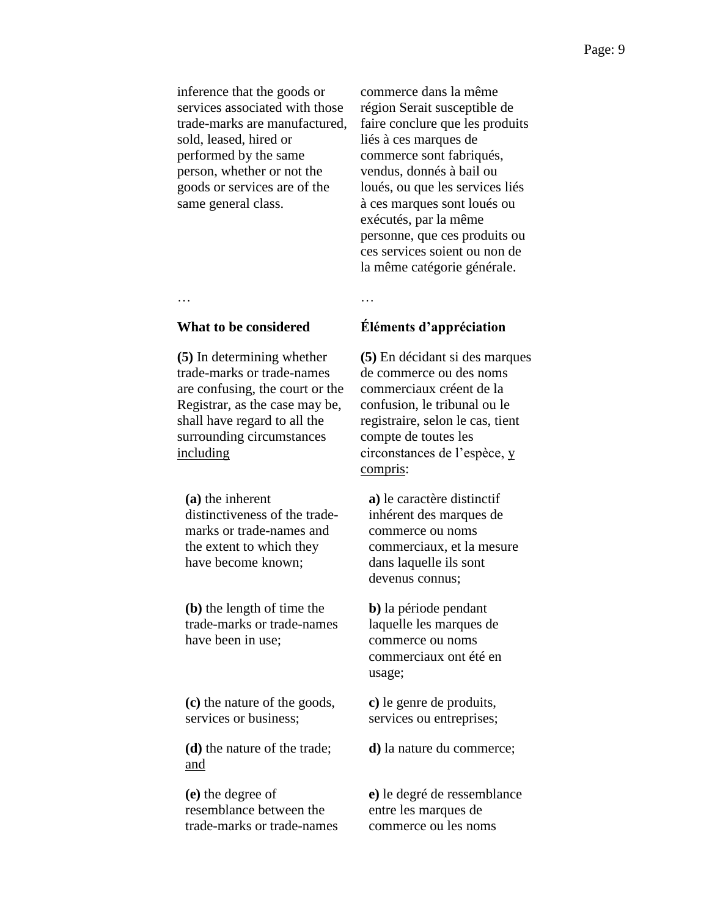| | |
|---|---|
| inference that the goods or services associated with those trade-marks are manufactured, sold, leased, hired or performed by the same person, whether or not the goods or services are of the same general class. | commerce dans la même région Serait susceptible de faire conclure que les produits liés à ces marques de commerce sont fabriqués, vendus, donnés à bail ou loués, ou que les services liés à ces marques sont loués ou exécutés, par la même personne, que ces produits ou ces services soient ou non de la même catégorie générale. |
| … | … |
| **What to be considered** | **Éléments d’appréciation** |
| **(5)** In determining whether trade-marks or trade-names are confusing, the court or the Registrar, as the case may be, shall have regard to all the surrounding circumstances <u>including</u> | **(5)** En décidant si des marques de commerce ou des noms commerciaux créent de la confusion, le tribunal ou le registraire, selon le cas, tient compte de toutes les circonstances de l’espèce, <u>y compris</u>: |
| **(a)** the inherent distinctiveness of the trade-marks or trade-names and the extent to which they have become known; | **a)** le caractère distinctif inhérent des marques de commerce ou noms commerciaux, et la mesure dans laquelle ils sont devenus connus; |
| **(b)** the length of time the trade-marks or trade-names have been in use; | **b)** la période pendant laquelle les marques de commerce ou noms commerciaux ont été en usage; |
| **(c)** the nature of the goods, services or business; | **c)** le genre de produits, services ou entreprises; |
| **(d)** the nature of the trade; <u>and</u> | **d)** la nature du commerce; |
| **(e)** the degree of resemblance between the trade-marks or trade-names | **e)** le degré de ressemblance entre les marques de commerce ou les noms |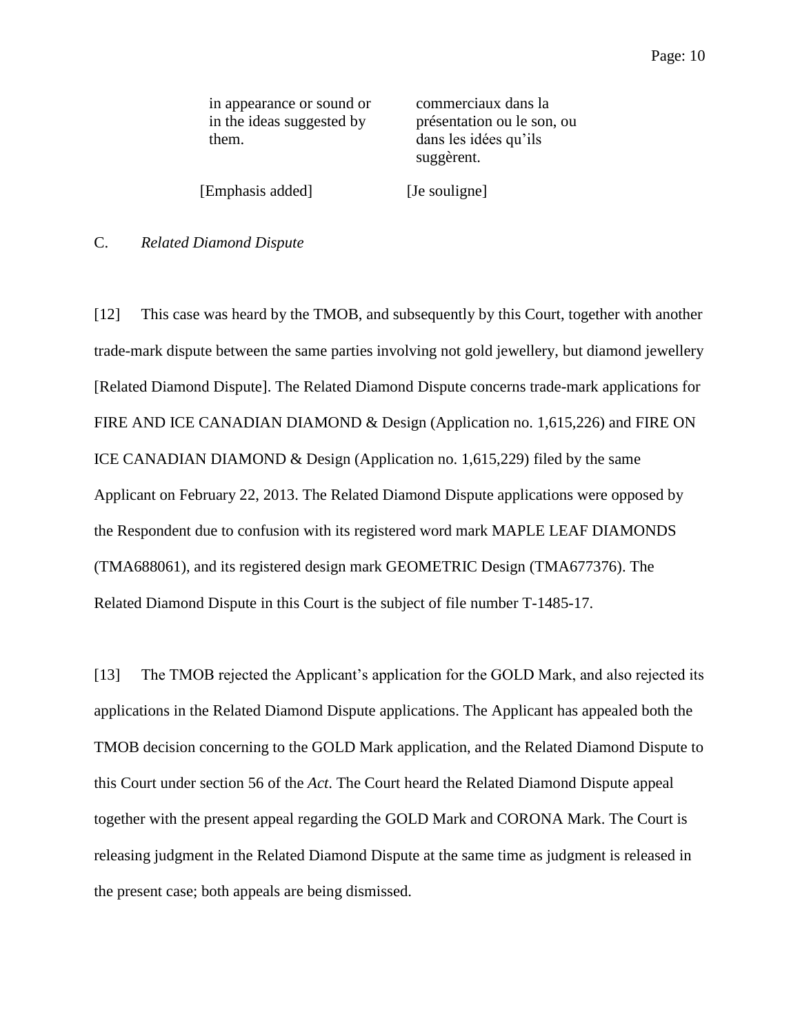| | |
|---|---|
| in appearance or sound or in the ideas suggested by them. | commerciaux dans la présentation ou le son, ou dans les idées qu'ils suggèrent. |
| [Emphasis added] | [Je souligne] |

C. *Related Diamond Dispute*

[12] This case was heard by the TMOB, and subsequently by this Court, together with another trade-mark dispute between the same parties involving not gold jewellery, but diamond jewellery [Related Diamond Dispute]. The Related Diamond Dispute concerns trade-mark applications for FIRE AND ICE CANADIAN DIAMOND & Design (Application no. 1,615,226) and FIRE ON ICE CANADIAN DIAMOND & Design (Application no. 1,615,229) filed by the same Applicant on February 22, 2013. The Related Diamond Dispute applications were opposed by the Respondent due to confusion with its registered word mark MAPLE LEAF DIAMONDS (TMA688061), and its registered design mark GEOMETRIC Design (TMA677376). The Related Diamond Dispute in this Court is the subject of file number T-1485-17.

[13] The TMOB rejected the Applicant's application for the GOLD Mark, and also rejected its applications in the Related Diamond Dispute applications. The Applicant has appealed both the TMOB decision concerning to the GOLD Mark application, and the Related Diamond Dispute to this Court under section 56 of the *Act*. The Court heard the Related Diamond Dispute appeal together with the present appeal regarding the GOLD Mark and CORONA Mark. The Court is releasing judgment in the Related Diamond Dispute at the same time as judgment is released in the present case; both appeals are being dismissed.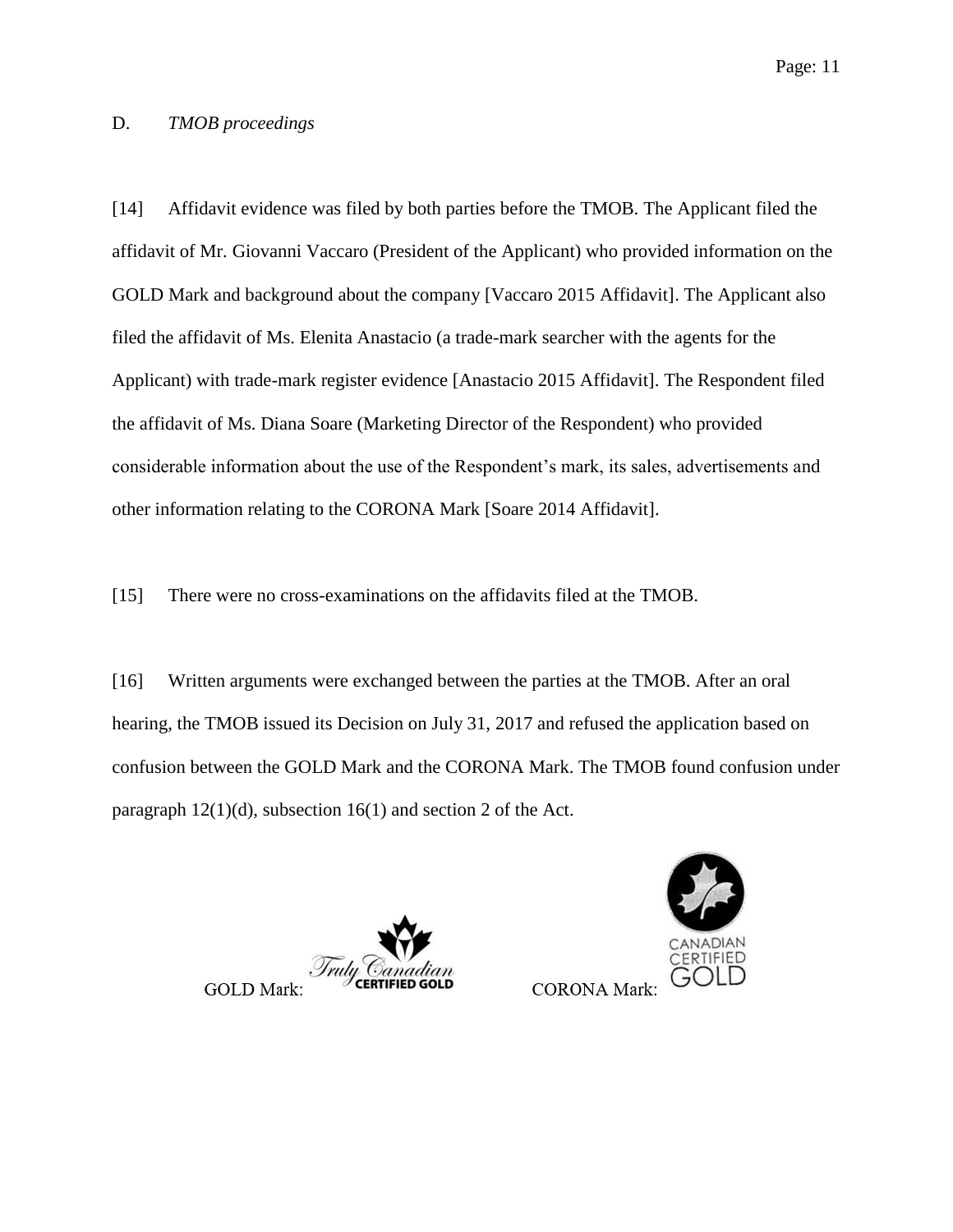D. *TMOB proceedings*

[14] Affidavit evidence was filed by both parties before the TMOB. The Applicant filed the affidavit of Mr. Giovanni Vaccaro (President of the Applicant) who provided information on the GOLD Mark and background about the company [Vaccaro 2015 Affidavit]. The Applicant also filed the affidavit of Ms. Elenita Anastacio (a trade-mark searcher with the agents for the Applicant) with trade-mark register evidence [Anastacio 2015 Affidavit]. The Respondent filed the affidavit of Ms. Diana Soare (Marketing Director of the Respondent) who provided considerable information about the use of the Respondent's mark, its sales, advertisements and other information relating to the CORONA Mark [Soare 2014 Affidavit].

[15] There were no cross-examinations on the affidavits filed at the TMOB.

[16] Written arguments were exchanged between the parties at the TMOB. After an oral hearing, the TMOB issued its Decision on July 31, 2017 and refused the application based on confusion between the GOLD Mark and the CORONA Mark. The TMOB found confusion under paragraph 12(1)(d), subsection 16(1) and section 2 of the Act.

GOLD Mark: Truly Canadian CERTIFIED GOLD

CORONA Mark: CANADIAN CERTIFIED GOLD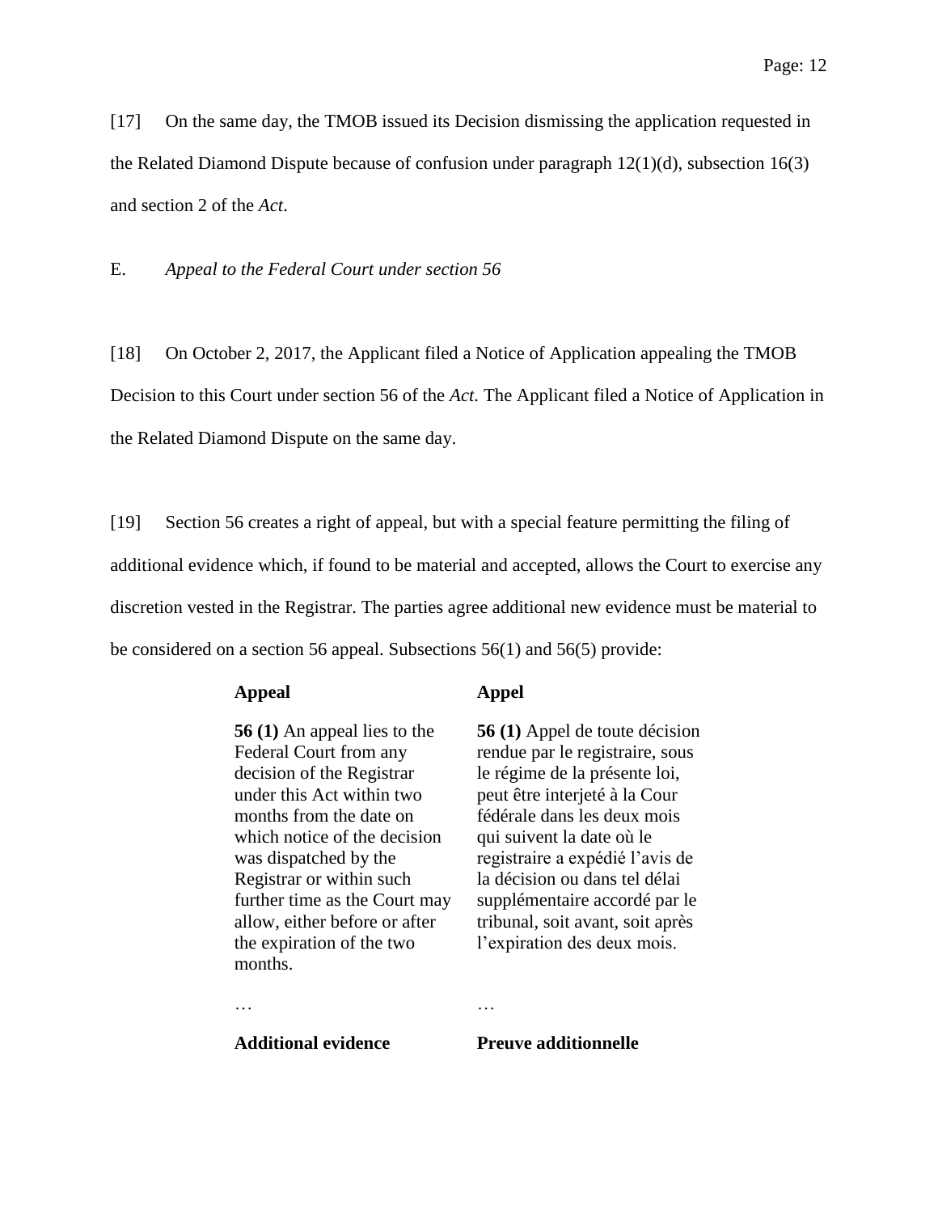[17] On the same day, the TMOB issued its Decision dismissing the application requested in the Related Diamond Dispute because of confusion under paragraph 12(1)(d), subsection 16(3) and section 2 of the *Act*.

E. *Appeal to the Federal Court under section 56*

[18] On October 2, 2017, the Applicant filed a Notice of Application appealing the TMOB Decision to this Court under section 56 of the *Act*. The Applicant filed a Notice of Application in the Related Diamond Dispute on the same day.

[19] Section 56 creates a right of appeal, but with a special feature permitting the filing of additional evidence which, if found to be material and accepted, allows the Court to exercise any discretion vested in the Registrar. The parties agree additional new evidence must be material to be considered on a section 56 appeal. Subsections 56(1) and 56(5) provide:

| | |
|---|---|
| **Appeal** | **Appel** |
| **56 (1)** An appeal lies to the Federal Court from any decision of the Registrar under this Act within two months from the date on which notice of the decision was dispatched by the Registrar or within such further time as the Court may allow, either before or after the expiration of the two months. | **56 (1)** Appel de toute décision rendue par le registraire, sous le régime de la présente loi, peut être interjeté à la Cour fédérale dans les deux mois qui suivent la date où le registraire a expédié l'avis de la décision ou dans tel délai supplémentaire accordé par le tribunal, soit avant, soit après l'expiration des deux mois. |
| … | … |
| **Additional evidence** | **Preuve additionnelle** |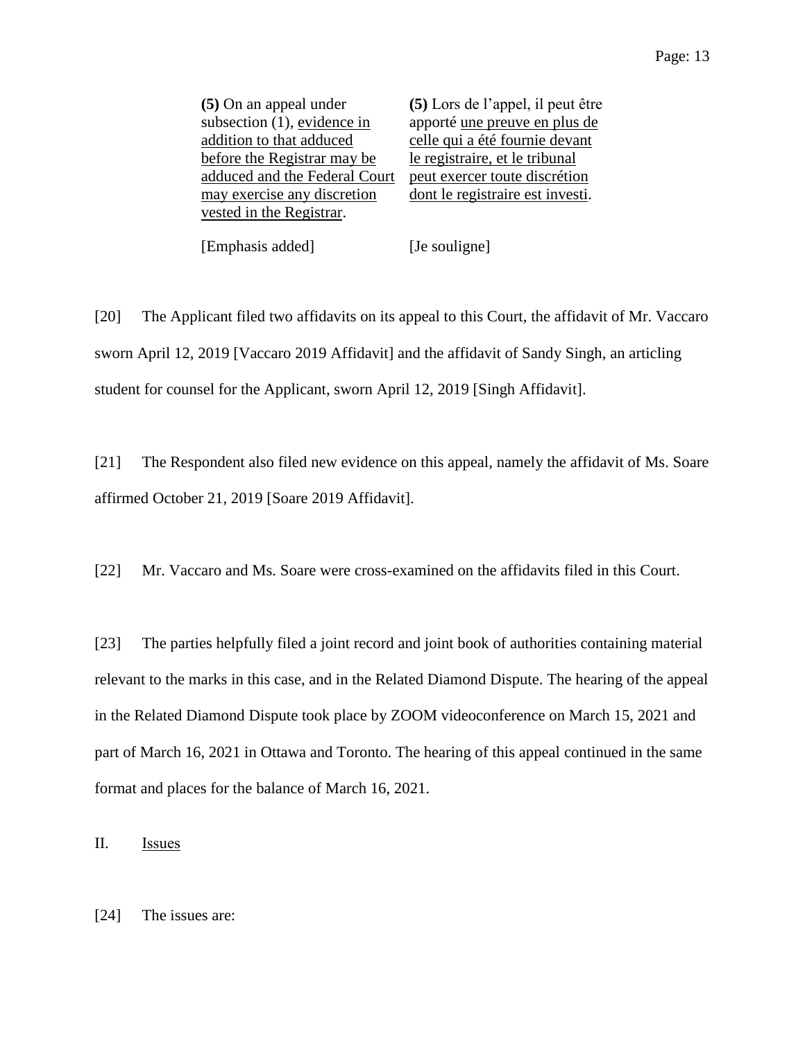| | |
|---|---|
| **(5)** On an appeal under subsection (1), <u>evidence in addition to that adduced before the Registrar may be adduced and the Federal Court may exercise any discretion vested in the Registrar</u>. | **(5)** Lors de l'appel, il peut être apporté <u>une preuve en plus de celle qui a été fournie devant le registraire, et le tribunal peut exercer toute discrétion dont le registraire est investi</u>. |
| [Emphasis added] | [Je souligne] |

[20] The Applicant filed two affidavits on its appeal to this Court, the affidavit of Mr. Vaccaro sworn April 12, 2019 [Vaccaro 2019 Affidavit] and the affidavit of Sandy Singh, an articling student for counsel for the Applicant, sworn April 12, 2019 [Singh Affidavit].

[21] The Respondent also filed new evidence on this appeal, namely the affidavit of Ms. Soare affirmed October 21, 2019 [Soare 2019 Affidavit].

[22] Mr. Vaccaro and Ms. Soare were cross-examined on the affidavits filed in this Court.

[23] The parties helpfully filed a joint record and joint book of authorities containing material relevant to the marks in this case, and in the Related Diamond Dispute. The hearing of the appeal in the Related Diamond Dispute took place by ZOOM videoconference on March 15, 2021 and part of March 16, 2021 in Ottawa and Toronto. The hearing of this appeal continued in the same format and places for the balance of March 16, 2021.

## II. <u>Issues</u>

[24] The issues are: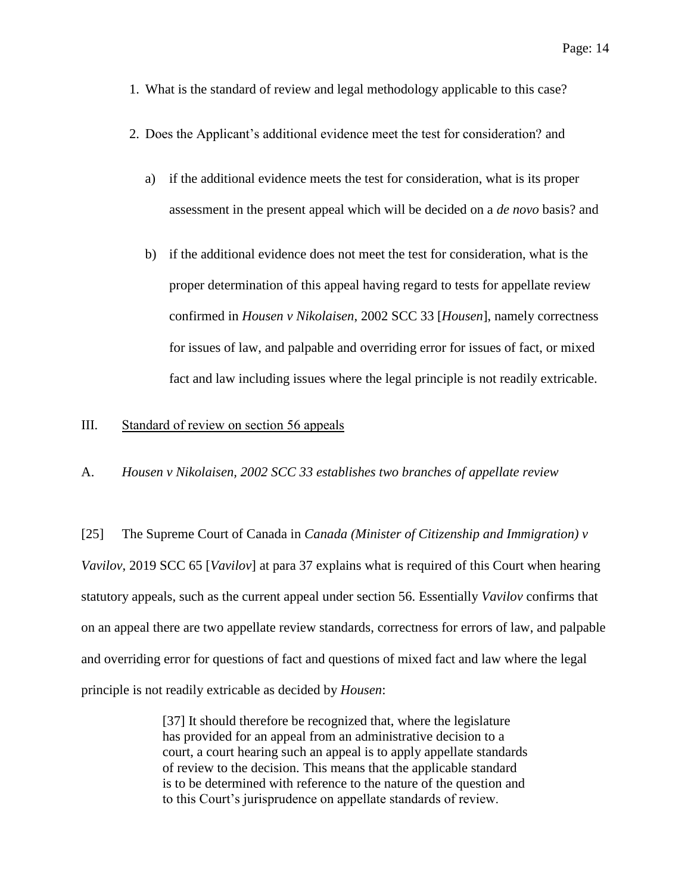1. What is the standard of review and legal methodology applicable to this case?

2. Does the Applicant's additional evidence meet the test for consideration? and

   a) if the additional evidence meets the test for consideration, what is its proper assessment in the present appeal which will be decided on a *de novo* basis? and

   b) if the additional evidence does not meet the test for consideration, what is the proper determination of this appeal having regard to tests for appellate review confirmed in *Housen v Nikolaisen*, 2002 SCC 33 [*Housen*], namely correctness for issues of law, and palpable and overriding error for issues of fact, or mixed fact and law including issues where the legal principle is not readily extricable.

## III. Standard of review on section 56 appeals

### A. *Housen v Nikolaisen, 2002 SCC 33 establishes two branches of appellate review*

[25] The Supreme Court of Canada in *Canada (Minister of Citizenship and Immigration) v Vavilov*, 2019 SCC 65 [*Vavilov*] at para 37 explains what is required of this Court when hearing statutory appeals, such as the current appeal under section 56. Essentially *Vavilov* confirms that on an appeal there are two appellate review standards, correctness for errors of law, and palpable and overriding error for questions of fact and questions of mixed fact and law where the legal principle is not readily extricable as decided by *Housen*:

> [37] It should therefore be recognized that, where the legislature has provided for an appeal from an administrative decision to a court, a court hearing such an appeal is to apply appellate standards of review to the decision. This means that the applicable standard is to be determined with reference to the nature of the question and to this Court's jurisprudence on appellate standards of review.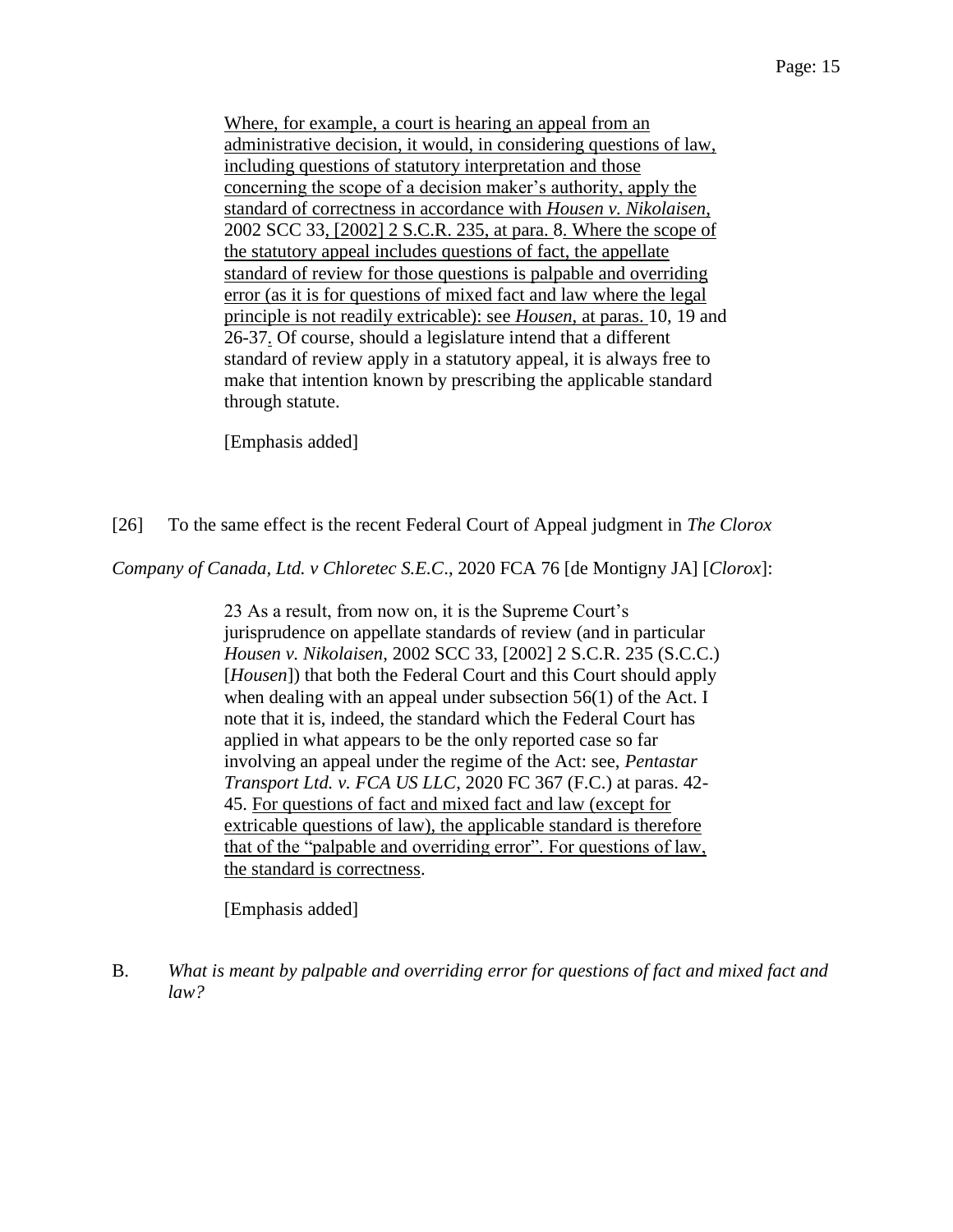> Where, for example, a court is hearing an appeal from an administrative decision, it would, in considering questions of law, including questions of statutory interpretation and those concerning the scope of a decision maker's authority, apply the standard of correctness in accordance with *Housen v. Nikolaisen*, 2002 SCC 33, [2002] 2 S.C.R. 235, at para. 8. Where the scope of the statutory appeal includes questions of fact, the appellate standard of review for those questions is palpable and overriding error (as it is for questions of mixed fact and law where the legal principle is not readily extricable): see *Housen*, at paras. 10, 19 and 26-37. Of course, should a legislature intend that a different standard of review apply in a statutory appeal, it is always free to make that intention known by prescribing the applicable standard through statute.
>
> [Emphasis added]

[26] To the same effect is the recent Federal Court of Appeal judgment in *The Clorox Company of Canada, Ltd. v Chloretec S.E.C.*, 2020 FCA 76 [de Montigny JA] [*Clorox*]:

> 23 As a result, from now on, it is the Supreme Court's jurisprudence on appellate standards of review (and in particular *Housen v. Nikolaisen*, 2002 SCC 33, [2002] 2 S.C.R. 235 (S.C.C.) [*Housen*]) that both the Federal Court and this Court should apply when dealing with an appeal under subsection 56(1) of the Act. I note that it is, indeed, the standard which the Federal Court has applied in what appears to be the only reported case so far involving an appeal under the regime of the Act: see, *Pentastar Transport Ltd. v. FCA US LLC*, 2020 FC 367 (F.C.) at paras. 42-45. For questions of fact and mixed fact and law (except for extricable questions of law), the applicable standard is therefore that of the "palpable and overriding error". For questions of law, the standard is correctness.
>
> [Emphasis added]

B. *What is meant by palpable and overriding error for questions of fact and mixed fact and law?*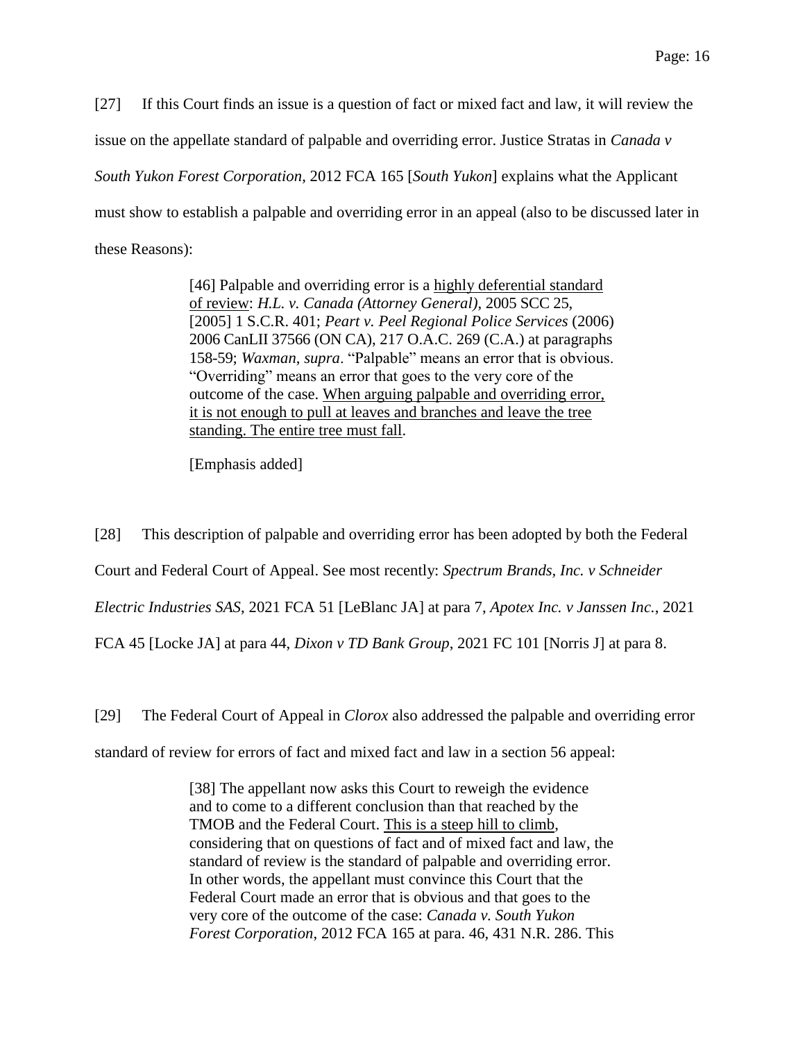[27] If this Court finds an issue is a question of fact or mixed fact and law, it will review the issue on the appellate standard of palpable and overriding error. Justice Stratas in *Canada v South Yukon Forest Corporation*, 2012 FCA 165 [*South Yukon*] explains what the Applicant must show to establish a palpable and overriding error in an appeal (also to be discussed later in these Reasons):

> [46] Palpable and overriding error is a <u>highly deferential standard of review</u>: *H.L. v. Canada (Attorney General)*, 2005 SCC 25, [2005] 1 S.C.R. 401; *Peart v. Peel Regional Police Services* (2006) 2006 CanLII 37566 (ON CA), 217 O.A.C. 269 (C.A.) at paragraphs 158-59; *Waxman*, *supra*. "Palpable" means an error that is obvious. "Overriding" means an error that goes to the very core of the outcome of the case. <u>When arguing palpable and overriding error, it is not enough to pull at leaves and branches and leave the tree standing. The entire tree must fall</u>.
>
> [Emphasis added]

[28] This description of palpable and overriding error has been adopted by both the Federal Court and Federal Court of Appeal. See most recently: *Spectrum Brands, Inc. v Schneider Electric Industries SAS*, 2021 FCA 51 [LeBlanc JA] at para 7, *Apotex Inc. v Janssen Inc.*, 2021 FCA 45 [Locke JA] at para 44, *Dixon v TD Bank Group*, 2021 FC 101 [Norris J] at para 8.

[29] The Federal Court of Appeal in *Clorox* also addressed the palpable and overriding error standard of review for errors of fact and mixed fact and law in a section 56 appeal:

> [38] The appellant now asks this Court to reweigh the evidence and to come to a different conclusion than that reached by the TMOB and the Federal Court. <u>This is a steep hill to climb</u>, considering that on questions of fact and of mixed fact and law, the standard of review is the standard of palpable and overriding error. In other words, the appellant must convince this Court that the Federal Court made an error that is obvious and that goes to the very core of the outcome of the case: *Canada v. South Yukon Forest Corporation*, 2012 FCA 165 at para. 46, 431 N.R. 286. This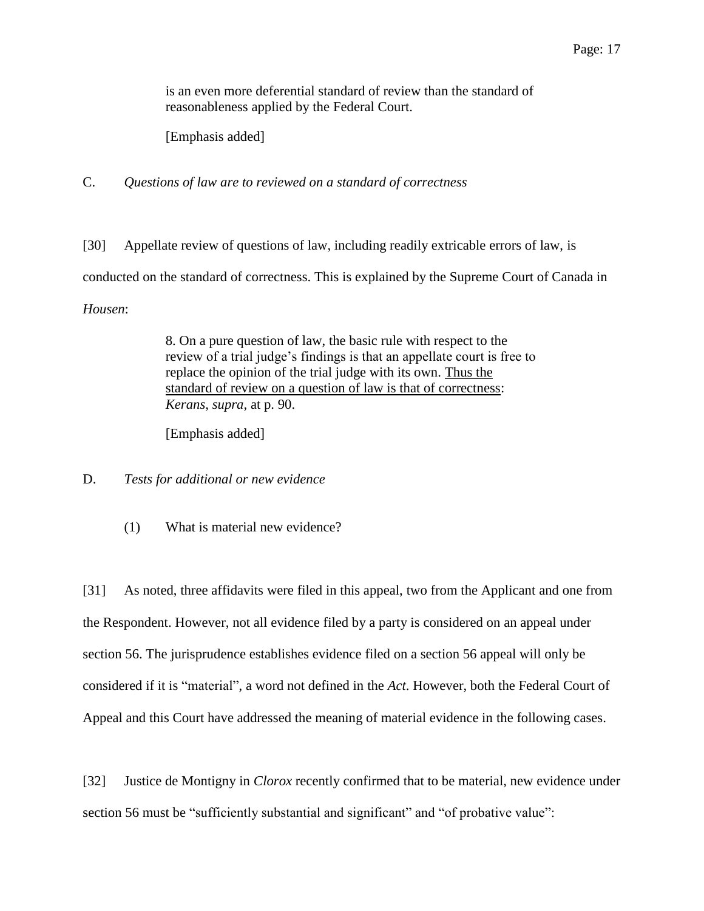> is an even more deferential standard of review than the standard of reasonableness applied by the Federal Court.
>
> [Emphasis added]

C. *Questions of law are to reviewed on a standard of correctness*

[30] Appellate review of questions of law, including readily extricable errors of law, is conducted on the standard of correctness. This is explained by the Supreme Court of Canada in *Housen*:

> 8. On a pure question of law, the basic rule with respect to the review of a trial judge's findings is that an appellate court is free to replace the opinion of the trial judge with its own. Thus the standard of review on a question of law is that of correctness: *Kerans*, *supra*, at p. 90.
>
> [Emphasis added]

D. *Tests for additional or new evidence*

(1) What is material new evidence?

[31] As noted, three affidavits were filed in this appeal, two from the Applicant and one from the Respondent. However, not all evidence filed by a party is considered on an appeal under section 56. The jurisprudence establishes evidence filed on a section 56 appeal will only be considered if it is "material", a word not defined in the *Act*. However, both the Federal Court of Appeal and this Court have addressed the meaning of material evidence in the following cases.

[32] Justice de Montigny in *Clorox* recently confirmed that to be material, new evidence under section 56 must be "sufficiently substantial and significant" and "of probative value":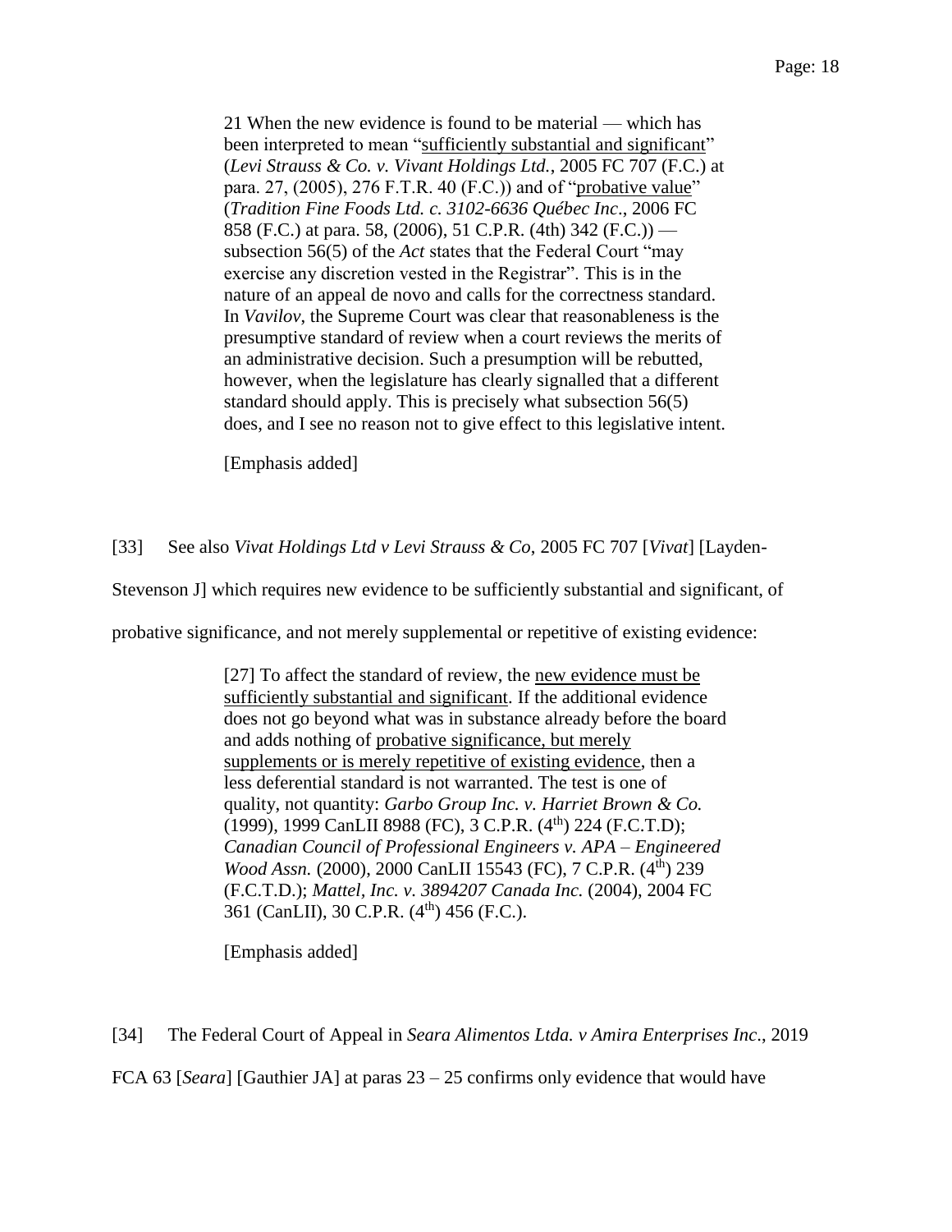> 21 When the new evidence is found to be material — which has been interpreted to mean "sufficiently substantial and significant" (*Levi Strauss & Co. v. Vivant Holdings Ltd.*, 2005 FC 707 (F.C.) at para. 27, (2005), 276 F.T.R. 40 (F.C.)) and of "probative value" (*Tradition Fine Foods Ltd. c. 3102-6636 Québec Inc*., 2006 FC 858 (F.C.) at para. 58, (2006), 51 C.P.R. (4th) 342 (F.C.)) — subsection 56(5) of the *Act* states that the Federal Court "may exercise any discretion vested in the Registrar". This is in the nature of an appeal de novo and calls for the correctness standard. In *Vavilov*, the Supreme Court was clear that reasonableness is the presumptive standard of review when a court reviews the merits of an administrative decision. Such a presumption will be rebutted, however, when the legislature has clearly signalled that a different standard should apply. This is precisely what subsection 56(5) does, and I see no reason not to give effect to this legislative intent.
>
> [Emphasis added]

[33] See also *Vivat Holdings Ltd v Levi Strauss & Co*, 2005 FC 707 [*Vivat*] [Layden-Stevenson J] which requires new evidence to be sufficiently substantial and significant, of probative significance, and not merely supplemental or repetitive of existing evidence:

> [27] To affect the standard of review, the new evidence must be sufficiently substantial and significant. If the additional evidence does not go beyond what was in substance already before the board and adds nothing of probative significance, but merely supplements or is merely repetitive of existing evidence, then a less deferential standard is not warranted. The test is one of quality, not quantity: *Garbo Group Inc. v. Harriet Brown & Co.* (1999), 1999 CanLII 8988 (FC), 3 C.P.R. (4th) 224 (F.C.T.D); *Canadian Council of Professional Engineers v. APA – Engineered Wood Assn.* (2000), 2000 CanLII 15543 (FC), 7 C.P.R. (4th) 239 (F.C.T.D.); *Mattel, Inc. v. 3894207 Canada Inc.* (2004), 2004 FC 361 (CanLII), 30 C.P.R. (4th) 456 (F.C.).
>
> [Emphasis added]

[34] The Federal Court of Appeal in *Seara Alimentos Ltda. v Amira Enterprises Inc*., 2019 FCA 63 [*Seara*] [Gauthier JA] at paras 23 – 25 confirms only evidence that would have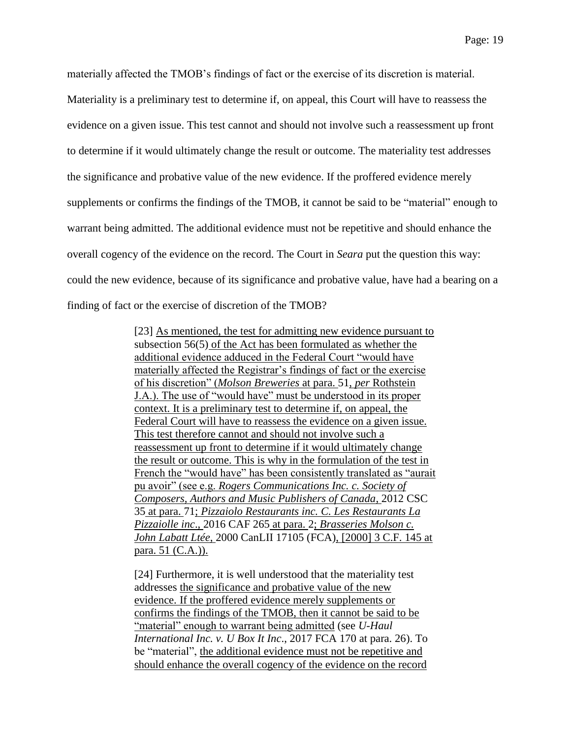materially affected the TMOB's findings of fact or the exercise of its discretion is material. Materiality is a preliminary test to determine if, on appeal, this Court will have to reassess the evidence on a given issue. This test cannot and should not involve such a reassessment up front to determine if it would ultimately change the result or outcome. The materiality test addresses the significance and probative value of the new evidence. If the proffered evidence merely supplements or confirms the findings of the TMOB, it cannot be said to be "material" enough to warrant being admitted. The additional evidence must not be repetitive and should enhance the overall cogency of the evidence on the record. The Court in *Seara* put the question this way: could the new evidence, because of its significance and probative value, have had a bearing on a finding of fact or the exercise of discretion of the TMOB?

> [23] As mentioned, the test for admitting new evidence pursuant to subsection 56(5) of the Act has been formulated as whether the additional evidence adduced in the Federal Court "would have materially affected the Registrar's findings of fact or the exercise of his discretion" (*Molson Breweries* at para. 51, *per* Rothstein J.A.). The use of "would have" must be understood in its proper context. It is a preliminary test to determine if, on appeal, the Federal Court will have to reassess the evidence on a given issue. This test therefore cannot and should not involve such a reassessment up front to determine if it would ultimately change the result or outcome. This is why in the formulation of the test in French the "would have" has been consistently translated as "aurait pu avoir" (see e.g. *Rogers Communications Inc. c. Society of Composers, Authors and Music Publishers of Canada*, 2012 CSC 35 at para. 71; *Pizzaiolo Restaurants inc. C. Les Restaurants La Pizzaiolle inc*., 2016 CAF 265 at para. 2; *Brasseries Molson c. John Labatt Ltée*, 2000 CanLII 17105 (FCA), [2000] 3 C.F. 145 at para. 51 (C.A.)).
>
> [24] Furthermore, it is well understood that the materiality test addresses the significance and probative value of the new evidence. If the proffered evidence merely supplements or confirms the findings of the TMOB, then it cannot be said to be "material" enough to warrant being admitted (see *U-Haul International Inc. v. U Box It Inc*., 2017 FCA 170 at para. 26). To be "material", the additional evidence must not be repetitive and should enhance the overall cogency of the evidence on the record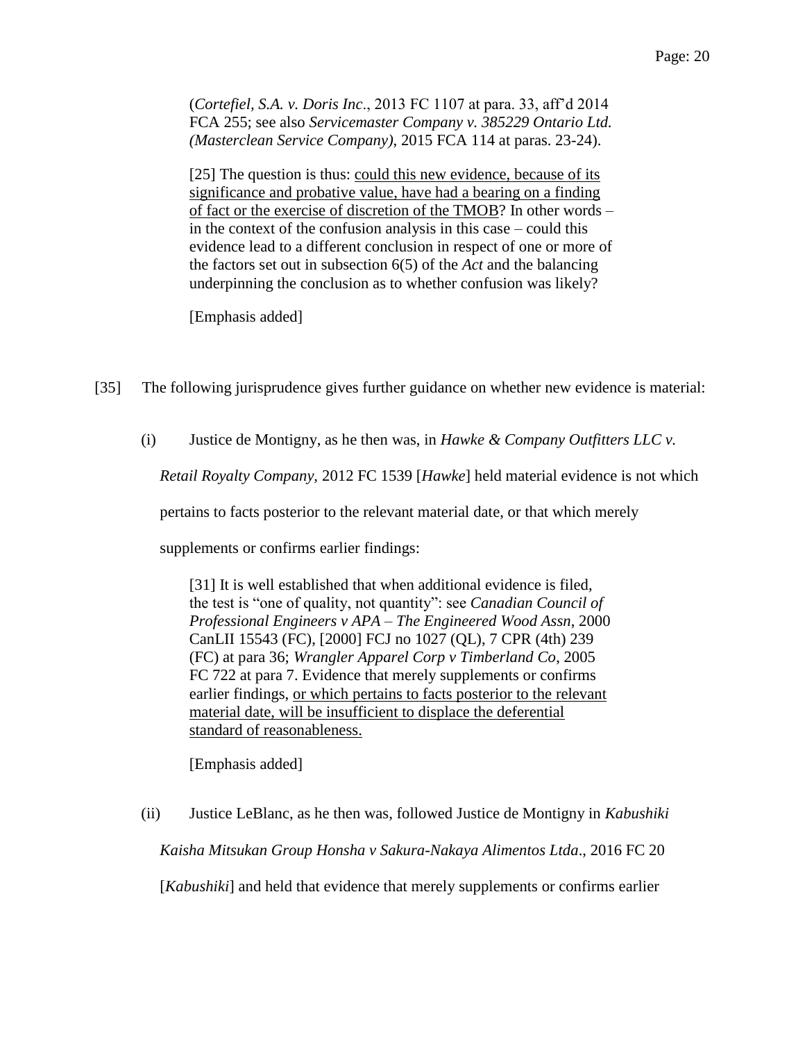(*Cortefiel, S.A. v. Doris Inc*., 2013 FC 1107 at para. 33, aff'd 2014 FCA 255; see also *Servicemaster Company v. 385229 Ontario Ltd. (Masterclean Service Company)*, 2015 FCA 114 at paras. 23-24).

> [25] The question is thus: <u>could this new evidence, because of its significance and probative value, have had a bearing on a finding of fact or the exercise of discretion of the TMOB</u>? In other words – in the context of the confusion analysis in this case – could this evidence lead to a different conclusion in respect of one or more of the factors set out in subsection 6(5) of the *Act* and the balancing underpinning the conclusion as to whether confusion was likely?
>
> [Emphasis added]

[35] The following jurisprudence gives further guidance on whether new evidence is material:

(i) Justice de Montigny, as he then was, in *Hawke & Company Outfitters LLC v. Retail Royalty Company,* 2012 FC 1539 [*Hawke*] held material evidence is not which pertains to facts posterior to the relevant material date, or that which merely supplements or confirms earlier findings:

> [31] It is well established that when additional evidence is filed, the test is "one of quality, not quantity": see *Canadian Council of Professional Engineers v APA – The Engineered Wood Assn*, 2000 CanLII 15543 (FC), [2000] FCJ no 1027 (QL), 7 CPR (4th) 239 (FC) at para 36; *Wrangler Apparel Corp v Timberland Co*, 2005 FC 722 at para 7. Evidence that merely supplements or confirms earlier findings, <u>or which pertains to facts posterior to the relevant material date, will be insufficient to displace the deferential standard of reasonableness.</u>
>
> [Emphasis added]

(ii) Justice LeBlanc, as he then was, followed Justice de Montigny in *Kabushiki Kaisha Mitsukan Group Honsha v Sakura-Nakaya Alimentos Ltda*., 2016 FC 20 [*Kabushiki*] and held that evidence that merely supplements or confirms earlier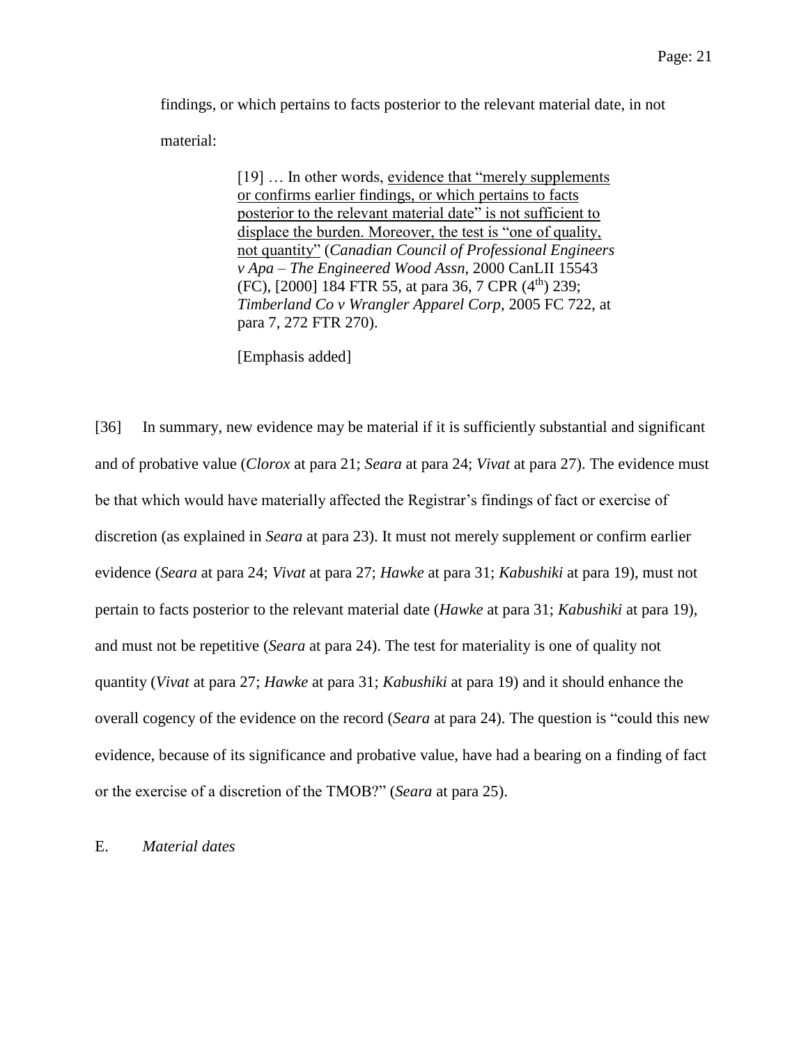findings, or which pertains to facts posterior to the relevant material date, in not material:

> [19] … In other words, <u>evidence that "merely supplements or confirms earlier findings, or which pertains to facts posterior to the relevant material date" is not sufficient to displace the burden. Moreover, the test is "one of quality, not quantity"</u> (*Canadian Council of Professional Engineers v Apa – The Engineered Wood Assn*, 2000 CanLII 15543 (FC), [2000] 184 FTR 55, at para 36, 7 CPR (4th) 239; *Timberland Co v Wrangler Apparel Corp*, 2005 FC 722, at para 7, 272 FTR 270).
>
> [Emphasis added]

[36] In summary, new evidence may be material if it is sufficiently substantial and significant and of probative value (*Clorox* at para 21; *Seara* at para 24; *Vivat* at para 27). The evidence must be that which would have materially affected the Registrar's findings of fact or exercise of discretion (as explained in *Seara* at para 23). It must not merely supplement or confirm earlier evidence (*Seara* at para 24; *Vivat* at para 27; *Hawke* at para 31; *Kabushiki* at para 19), must not pertain to facts posterior to the relevant material date (*Hawke* at para 31; *Kabushiki* at para 19), and must not be repetitive (*Seara* at para 24). The test for materiality is one of quality not quantity (*Vivat* at para 27; *Hawke* at para 31; *Kabushiki* at para 19) and it should enhance the overall cogency of the evidence on the record (*Seara* at para 24). The question is "could this new evidence, because of its significance and probative value, have had a bearing on a finding of fact or the exercise of a discretion of the TMOB?" (*Seara* at para 25).

## E. *Material dates*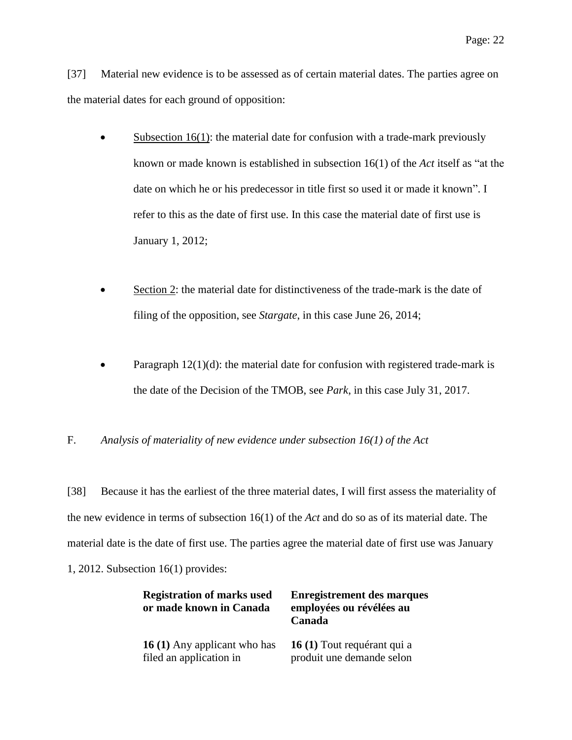[37] Material new evidence is to be assessed as of certain material dates. The parties agree on the material dates for each ground of opposition:

- Subsection 16(1): the material date for confusion with a trade-mark previously known or made known is established in subsection 16(1) of the *Act* itself as "at the date on which he or his predecessor in title first so used it or made it known". I refer to this as the date of first use. In this case the material date of first use is January 1, 2012;

- Section 2: the material date for distinctiveness of the trade-mark is the date of filing of the opposition, see *Stargate*, in this case June 26, 2014;

- Paragraph 12(1)(d): the material date for confusion with registered trade-mark is the date of the Decision of the TMOB, see *Park*, in this case July 31, 2017.

F. *Analysis of materiality of new evidence under subsection 16(1) of the Act*

[38] Because it has the earliest of the three material dates, I will first assess the materiality of the new evidence in terms of subsection 16(1) of the *Act* and do so as of its material date. The material date is the date of first use. The parties agree the material date of first use was January 1, 2012. Subsection 16(1) provides:

| **Registration of marks used or made known in Canada** | **Enregistrement des marques employées ou révélées au Canada** |
|---|---|
| **16 (1)** Any applicant who has filed an application in | **16 (1)** Tout requérant qui a produit une demande selon |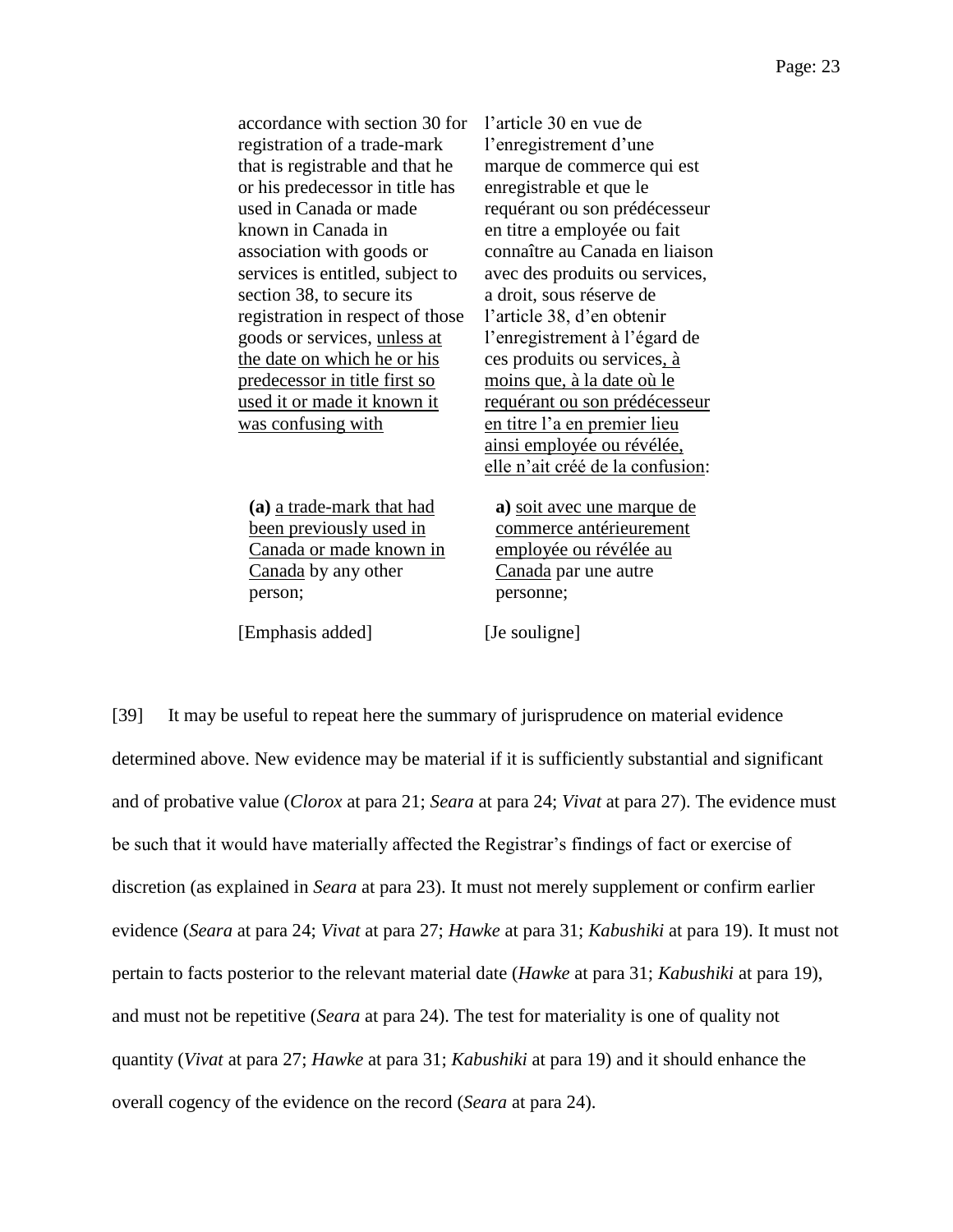| | |
|---|---|
| accordance with section 30 for registration of a trade-mark that is registrable and that he or his predecessor in title has used in Canada or made known in Canada in association with goods or services is entitled, subject to section 38, to secure its registration in respect of those goods or services, <u>unless at the date on which he or his predecessor in title first so used it or made it known it was confusing with</u> | l'article 30 en vue de l'enregistrement d'une marque de commerce qui est enregistrable et que le requérant ou son prédécesseur en titre a employée ou fait connaître au Canada en liaison avec des produits ou services, a droit, sous réserve de l'article 38, d'en obtenir l'enregistrement à l'égard de ces produits ou services<u>, à moins que, à la date où le requérant ou son prédécesseur en titre l'a en premier lieu ainsi employée ou révélée, elle n'ait créé de la confusion</u>: |
| **(a)** <u>a trade-mark that had been previously used in Canada or made known in Canada</u> by any other person; | **a)** <u>soit avec une marque de commerce antérieurement employée ou révélée au Canada</u> par une autre personne; |
| [Emphasis added] | [Je souligne] |

[39] It may be useful to repeat here the summary of jurisprudence on material evidence determined above. New evidence may be material if it is sufficiently substantial and significant and of probative value (*Clorox* at para 21; *Seara* at para 24; *Vivat* at para 27). The evidence must be such that it would have materially affected the Registrar's findings of fact or exercise of discretion (as explained in *Seara* at para 23). It must not merely supplement or confirm earlier evidence (*Seara* at para 24; *Vivat* at para 27; *Hawke* at para 31; *Kabushiki* at para 19). It must not pertain to facts posterior to the relevant material date (*Hawke* at para 31; *Kabushiki* at para 19), and must not be repetitive (*Seara* at para 24). The test for materiality is one of quality not quantity (*Vivat* at para 27; *Hawke* at para 31; *Kabushiki* at para 19) and it should enhance the overall cogency of the evidence on the record (*Seara* at para 24).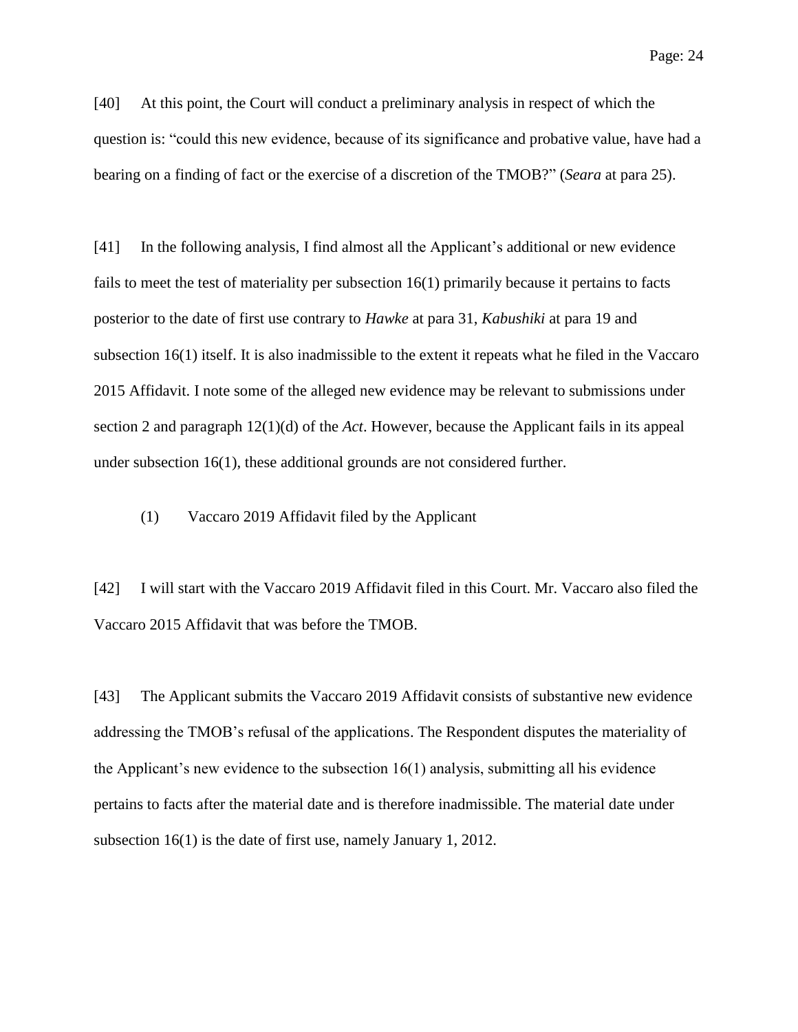[40] At this point, the Court will conduct a preliminary analysis in respect of which the question is: "could this new evidence, because of its significance and probative value, have had a bearing on a finding of fact or the exercise of a discretion of the TMOB?" (*Seara* at para 25).

[41] In the following analysis, I find almost all the Applicant's additional or new evidence fails to meet the test of materiality per subsection 16(1) primarily because it pertains to facts posterior to the date of first use contrary to *Hawke* at para 31, *Kabushiki* at para 19 and subsection 16(1) itself. It is also inadmissible to the extent it repeats what he filed in the Vaccaro 2015 Affidavit. I note some of the alleged new evidence may be relevant to submissions under section 2 and paragraph 12(1)(d) of the *Act*. However, because the Applicant fails in its appeal under subsection 16(1), these additional grounds are not considered further.

(1) Vaccaro 2019 Affidavit filed by the Applicant

[42] I will start with the Vaccaro 2019 Affidavit filed in this Court. Mr. Vaccaro also filed the Vaccaro 2015 Affidavit that was before the TMOB.

[43] The Applicant submits the Vaccaro 2019 Affidavit consists of substantive new evidence addressing the TMOB's refusal of the applications. The Respondent disputes the materiality of the Applicant's new evidence to the subsection 16(1) analysis, submitting all his evidence pertains to facts after the material date and is therefore inadmissible. The material date under subsection 16(1) is the date of first use, namely January 1, 2012.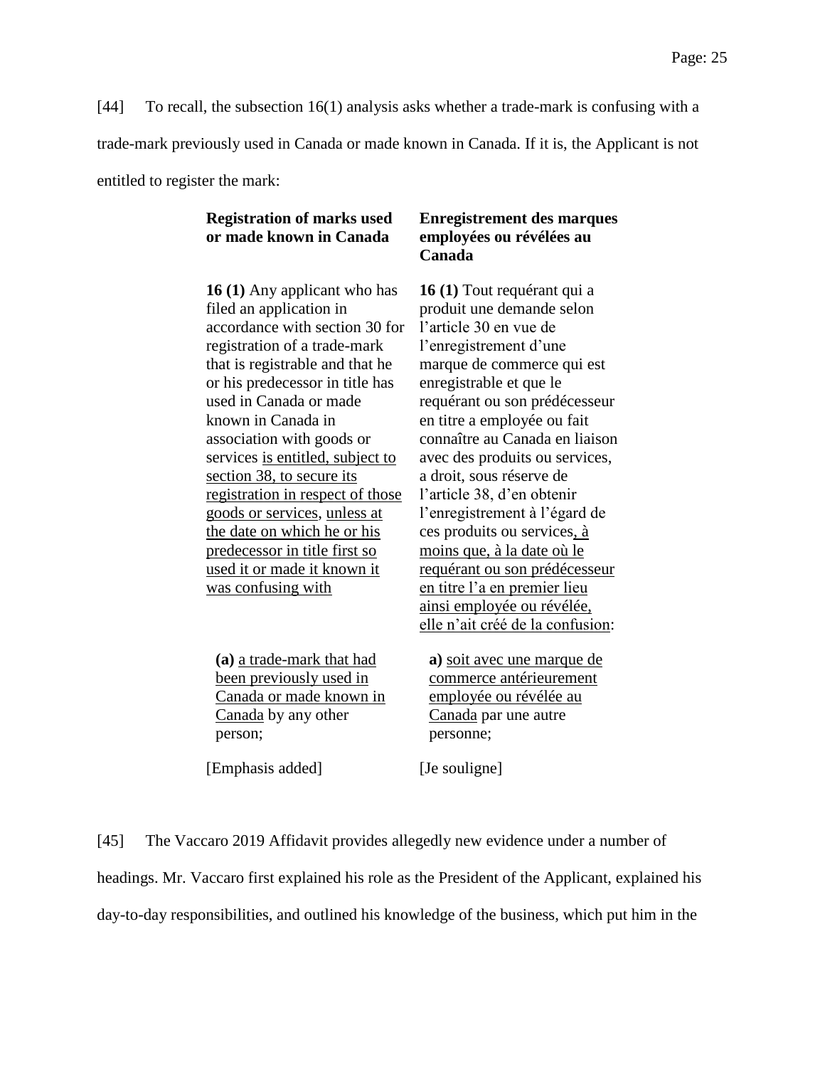[44] To recall, the subsection 16(1) analysis asks whether a trade-mark is confusing with a trade-mark previously used in Canada or made known in Canada. If it is, the Applicant is not entitled to register the mark:

| **Registration of marks used or made known in Canada** | **Enregistrement des marques employées ou révélées au Canada** |
|---|---|
| **16 (1)** Any applicant who has filed an application in accordance with section 30 for registration of a trade-mark that is registrable and that he or his predecessor in title has used in Canada or made known in Canada in association with goods or services <u>is entitled, subject to section 38, to secure its registration in respect of those goods or services</u>, <u>unless at the date on which he or his predecessor in title first so used it or made it known it was confusing with</u> | **16 (1)** Tout requérant qui a produit une demande selon l'article 30 en vue de l'enregistrement d'une marque de commerce qui est enregistrable et que le requérant ou son prédécesseur en titre a employée ou fait connaître au Canada en liaison avec des produits ou services, a droit, sous réserve de l'article 38, d'en obtenir l'enregistrement à l'égard de ces produits ou services<u>, à moins que, à la date où le requérant ou son prédécesseur en titre l'a en premier lieu ainsi employée ou révélée, elle n'ait créé de la confusion</u>: |
| **(a)** <u>a trade-mark that had been previously used in Canada or made known in Canada</u> by any other person; | **a)** <u>soit avec une marque de commerce antérieurement employée ou révélée au Canada</u> par une autre personne; |
| [Emphasis added] | [Je souligne] |

[45] The Vaccaro 2019 Affidavit provides allegedly new evidence under a number of headings. Mr. Vaccaro first explained his role as the President of the Applicant, explained his day-to-day responsibilities, and outlined his knowledge of the business, which put him in the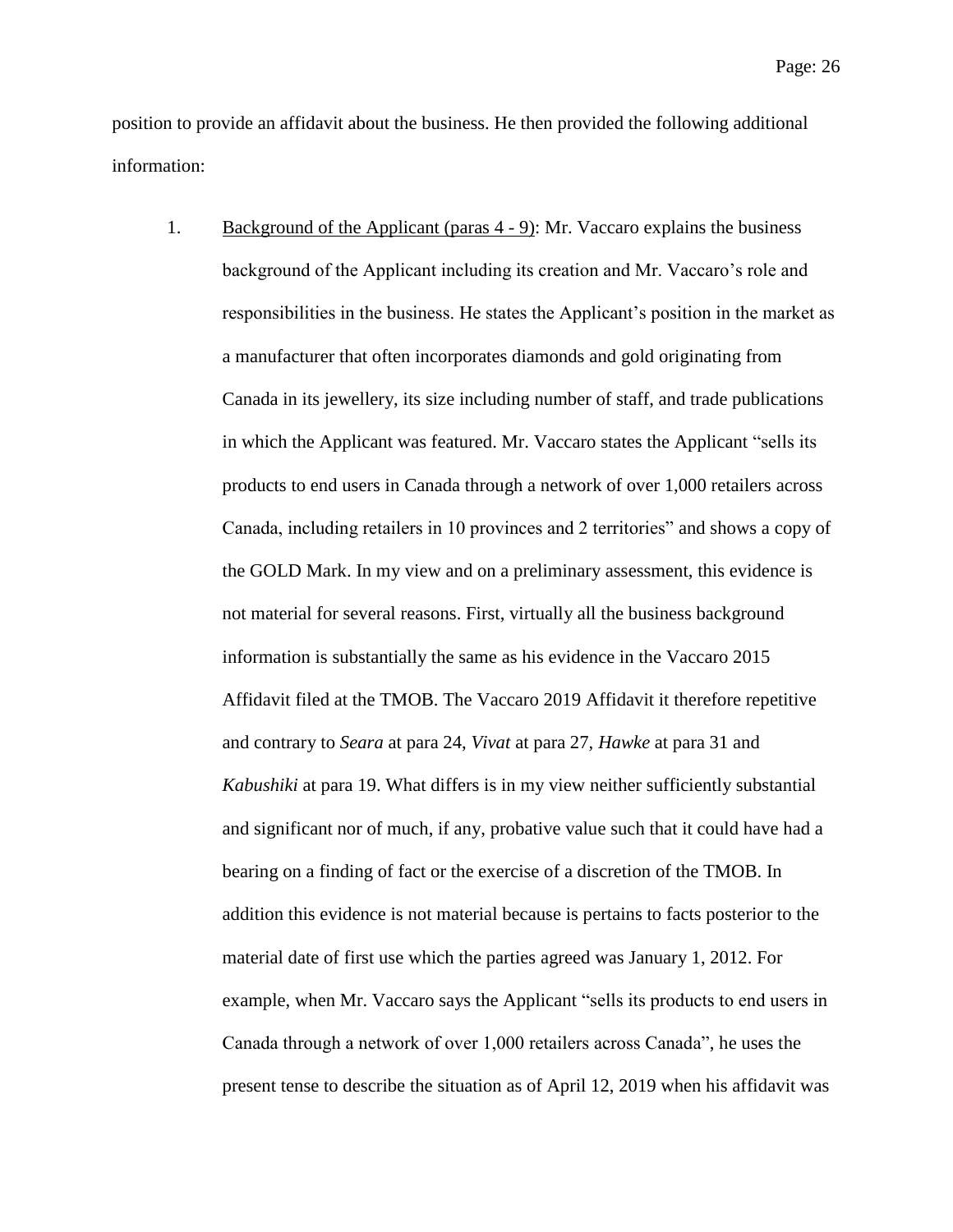position to provide an affidavit about the business. He then provided the following additional information:

1. Background of the Applicant (paras 4 - 9): Mr. Vaccaro explains the business background of the Applicant including its creation and Mr. Vaccaro's role and responsibilities in the business. He states the Applicant's position in the market as a manufacturer that often incorporates diamonds and gold originating from Canada in its jewellery, its size including number of staff, and trade publications in which the Applicant was featured. Mr. Vaccaro states the Applicant "sells its products to end users in Canada through a network of over 1,000 retailers across Canada, including retailers in 10 provinces and 2 territories" and shows a copy of the GOLD Mark. In my view and on a preliminary assessment, this evidence is not material for several reasons. First, virtually all the business background information is substantially the same as his evidence in the Vaccaro 2015 Affidavit filed at the TMOB. The Vaccaro 2019 Affidavit it therefore repetitive and contrary to *Seara* at para 24, *Vivat* at para 27, *Hawke* at para 31 and *Kabushiki* at para 19. What differs is in my view neither sufficiently substantial and significant nor of much, if any, probative value such that it could have had a bearing on a finding of fact or the exercise of a discretion of the TMOB. In addition this evidence is not material because is pertains to facts posterior to the material date of first use which the parties agreed was January 1, 2012. For example, when Mr. Vaccaro says the Applicant "sells its products to end users in Canada through a network of over 1,000 retailers across Canada", he uses the present tense to describe the situation as of April 12, 2019 when his affidavit was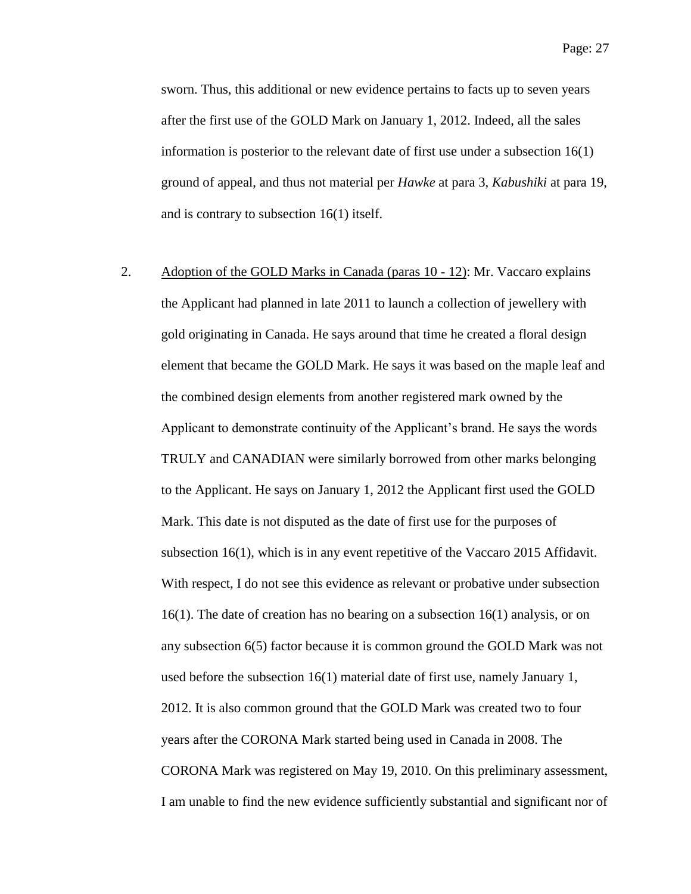sworn. Thus, this additional or new evidence pertains to facts up to seven years after the first use of the GOLD Mark on January 1, 2012. Indeed, all the sales information is posterior to the relevant date of first use under a subsection 16(1) ground of appeal, and thus not material per *Hawke* at para 3, *Kabushiki* at para 19, and is contrary to subsection 16(1) itself.

2. Adoption of the GOLD Marks in Canada (paras 10 - 12): Mr. Vaccaro explains the Applicant had planned in late 2011 to launch a collection of jewellery with gold originating in Canada. He says around that time he created a floral design element that became the GOLD Mark. He says it was based on the maple leaf and the combined design elements from another registered mark owned by the Applicant to demonstrate continuity of the Applicant's brand. He says the words TRULY and CANADIAN were similarly borrowed from other marks belonging to the Applicant. He says on January 1, 2012 the Applicant first used the GOLD Mark. This date is not disputed as the date of first use for the purposes of subsection 16(1), which is in any event repetitive of the Vaccaro 2015 Affidavit. With respect, I do not see this evidence as relevant or probative under subsection 16(1). The date of creation has no bearing on a subsection 16(1) analysis, or on any subsection 6(5) factor because it is common ground the GOLD Mark was not used before the subsection 16(1) material date of first use, namely January 1, 2012. It is also common ground that the GOLD Mark was created two to four years after the CORONA Mark started being used in Canada in 2008. The CORONA Mark was registered on May 19, 2010. On this preliminary assessment, I am unable to find the new evidence sufficiently substantial and significant nor of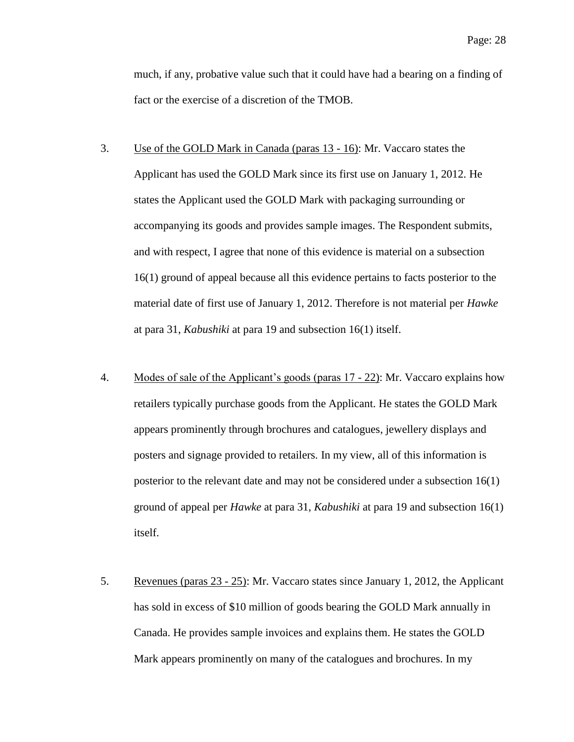much, if any, probative value such that it could have had a bearing on a finding of fact or the exercise of a discretion of the TMOB.

3. Use of the GOLD Mark in Canada (paras 13 - 16): Mr. Vaccaro states the Applicant has used the GOLD Mark since its first use on January 1, 2012. He states the Applicant used the GOLD Mark with packaging surrounding or accompanying its goods and provides sample images. The Respondent submits, and with respect, I agree that none of this evidence is material on a subsection 16(1) ground of appeal because all this evidence pertains to facts posterior to the material date of first use of January 1, 2012. Therefore is not material per *Hawke* at para 31, *Kabushiki* at para 19 and subsection 16(1) itself.

4. Modes of sale of the Applicant's goods (paras 17 - 22): Mr. Vaccaro explains how retailers typically purchase goods from the Applicant. He states the GOLD Mark appears prominently through brochures and catalogues, jewellery displays and posters and signage provided to retailers. In my view, all of this information is posterior to the relevant date and may not be considered under a subsection 16(1) ground of appeal per *Hawke* at para 31, *Kabushiki* at para 19 and subsection 16(1) itself.

5. Revenues (paras 23 - 25): Mr. Vaccaro states since January 1, 2012, the Applicant has sold in excess of $10 million of goods bearing the GOLD Mark annually in Canada. He provides sample invoices and explains them. He states the GOLD Mark appears prominently on many of the catalogues and brochures. In my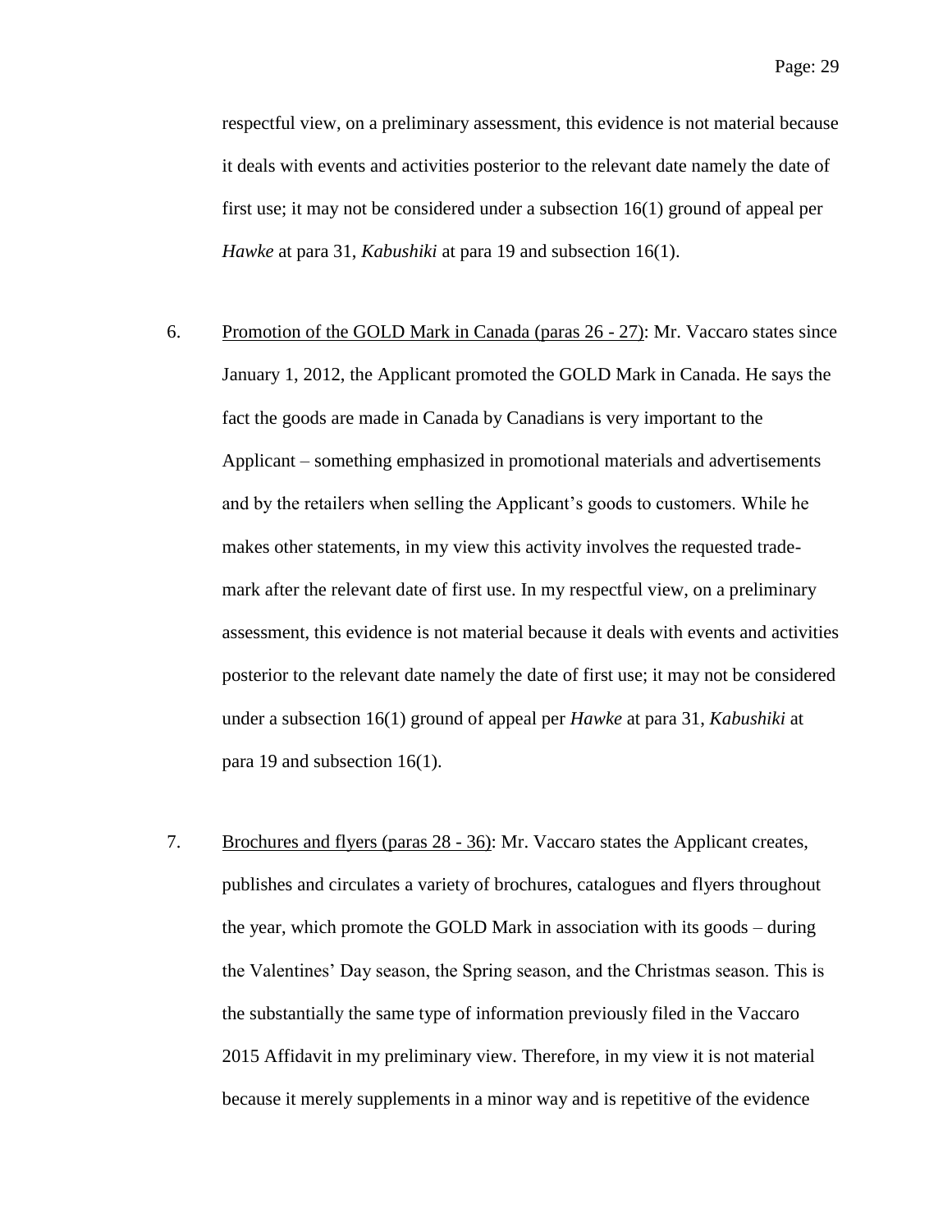respectful view, on a preliminary assessment, this evidence is not material because it deals with events and activities posterior to the relevant date namely the date of first use; it may not be considered under a subsection 16(1) ground of appeal per *Hawke* at para 31, *Kabushiki* at para 19 and subsection 16(1).

6. <u>Promotion of the GOLD Mark in Canada (paras 26 - 27)</u>: Mr. Vaccaro states since January 1, 2012, the Applicant promoted the GOLD Mark in Canada. He says the fact the goods are made in Canada by Canadians is very important to the Applicant – something emphasized in promotional materials and advertisements and by the retailers when selling the Applicant's goods to customers. While he makes other statements, in my view this activity involves the requested trade-mark after the relevant date of first use. In my respectful view, on a preliminary assessment, this evidence is not material because it deals with events and activities posterior to the relevant date namely the date of first use; it may not be considered under a subsection 16(1) ground of appeal per *Hawke* at para 31, *Kabushiki* at para 19 and subsection 16(1).

7. <u>Brochures and flyers (paras 28 - 36)</u>: Mr. Vaccaro states the Applicant creates, publishes and circulates a variety of brochures, catalogues and flyers throughout the year, which promote the GOLD Mark in association with its goods – during the Valentines' Day season, the Spring season, and the Christmas season. This is the substantially the same type of information previously filed in the Vaccaro 2015 Affidavit in my preliminary view. Therefore, in my view it is not material because it merely supplements in a minor way and is repetitive of the evidence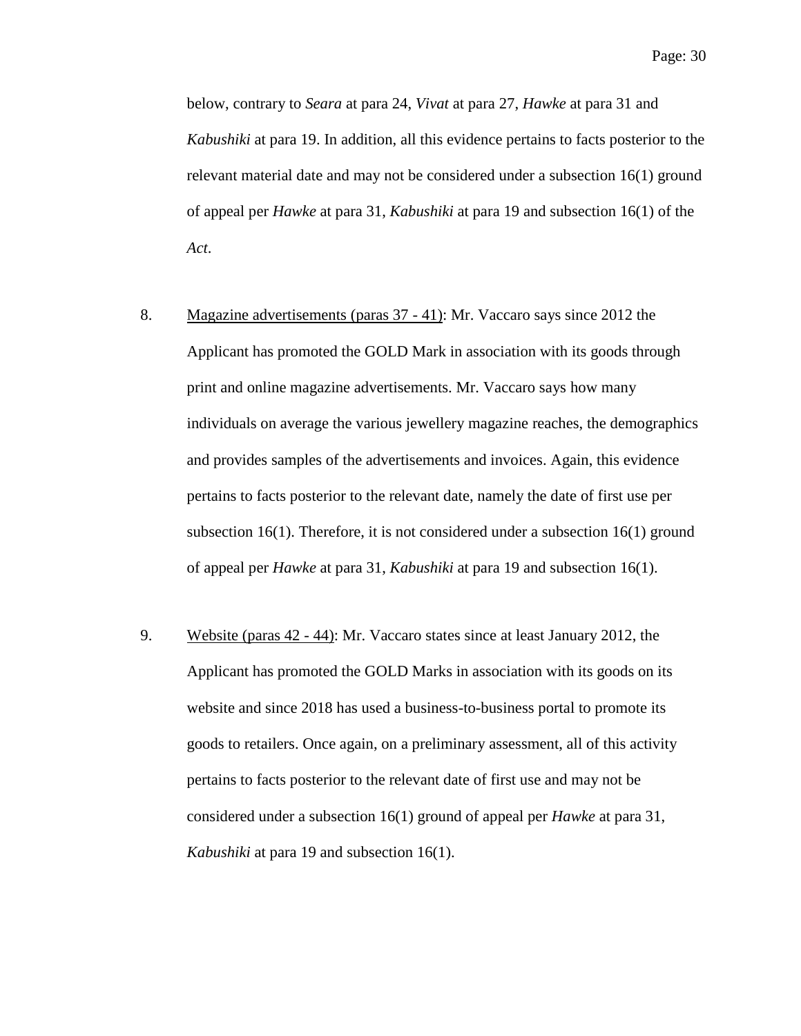below, contrary to *Seara* at para 24, *Vivat* at para 27, *Hawke* at para 31 and *Kabushiki* at para 19. In addition, all this evidence pertains to facts posterior to the relevant material date and may not be considered under a subsection 16(1) ground of appeal per *Hawke* at para 31, *Kabushiki* at para 19 and subsection 16(1) of the *Act*.

8. Magazine advertisements (paras 37 - 41): Mr. Vaccaro says since 2012 the Applicant has promoted the GOLD Mark in association with its goods through print and online magazine advertisements. Mr. Vaccaro says how many individuals on average the various jewellery magazine reaches, the demographics and provides samples of the advertisements and invoices. Again, this evidence pertains to facts posterior to the relevant date, namely the date of first use per subsection 16(1). Therefore, it is not considered under a subsection 16(1) ground of appeal per *Hawke* at para 31, *Kabushiki* at para 19 and subsection 16(1).

9. Website (paras 42 - 44): Mr. Vaccaro states since at least January 2012, the Applicant has promoted the GOLD Marks in association with its goods on its website and since 2018 has used a business-to-business portal to promote its goods to retailers. Once again, on a preliminary assessment, all of this activity pertains to facts posterior to the relevant date of first use and may not be considered under a subsection 16(1) ground of appeal per *Hawke* at para 31, *Kabushiki* at para 19 and subsection 16(1).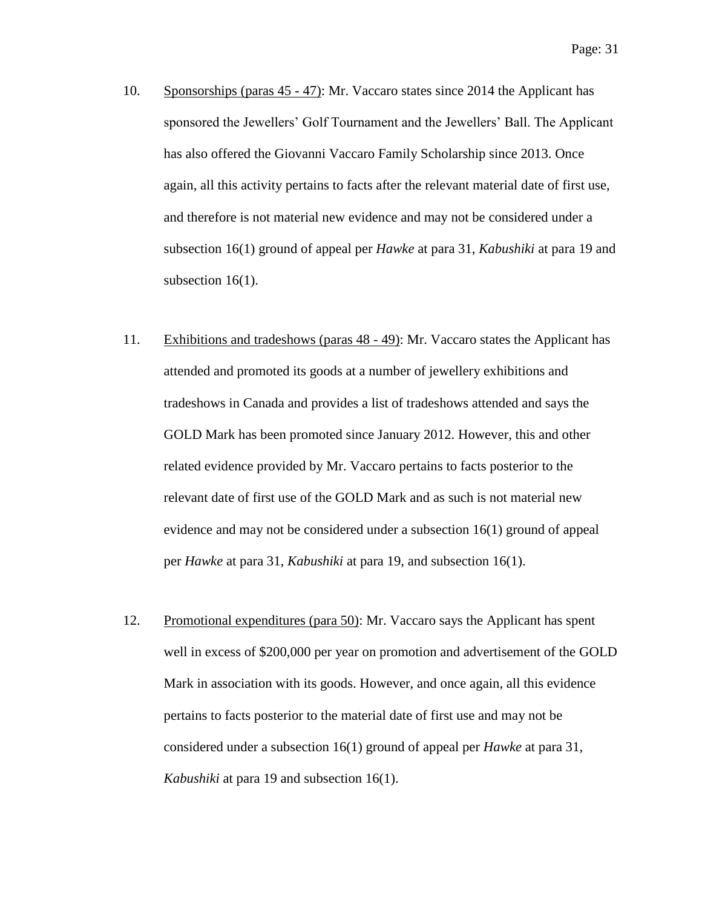10. <u>Sponsorships (paras 45 - 47)</u>: Mr. Vaccaro states since 2014 the Applicant has sponsored the Jewellers' Golf Tournament and the Jewellers' Ball. The Applicant has also offered the Giovanni Vaccaro Family Scholarship since 2013. Once again, all this activity pertains to facts after the relevant material date of first use, and therefore is not material new evidence and may not be considered under a subsection 16(1) ground of appeal per *Hawke* at para 31, *Kabushiki* at para 19 and subsection 16(1).

11. <u>Exhibitions and tradeshows (paras 48 - 49)</u>: Mr. Vaccaro states the Applicant has attended and promoted its goods at a number of jewellery exhibitions and tradeshows in Canada and provides a list of tradeshows attended and says the GOLD Mark has been promoted since January 2012. However, this and other related evidence provided by Mr. Vaccaro pertains to facts posterior to the relevant date of first use of the GOLD Mark and as such is not material new evidence and may not be considered under a subsection 16(1) ground of appeal per *Hawke* at para 31, *Kabushiki* at para 19, and subsection 16(1).

12. <u>Promotional expenditures (para 50)</u>: Mr. Vaccaro says the Applicant has spent well in excess of $200,000 per year on promotion and advertisement of the GOLD Mark in association with its goods. However, and once again, all this evidence pertains to facts posterior to the material date of first use and may not be considered under a subsection 16(1) ground of appeal per *Hawke* at para 31, *Kabushiki* at para 19 and subsection 16(1).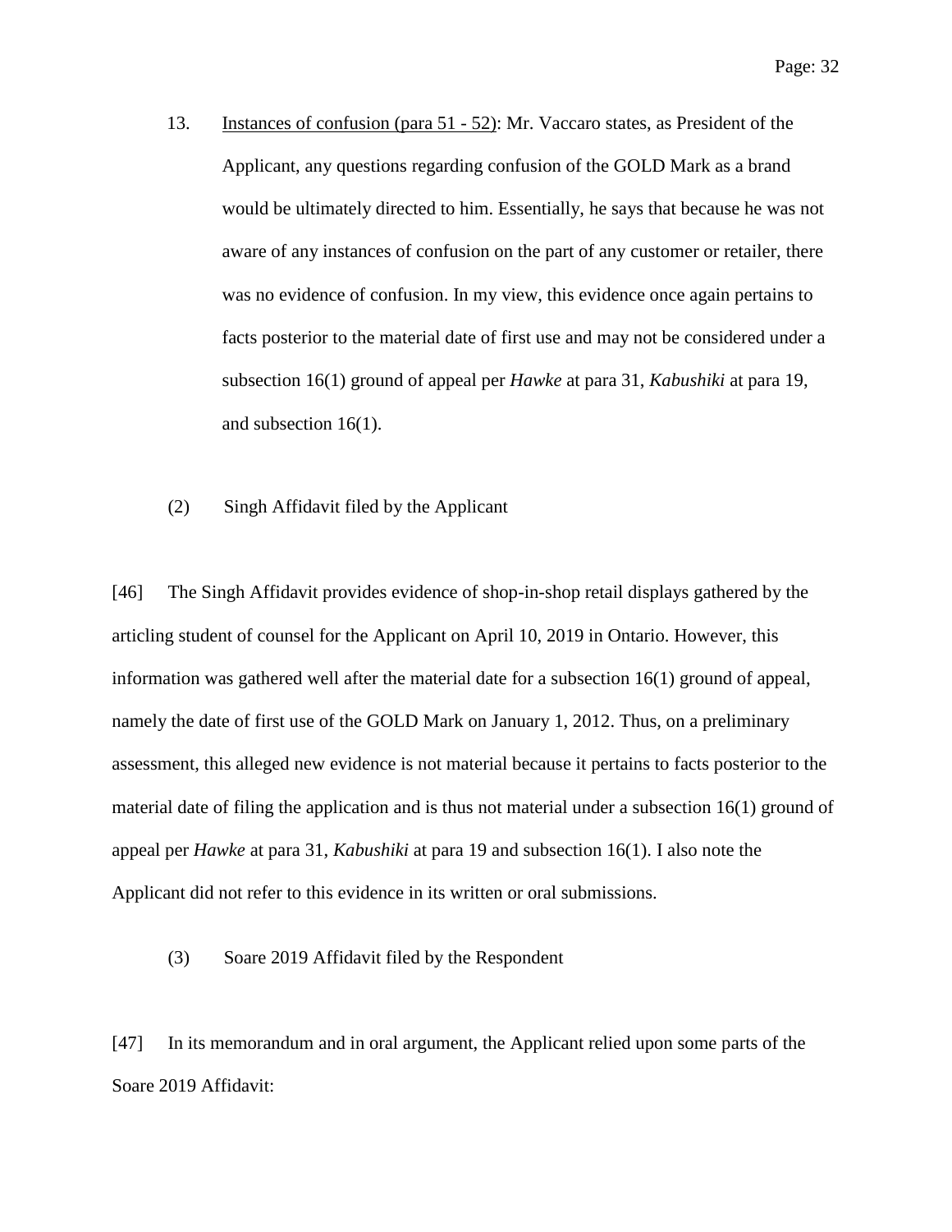13. <u>Instances of confusion (para 51 - 52)</u>: Mr. Vaccaro states, as President of the Applicant, any questions regarding confusion of the GOLD Mark as a brand would be ultimately directed to him. Essentially, he says that because he was not aware of any instances of confusion on the part of any customer or retailer, there was no evidence of confusion. In my view, this evidence once again pertains to facts posterior to the material date of first use and may not be considered under a subsection 16(1) ground of appeal per *Hawke* at para 31, *Kabushiki* at para 19, and subsection 16(1).

(2) Singh Affidavit filed by the Applicant

[46] The Singh Affidavit provides evidence of shop-in-shop retail displays gathered by the articling student of counsel for the Applicant on April 10, 2019 in Ontario. However, this information was gathered well after the material date for a subsection 16(1) ground of appeal, namely the date of first use of the GOLD Mark on January 1, 2012. Thus, on a preliminary assessment, this alleged new evidence is not material because it pertains to facts posterior to the material date of filing the application and is thus not material under a subsection 16(1) ground of appeal per *Hawke* at para 31, *Kabushiki* at para 19 and subsection 16(1). I also note the Applicant did not refer to this evidence in its written or oral submissions.

(3) Soare 2019 Affidavit filed by the Respondent

[47] In its memorandum and in oral argument, the Applicant relied upon some parts of the Soare 2019 Affidavit: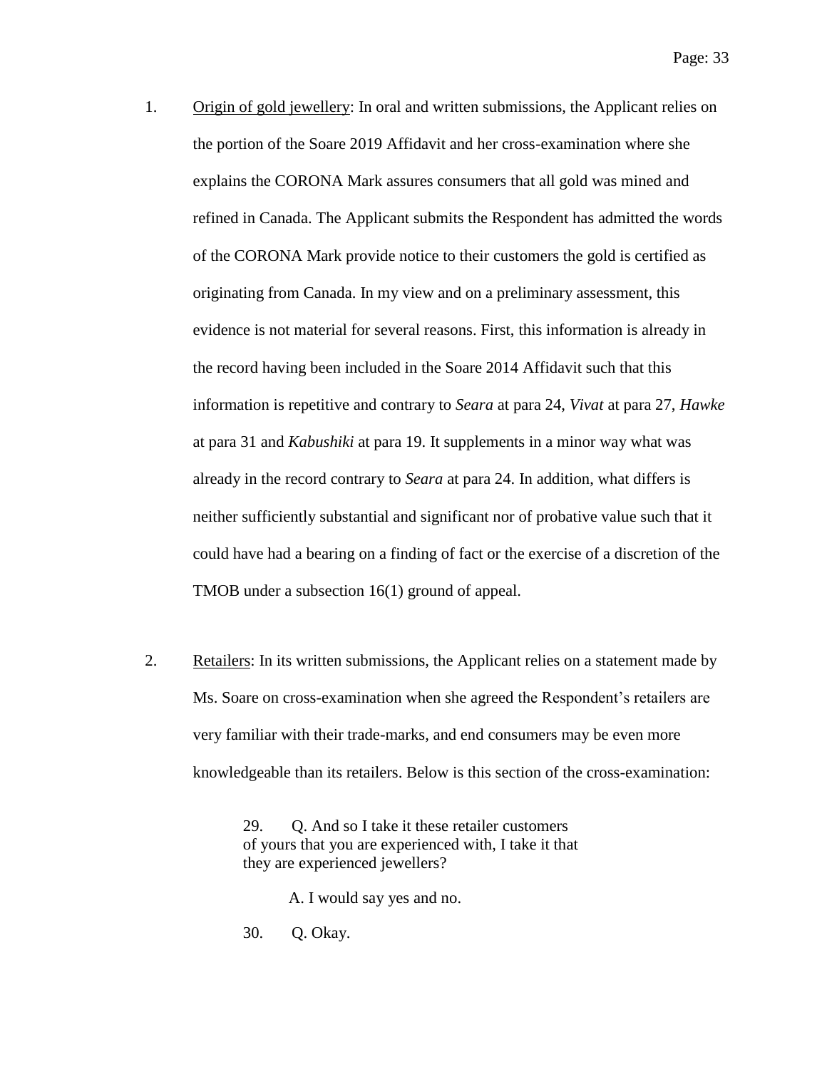1. Origin of gold jewellery: In oral and written submissions, the Applicant relies on the portion of the Soare 2019 Affidavit and her cross-examination where she explains the CORONA Mark assures consumers that all gold was mined and refined in Canada. The Applicant submits the Respondent has admitted the words of the CORONA Mark provide notice to their customers the gold is certified as originating from Canada. In my view and on a preliminary assessment, this evidence is not material for several reasons. First, this information is already in the record having been included in the Soare 2014 Affidavit such that this information is repetitive and contrary to *Seara* at para 24, *Vivat* at para 27, *Hawke* at para 31 and *Kabushiki* at para 19. It supplements in a minor way what was already in the record contrary to *Seara* at para 24. In addition, what differs is neither sufficiently substantial and significant nor of probative value such that it could have had a bearing on a finding of fact or the exercise of a discretion of the TMOB under a subsection 16(1) ground of appeal.

2. Retailers: In its written submissions, the Applicant relies on a statement made by Ms. Soare on cross-examination when she agreed the Respondent's retailers are very familiar with their trade-marks, and end consumers may be even more knowledgeable than its retailers. Below is this section of the cross-examination:

> 29. Q. And so I take it these retailer customers of yours that you are experienced with, I take it that they are experienced jewellers?
>
> A. I would say yes and no.
>
> 30. Q. Okay.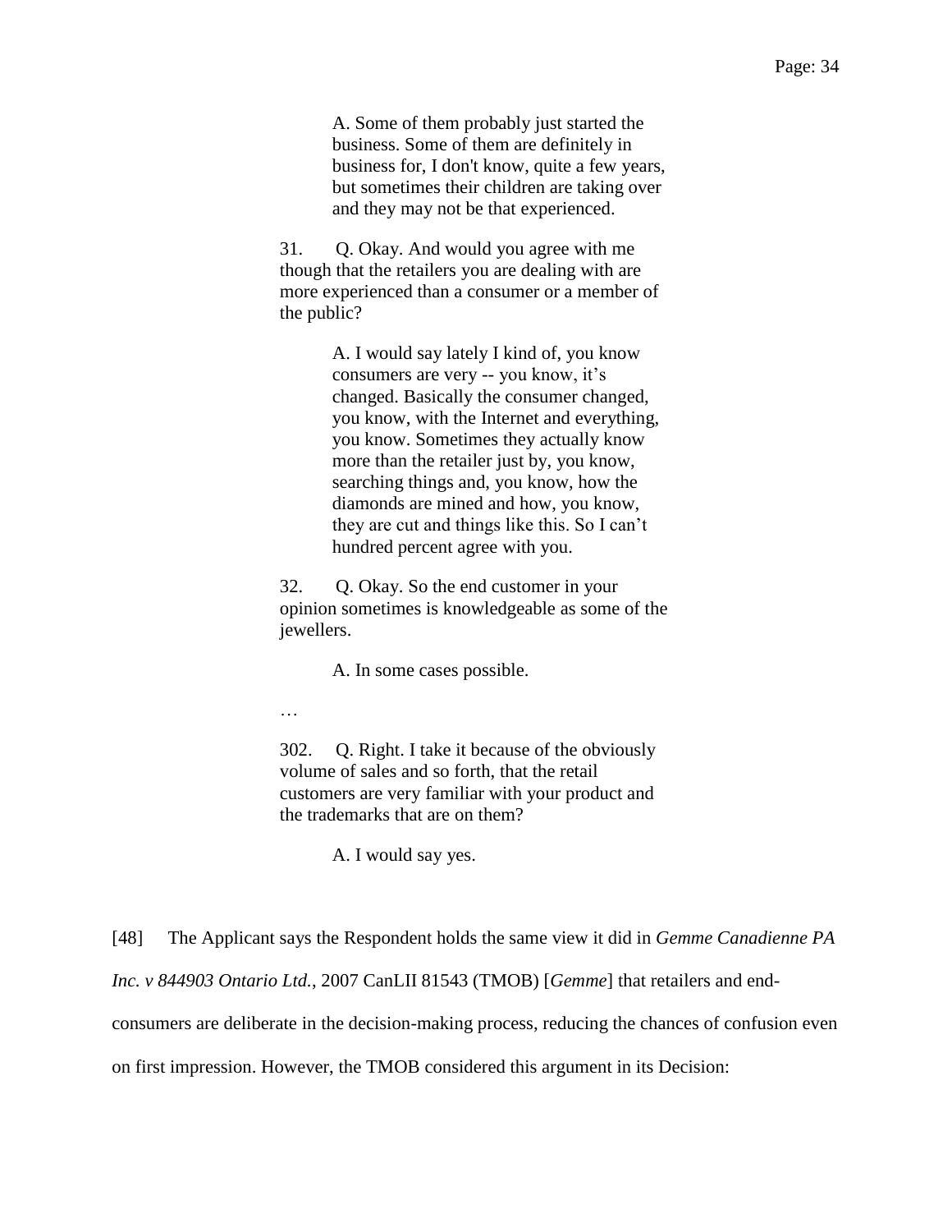> A. Some of them probably just started the business. Some of them are definitely in business for, I don't know, quite a few years, but sometimes their children are taking over and they may not be that experienced.
>
> 31. Q. Okay. And would you agree with me though that the retailers you are dealing with are more experienced than a consumer or a member of the public?
>
> A. I would say lately I kind of, you know consumers are very -- you know, it’s changed. Basically the consumer changed, you know, with the Internet and everything, you know. Sometimes they actually know more than the retailer just by, you know, searching things and, you know, how the diamonds are mined and how, you know, they are cut and things like this. So I can’t hundred percent agree with you.
>
> 32. Q. Okay. So the end customer in your opinion sometimes is knowledgeable as some of the jewellers.
>
> A. In some cases possible.
>
> …
>
> 302. Q. Right. I take it because of the obviously volume of sales and so forth, that the retail customers are very familiar with your product and the trademarks that are on them?
>
> A. I would say yes.

[48] The Applicant says the Respondent holds the same view it did in *Gemme Canadienne PA Inc. v 844903 Ontario Ltd.*, 2007 CanLII 81543 (TMOB) [*Gemme*] that retailers and end-consumers are deliberate in the decision-making process, reducing the chances of confusion even on first impression. However, the TMOB considered this argument in its Decision: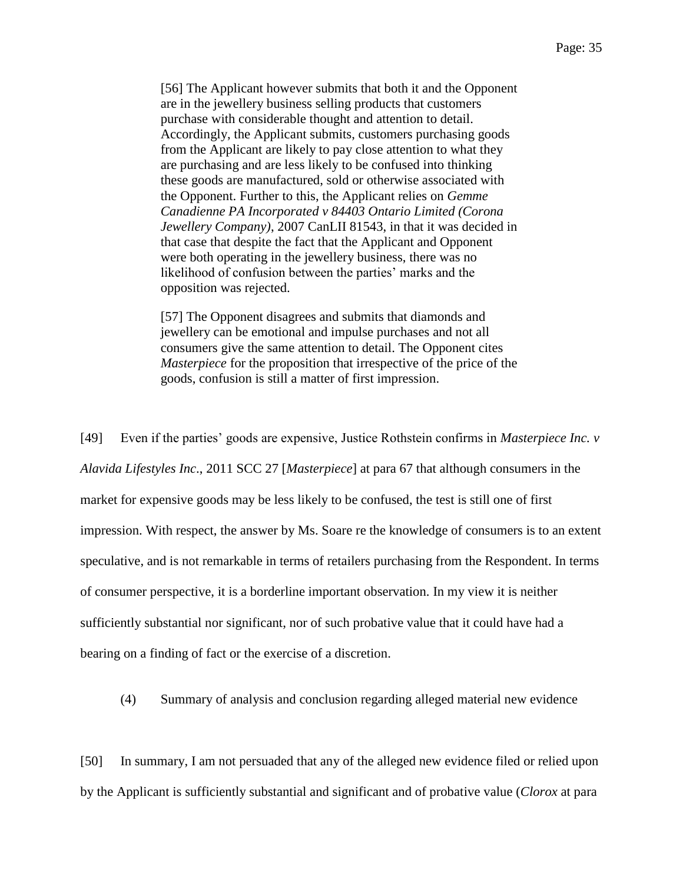> [56] The Applicant however submits that both it and the Opponent are in the jewellery business selling products that customers purchase with considerable thought and attention to detail. Accordingly, the Applicant submits, customers purchasing goods from the Applicant are likely to pay close attention to what they are purchasing and are less likely to be confused into thinking these goods are manufactured, sold or otherwise associated with the Opponent. Further to this, the Applicant relies on *Gemme Canadienne PA Incorporated v 84403 Ontario Limited (Corona Jewellery Company)*, 2007 CanLII 81543, in that it was decided in that case that despite the fact that the Applicant and Opponent were both operating in the jewellery business, there was no likelihood of confusion between the parties' marks and the opposition was rejected.
>
> [57] The Opponent disagrees and submits that diamonds and jewellery can be emotional and impulse purchases and not all consumers give the same attention to detail. The Opponent cites *Masterpiece* for the proposition that irrespective of the price of the goods, confusion is still a matter of first impression.

[49] Even if the parties' goods are expensive, Justice Rothstein confirms in *Masterpiece Inc. v Alavida Lifestyles Inc*., 2011 SCC 27 [*Masterpiece*] at para 67 that although consumers in the market for expensive goods may be less likely to be confused, the test is still one of first impression. With respect, the answer by Ms. Soare re the knowledge of consumers is to an extent speculative, and is not remarkable in terms of retailers purchasing from the Respondent. In terms of consumer perspective, it is a borderline important observation. In my view it is neither sufficiently substantial nor significant, nor of such probative value that it could have had a bearing on a finding of fact or the exercise of a discretion.

(4) Summary of analysis and conclusion regarding alleged material new evidence

[50] In summary, I am not persuaded that any of the alleged new evidence filed or relied upon by the Applicant is sufficiently substantial and significant and of probative value (*Clorox* at para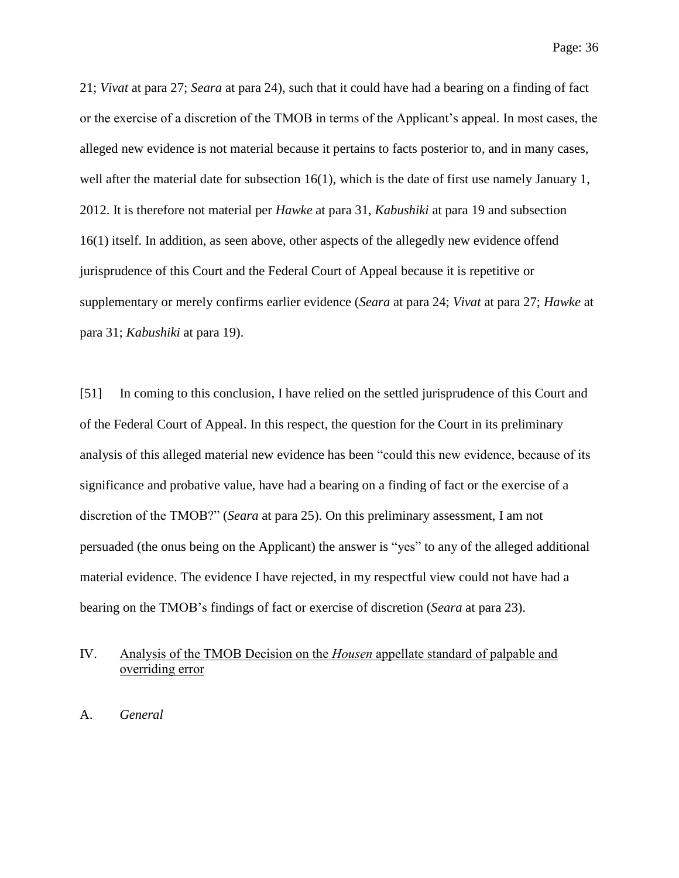21; *Vivat* at para 27; *Seara* at para 24), such that it could have had a bearing on a finding of fact or the exercise of a discretion of the TMOB in terms of the Applicant's appeal. In most cases, the alleged new evidence is not material because it pertains to facts posterior to, and in many cases, well after the material date for subsection 16(1), which is the date of first use namely January 1, 2012. It is therefore not material per *Hawke* at para 31, *Kabushiki* at para 19 and subsection 16(1) itself. In addition, as seen above, other aspects of the allegedly new evidence offend jurisprudence of this Court and the Federal Court of Appeal because it is repetitive or supplementary or merely confirms earlier evidence (*Seara* at para 24; *Vivat* at para 27; *Hawke* at para 31; *Kabushiki* at para 19).

[51] In coming to this conclusion, I have relied on the settled jurisprudence of this Court and of the Federal Court of Appeal. In this respect, the question for the Court in its preliminary analysis of this alleged material new evidence has been "could this new evidence, because of its significance and probative value, have had a bearing on a finding of fact or the exercise of a discretion of the TMOB?" (*Seara* at para 25). On this preliminary assessment, I am not persuaded (the onus being on the Applicant) the answer is "yes" to any of the alleged additional material evidence. The evidence I have rejected, in my respectful view could not have had a bearing on the TMOB's findings of fact or exercise of discretion (*Seara* at para 23).

## IV. Analysis of the TMOB Decision on the *Housen* appellate standard of palpable and overriding error

### A. *General*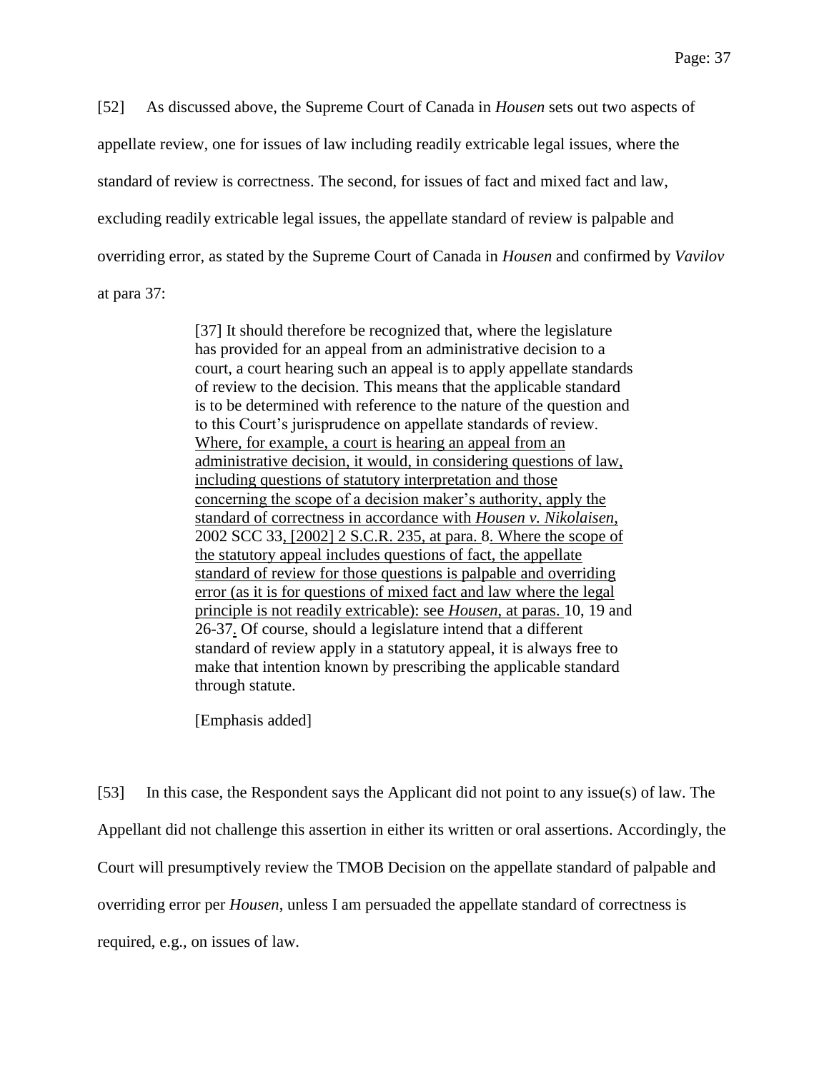[52] As discussed above, the Supreme Court of Canada in *Housen* sets out two aspects of appellate review, one for issues of law including readily extricable legal issues, where the standard of review is correctness. The second, for issues of fact and mixed fact and law, excluding readily extricable legal issues, the appellate standard of review is palpable and overriding error, as stated by the Supreme Court of Canada in *Housen* and confirmed by *Vavilov* at para 37:

> [37] It should therefore be recognized that, where the legislature has provided for an appeal from an administrative decision to a court, a court hearing such an appeal is to apply appellate standards of review to the decision. This means that the applicable standard is to be determined with reference to the nature of the question and to this Court's jurisprudence on appellate standards of review. <u>Where, for example, a court is hearing an appeal from an administrative decision, it would, in considering questions of law, including questions of statutory interpretation and those concerning the scope of a decision maker's authority, apply the standard of correctness in accordance with *Housen v. Nikolaisen*,</u> 2002 SCC 33<u>, [2002] 2 S.C.R. 235, at para.</u> 8<u>. Where the scope of the statutory appeal includes questions of fact, the appellate standard of review for those questions is palpable and overriding error (as it is for questions of mixed fact and law where the legal principle is not readily extricable): see *Housen*, at paras.</u> 10, 19 and 26-37<u>.</u> Of course, should a legislature intend that a different standard of review apply in a statutory appeal, it is always free to make that intention known by prescribing the applicable standard through statute.
>
> [Emphasis added]

[53] In this case, the Respondent says the Applicant did not point to any issue(s) of law. The Appellant did not challenge this assertion in either its written or oral assertions. Accordingly, the Court will presumptively review the TMOB Decision on the appellate standard of palpable and overriding error per *Housen*, unless I am persuaded the appellate standard of correctness is required, e.g., on issues of law.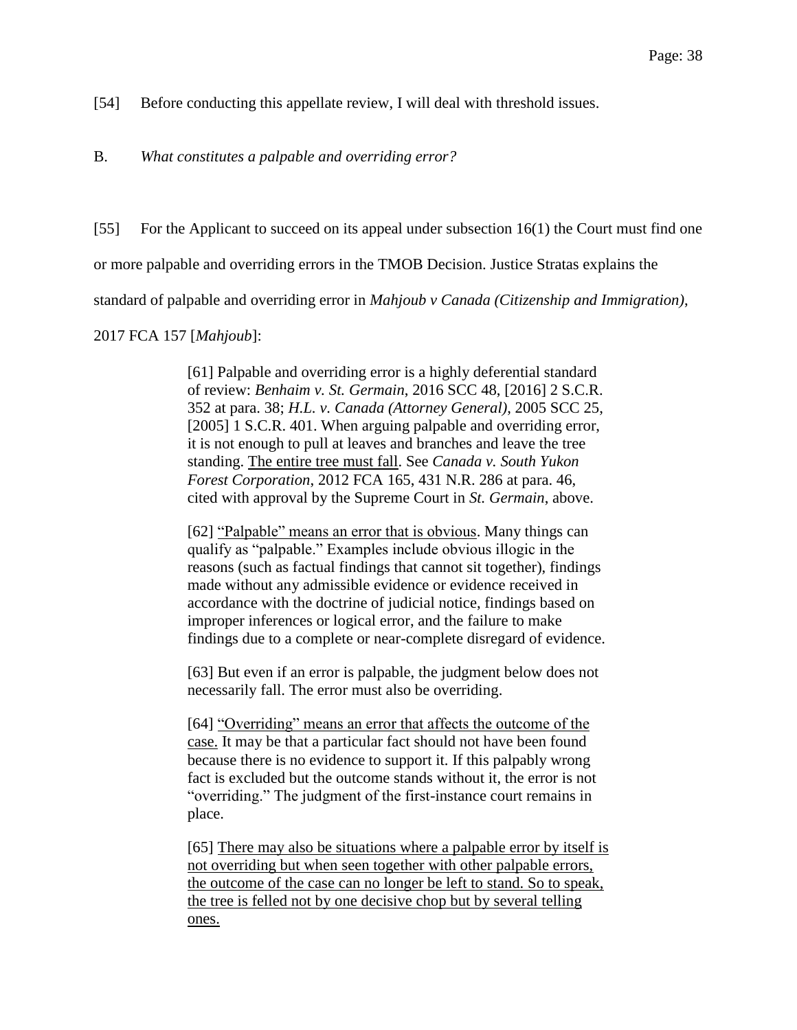[54] Before conducting this appellate review, I will deal with threshold issues.

B. *What constitutes a palpable and overriding error?*

[55] For the Applicant to succeed on its appeal under subsection 16(1) the Court must find one or more palpable and overriding errors in the TMOB Decision. Justice Stratas explains the standard of palpable and overriding error in *Mahjoub v Canada (Citizenship and Immigration)*, 2017 FCA 157 [*Mahjoub*]:

> [61] Palpable and overriding error is a highly deferential standard of review: *Benhaim v. St. Germain*, 2016 SCC 48, [2016] 2 S.C.R. 352 at para. 38; *H.L. v. Canada (Attorney General)*, 2005 SCC 25, [2005] 1 S.C.R. 401. When arguing palpable and overriding error, it is not enough to pull at leaves and branches and leave the tree standing. <u>The entire tree must fall</u>. See *Canada v. South Yukon Forest Corporation*, 2012 FCA 165, 431 N.R. 286 at para. 46, cited with approval by the Supreme Court in *St. Germain*, above.
>
> [62] <u>"Palpable" means an error that is obvious</u>. Many things can qualify as "palpable." Examples include obvious illogic in the reasons (such as factual findings that cannot sit together), findings made without any admissible evidence or evidence received in accordance with the doctrine of judicial notice, findings based on improper inferences or logical error, and the failure to make findings due to a complete or near-complete disregard of evidence.
>
> [63] But even if an error is palpable, the judgment below does not necessarily fall. The error must also be overriding.
>
> [64] <u>"Overriding" means an error that affects the outcome of the case.</u> It may be that a particular fact should not have been found because there is no evidence to support it. If this palpably wrong fact is excluded but the outcome stands without it, the error is not "overriding." The judgment of the first-instance court remains in place.
>
> [65] <u>There may also be situations where a palpable error by itself is not overriding but when seen together with other palpable errors, the outcome of the case can no longer be left to stand. So to speak, the tree is felled not by one decisive chop but by several telling ones.</u>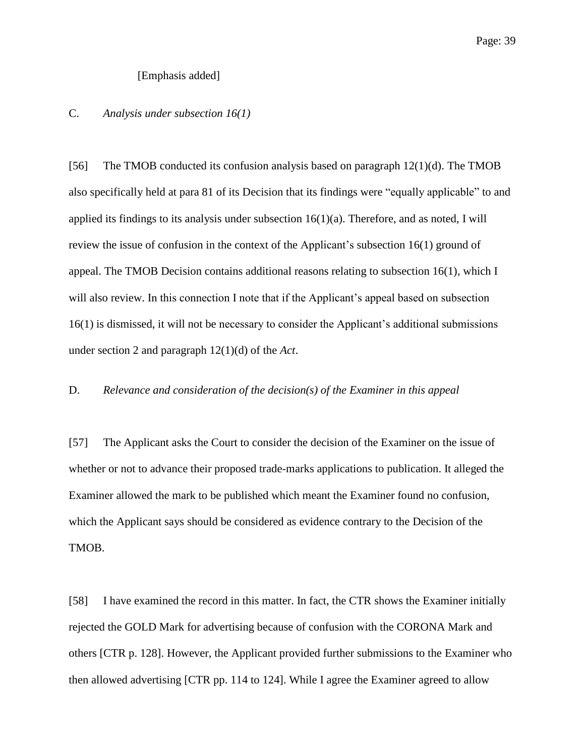[Emphasis added]

C. *Analysis under subsection 16(1)*

[56] The TMOB conducted its confusion analysis based on paragraph 12(1)(d). The TMOB also specifically held at para 81 of its Decision that its findings were "equally applicable" to and applied its findings to its analysis under subsection 16(1)(a). Therefore, and as noted, I will review the issue of confusion in the context of the Applicant's subsection 16(1) ground of appeal. The TMOB Decision contains additional reasons relating to subsection 16(1), which I will also review. In this connection I note that if the Applicant's appeal based on subsection 16(1) is dismissed, it will not be necessary to consider the Applicant's additional submissions under section 2 and paragraph 12(1)(d) of the *Act*.

D. *Relevance and consideration of the decision(s) of the Examiner in this appeal*

[57] The Applicant asks the Court to consider the decision of the Examiner on the issue of whether or not to advance their proposed trade-marks applications to publication. It alleged the Examiner allowed the mark to be published which meant the Examiner found no confusion, which the Applicant says should be considered as evidence contrary to the Decision of the TMOB.

[58] I have examined the record in this matter. In fact, the CTR shows the Examiner initially rejected the GOLD Mark for advertising because of confusion with the CORONA Mark and others [CTR p. 128]. However, the Applicant provided further submissions to the Examiner who then allowed advertising [CTR pp. 114 to 124]. While I agree the Examiner agreed to allow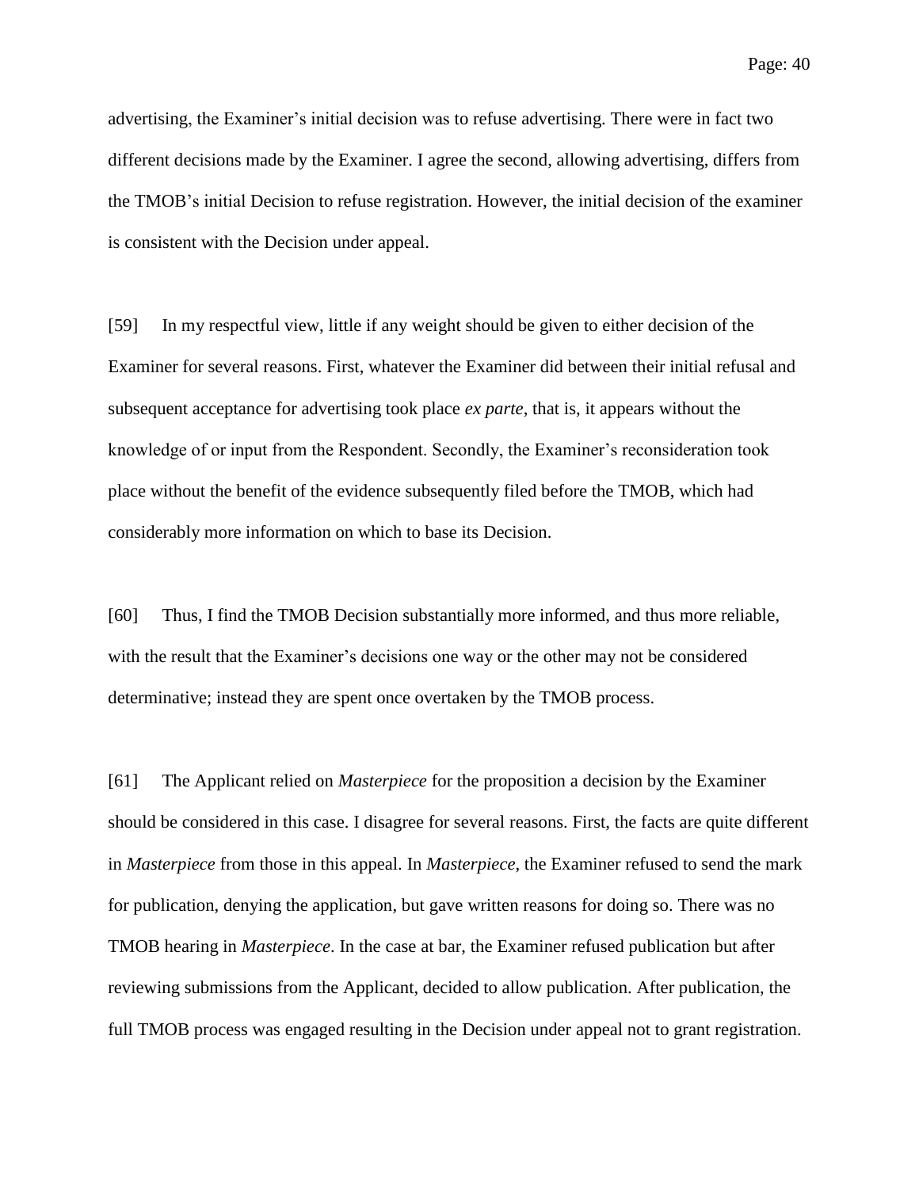advertising, the Examiner's initial decision was to refuse advertising. There were in fact two different decisions made by the Examiner. I agree the second, allowing advertising, differs from the TMOB's initial Decision to refuse registration. However, the initial decision of the examiner is consistent with the Decision under appeal.

[59] In my respectful view, little if any weight should be given to either decision of the Examiner for several reasons. First, whatever the Examiner did between their initial refusal and subsequent acceptance for advertising took place *ex parte*, that is, it appears without the knowledge of or input from the Respondent. Secondly, the Examiner's reconsideration took place without the benefit of the evidence subsequently filed before the TMOB, which had considerably more information on which to base its Decision.

[60] Thus, I find the TMOB Decision substantially more informed, and thus more reliable, with the result that the Examiner's decisions one way or the other may not be considered determinative; instead they are spent once overtaken by the TMOB process.

[61] The Applicant relied on *Masterpiece* for the proposition a decision by the Examiner should be considered in this case. I disagree for several reasons. First, the facts are quite different in *Masterpiece* from those in this appeal. In *Masterpiece*, the Examiner refused to send the mark for publication, denying the application, but gave written reasons for doing so. There was no TMOB hearing in *Masterpiece*. In the case at bar, the Examiner refused publication but after reviewing submissions from the Applicant, decided to allow publication. After publication, the full TMOB process was engaged resulting in the Decision under appeal not to grant registration.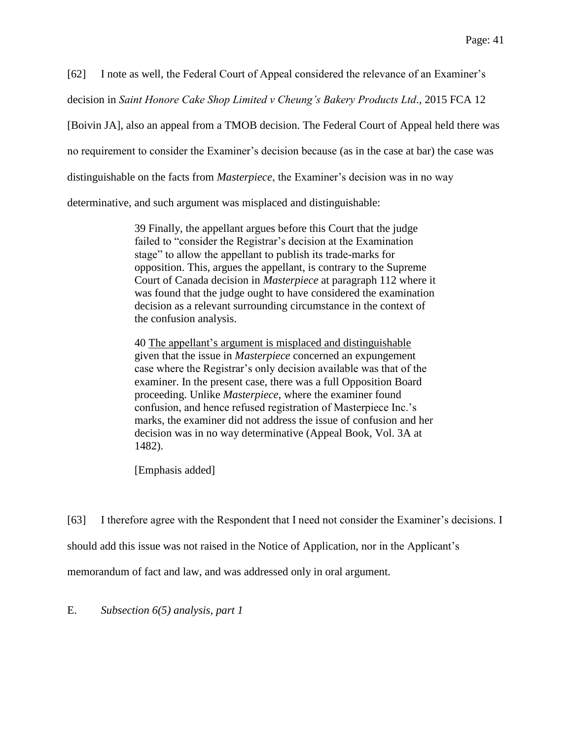[62] I note as well, the Federal Court of Appeal considered the relevance of an Examiner's decision in *Saint Honore Cake Shop Limited v Cheung's Bakery Products Ltd*., 2015 FCA 12 [Boivin JA], also an appeal from a TMOB decision. The Federal Court of Appeal held there was no requirement to consider the Examiner's decision because (as in the case at bar) the case was distinguishable on the facts from *Masterpiece*, the Examiner's decision was in no way determinative, and such argument was misplaced and distinguishable:

> 39 Finally, the appellant argues before this Court that the judge failed to "consider the Registrar's decision at the Examination stage" to allow the appellant to publish its trade-marks for opposition. This, argues the appellant, is contrary to the Supreme Court of Canada decision in *Masterpiece* at paragraph 112 where it was found that the judge ought to have considered the examination decision as a relevant surrounding circumstance in the context of the confusion analysis.
>
> 40 <u>The appellant's argument is misplaced and distinguishable</u> given that the issue in *Masterpiece* concerned an expungement case where the Registrar's only decision available was that of the examiner. In the present case, there was a full Opposition Board proceeding. Unlike *Masterpiece*, where the examiner found confusion, and hence refused registration of Masterpiece Inc.'s marks, the examiner did not address the issue of confusion and her decision was in no way determinative (Appeal Book, Vol. 3A at 1482).
>
> [Emphasis added]

[63] I therefore agree with the Respondent that I need not consider the Examiner's decisions. I should add this issue was not raised in the Notice of Application, nor in the Applicant's memorandum of fact and law, and was addressed only in oral argument.

## E. *Subsection 6(5) analysis, part 1*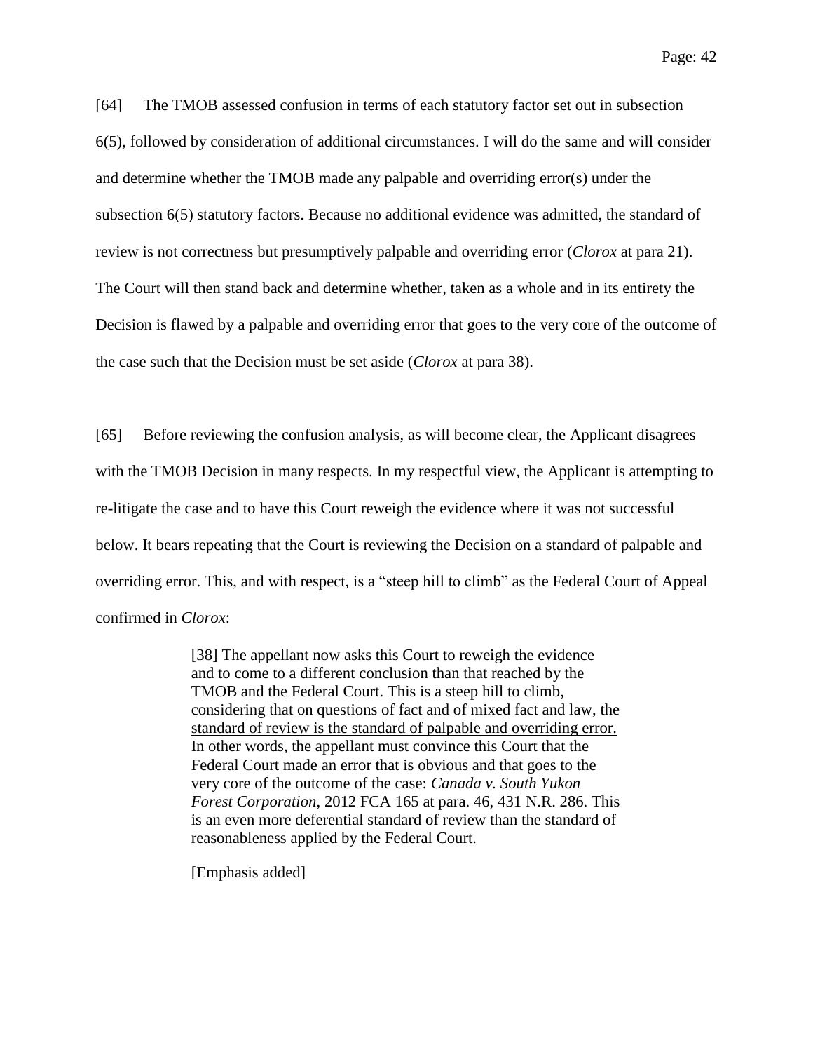[64] The TMOB assessed confusion in terms of each statutory factor set out in subsection 6(5), followed by consideration of additional circumstances. I will do the same and will consider and determine whether the TMOB made any palpable and overriding error(s) under the subsection 6(5) statutory factors. Because no additional evidence was admitted, the standard of review is not correctness but presumptively palpable and overriding error (*Clorox* at para 21). The Court will then stand back and determine whether, taken as a whole and in its entirety the Decision is flawed by a palpable and overriding error that goes to the very core of the outcome of the case such that the Decision must be set aside (*Clorox* at para 38).

[65] Before reviewing the confusion analysis, as will become clear, the Applicant disagrees with the TMOB Decision in many respects. In my respectful view, the Applicant is attempting to re-litigate the case and to have this Court reweigh the evidence where it was not successful below. It bears repeating that the Court is reviewing the Decision on a standard of palpable and overriding error. This, and with respect, is a "steep hill to climb" as the Federal Court of Appeal confirmed in *Clorox*:

> [38] The appellant now asks this Court to reweigh the evidence and to come to a different conclusion than that reached by the TMOB and the Federal Court. <u>This is a steep hill to climb, considering that on questions of fact and of mixed fact and law, the standard of review is the standard of palpable and overriding error.</u> In other words, the appellant must convince this Court that the Federal Court made an error that is obvious and that goes to the very core of the outcome of the case: *Canada v. South Yukon Forest Corporation*, 2012 FCA 165 at para. 46, 431 N.R. 286. This is an even more deferential standard of review than the standard of reasonableness applied by the Federal Court.
>
> [Emphasis added]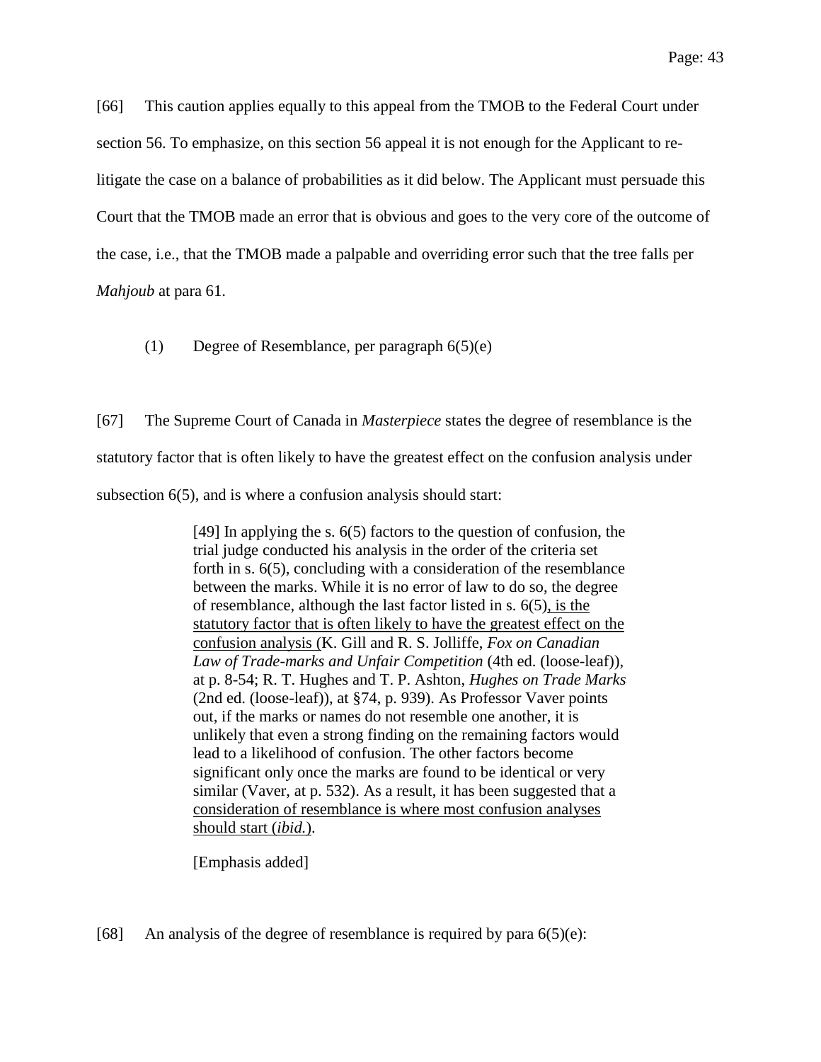[66] This caution applies equally to this appeal from the TMOB to the Federal Court under section 56. To emphasize, on this section 56 appeal it is not enough for the Applicant to re-litigate the case on a balance of probabilities as it did below. The Applicant must persuade this Court that the TMOB made an error that is obvious and goes to the very core of the outcome of the case, i.e., that the TMOB made a palpable and overriding error such that the tree falls per *Mahjoub* at para 61.

(1) Degree of Resemblance, per paragraph 6(5)(e)

[67] The Supreme Court of Canada in *Masterpiece* states the degree of resemblance is the statutory factor that is often likely to have the greatest effect on the confusion analysis under subsection 6(5), and is where a confusion analysis should start:

> [49] In applying the s. 6(5) factors to the question of confusion, the trial judge conducted his analysis in the order of the criteria set forth in s. 6(5), concluding with a consideration of the resemblance between the marks. While it is no error of law to do so, the degree of resemblance, although the last factor listed in s. 6(5), <u>is the statutory factor that is often likely to have the greatest effect on the confusion analysis</u> (K. Gill and R. S. Jolliffe, *Fox on Canadian Law of Trade-marks and Unfair Competition* (4th ed. (loose-leaf)), at p. 8-54; R. T. Hughes and T. P. Ashton, *Hughes on Trade Marks* (2nd ed. (loose-leaf)), at §74, p. 939). As Professor Vaver points out, if the marks or names do not resemble one another, it is unlikely that even a strong finding on the remaining factors would lead to a likelihood of confusion. The other factors become significant only once the marks are found to be identical or very similar (Vaver, at p. 532). As a result, it has been suggested that a <u>consideration of resemblance is where most confusion analyses should start</u> (*ibid.*).
>
> [Emphasis added]

[68] An analysis of the degree of resemblance is required by para 6(5)(e):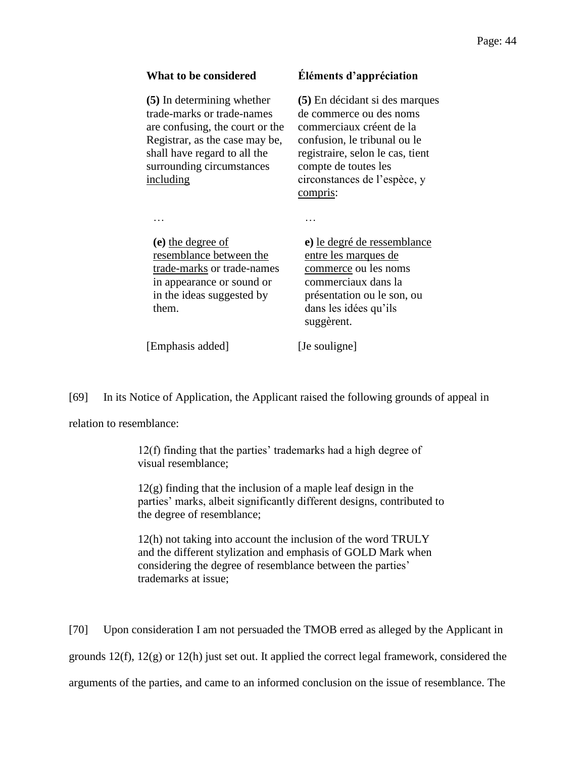| What to be considered | Éléments d'appréciation |
|---|---|
| **(5)** In determining whether trade-marks or trade-names are confusing, the court or the Registrar, as the case may be, shall have regard to all the surrounding circumstances <u>including</u> | **(5)** En décidant si des marques de commerce ou des noms commerciaux créent de la confusion, le tribunal ou le registraire, selon le cas, tient compte de toutes les circonstances de l'espèce, y <u>compris</u>: |
| … | … |
| **(e)** <u>the degree of resemblance between the trade-marks</u> or trade-names in appearance or sound or in the ideas suggested by them. | **e)** <u>le degré de ressemblance entre les marques de commerce</u> ou les noms commerciaux dans la présentation ou le son, ou dans les idées qu'ils suggèrent. |
| [Emphasis added] | [Je souligne] |

[69] In its Notice of Application, the Applicant raised the following grounds of appeal in relation to resemblance:

> 12(f) finding that the parties' trademarks had a high degree of visual resemblance;
>
> 12(g) finding that the inclusion of a maple leaf design in the parties' marks, albeit significantly different designs, contributed to the degree of resemblance;
>
> 12(h) not taking into account the inclusion of the word TRULY and the different stylization and emphasis of GOLD Mark when considering the degree of resemblance between the parties' trademarks at issue;

[70] Upon consideration I am not persuaded the TMOB erred as alleged by the Applicant in grounds 12(f), 12(g) or 12(h) just set out. It applied the correct legal framework, considered the arguments of the parties, and came to an informed conclusion on the issue of resemblance. The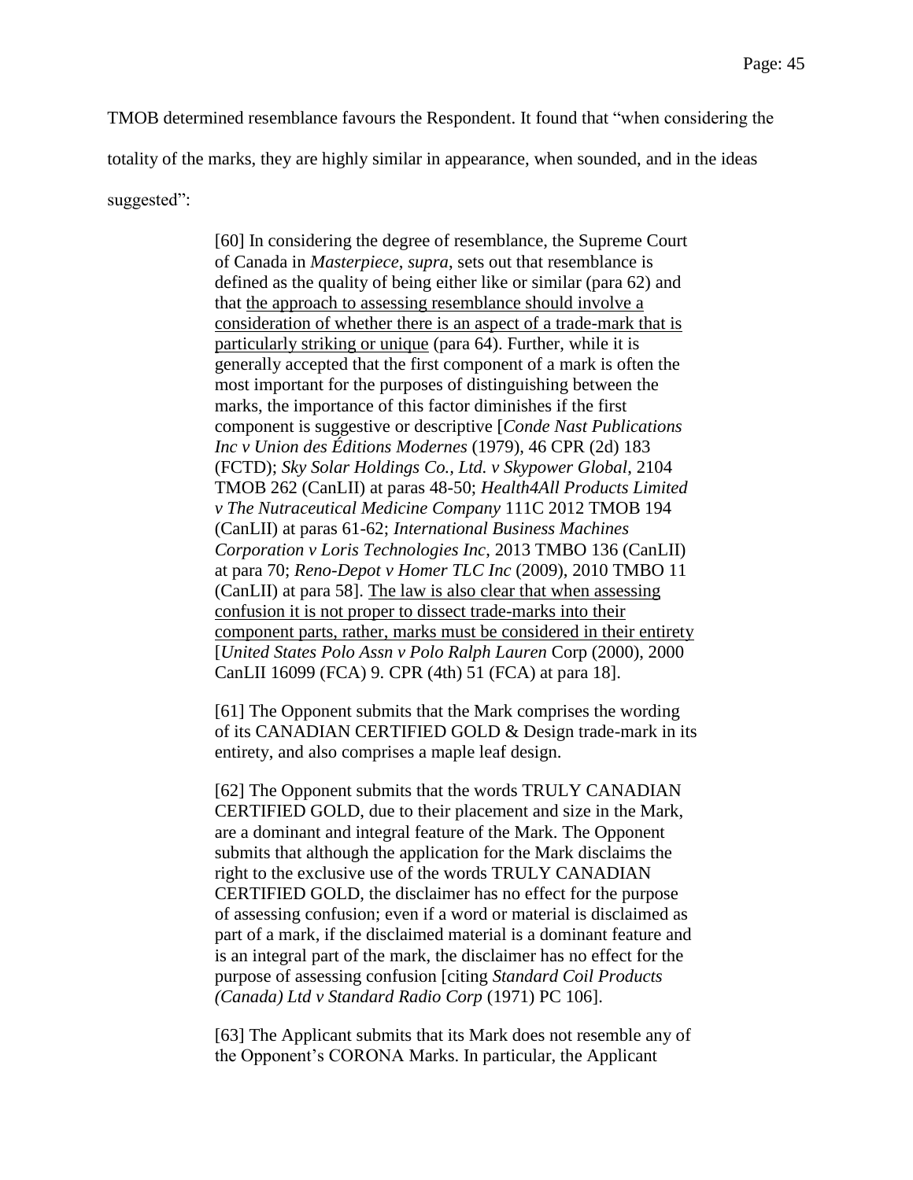TMOB determined resemblance favours the Respondent. It found that "when considering the totality of the marks, they are highly similar in appearance, when sounded, and in the ideas suggested":

> [60] In considering the degree of resemblance, the Supreme Court of Canada in *Masterpiece*, *supra*, sets out that resemblance is defined as the quality of being either like or similar (para 62) and that <u>the approach to assessing resemblance should involve a consideration of whether there is an aspect of a trade-mark that is particularly striking or unique</u> (para 64). Further, while it is generally accepted that the first component of a mark is often the most important for the purposes of distinguishing between the marks, the importance of this factor diminishes if the first component is suggestive or descriptive [*Conde Nast Publications Inc v Union des Éditions Modernes* (1979), 46 CPR (2d) 183 (FCTD); *Sky Solar Holdings Co., Ltd. v Skypower Global*, 2104 TMOB 262 (CanLII) at paras 48-50; *Health4All Products Limited v The Nutraceutical Medicine Company* 111C 2012 TMOB 194 (CanLII) at paras 61-62; *International Business Machines Corporation v Loris Technologies Inc*, 2013 TMBO 136 (CanLII) at para 70; *Reno-Depot v Homer TLC Inc* (2009), 2010 TMBO 11 (CanLII) at para 58]. <u>The law is also clear that when assessing confusion it is not proper to dissect trade-marks into their component parts, rather, marks must be considered in their entirety</u> [*United States Polo Assn v Polo Ralph Lauren* Corp (2000), 2000 CanLII 16099 (FCA) 9. CPR (4th) 51 (FCA) at para 18].
>
> [61] The Opponent submits that the Mark comprises the wording of its CANADIAN CERTIFIED GOLD & Design trade-mark in its entirety, and also comprises a maple leaf design.
>
> [62] The Opponent submits that the words TRULY CANADIAN CERTIFIED GOLD, due to their placement and size in the Mark, are a dominant and integral feature of the Mark. The Opponent submits that although the application for the Mark disclaims the right to the exclusive use of the words TRULY CANADIAN CERTIFIED GOLD, the disclaimer has no effect for the purpose of assessing confusion; even if a word or material is disclaimed as part of a mark, if the disclaimed material is a dominant feature and is an integral part of the mark, the disclaimer has no effect for the purpose of assessing confusion [citing *Standard Coil Products (Canada) Ltd v Standard Radio Corp* (1971) PC 106].
>
> [63] The Applicant submits that its Mark does not resemble any of the Opponent's CORONA Marks. In particular, the Applicant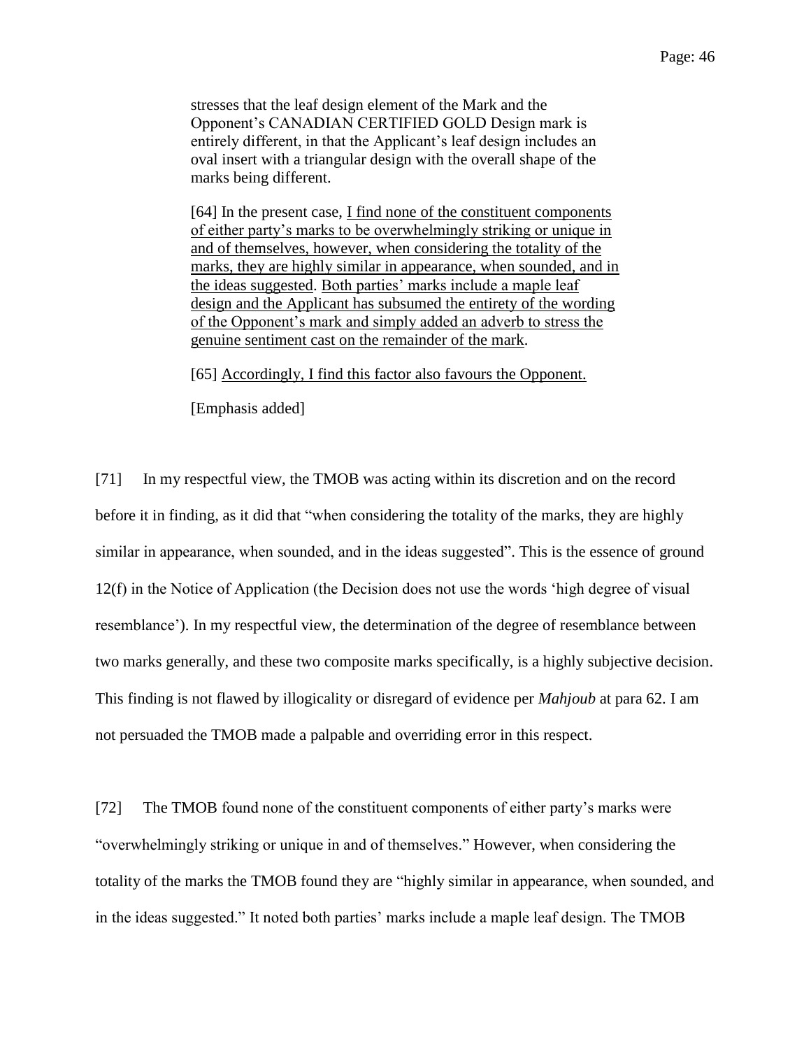> stresses that the leaf design element of the Mark and the Opponent's CANADIAN CERTIFIED GOLD Design mark is entirely different, in that the Applicant's leaf design includes an oval insert with a triangular design with the overall shape of the marks being different.
>
> [64] In the present case, <u>I find none of the constituent components of either party's marks to be overwhelmingly striking or unique in and of themselves, however, when considering the totality of the marks, they are highly similar in appearance, when sounded, and in the ideas suggested</u>. <u>Both parties' marks include a maple leaf design and the Applicant has subsumed the entirety of the wording of the Opponent's mark and simply added an adverb to stress the genuine sentiment cast on the remainder of the mark</u>.
>
> [65] <u>Accordingly, I find this factor also favours the Opponent.</u>
>
> [Emphasis added]

[71] In my respectful view, the TMOB was acting within its discretion and on the record before it in finding, as it did that "when considering the totality of the marks, they are highly similar in appearance, when sounded, and in the ideas suggested". This is the essence of ground 12(f) in the Notice of Application (the Decision does not use the words 'high degree of visual resemblance'). In my respectful view, the determination of the degree of resemblance between two marks generally, and these two composite marks specifically, is a highly subjective decision. This finding is not flawed by illogicality or disregard of evidence per *Mahjoub* at para 62. I am not persuaded the TMOB made a palpable and overriding error in this respect.

[72] The TMOB found none of the constituent components of either party's marks were "overwhelmingly striking or unique in and of themselves." However, when considering the totality of the marks the TMOB found they are "highly similar in appearance, when sounded, and in the ideas suggested." It noted both parties' marks include a maple leaf design. The TMOB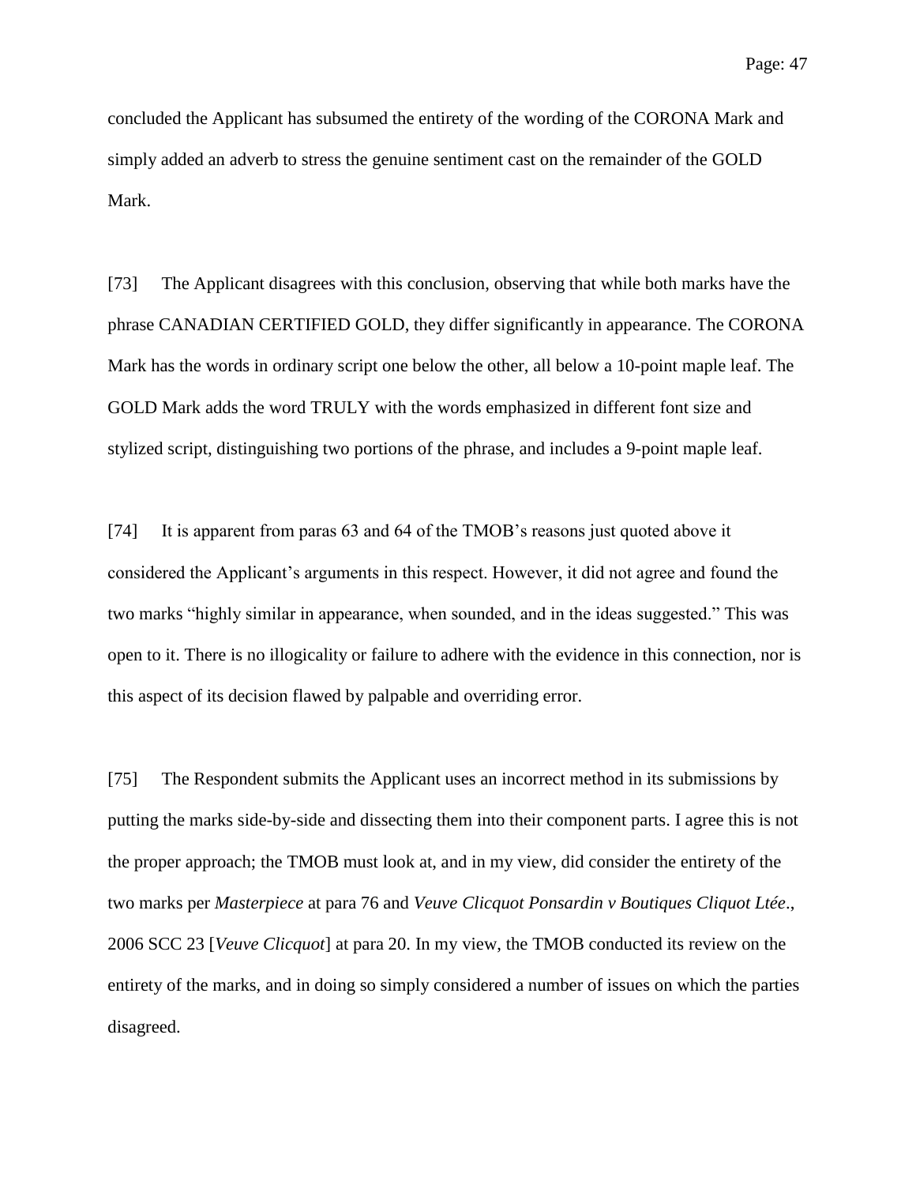concluded the Applicant has subsumed the entirety of the wording of the CORONA Mark and simply added an adverb to stress the genuine sentiment cast on the remainder of the GOLD Mark.

[73] The Applicant disagrees with this conclusion, observing that while both marks have the phrase CANADIAN CERTIFIED GOLD, they differ significantly in appearance. The CORONA Mark has the words in ordinary script one below the other, all below a 10-point maple leaf. The GOLD Mark adds the word TRULY with the words emphasized in different font size and stylized script, distinguishing two portions of the phrase, and includes a 9-point maple leaf.

[74] It is apparent from paras 63 and 64 of the TMOB's reasons just quoted above it considered the Applicant's arguments in this respect. However, it did not agree and found the two marks "highly similar in appearance, when sounded, and in the ideas suggested." This was open to it. There is no illogicality or failure to adhere with the evidence in this connection, nor is this aspect of its decision flawed by palpable and overriding error.

[75] The Respondent submits the Applicant uses an incorrect method in its submissions by putting the marks side-by-side and dissecting them into their component parts. I agree this is not the proper approach; the TMOB must look at, and in my view, did consider the entirety of the two marks per *Masterpiece* at para 76 and *Veuve Clicquot Ponsardin v Boutiques Cliquot Ltée*., 2006 SCC 23 [*Veuve Clicquot*] at para 20. In my view, the TMOB conducted its review on the entirety of the marks, and in doing so simply considered a number of issues on which the parties disagreed.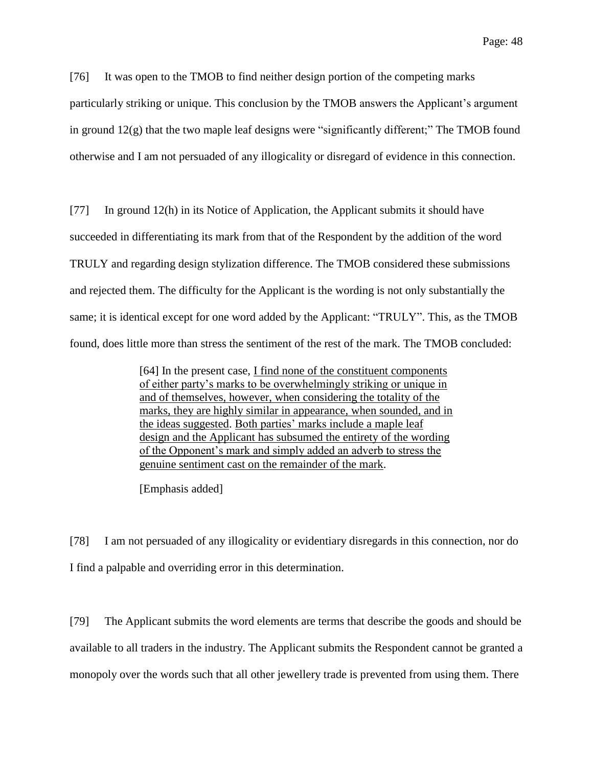[76] It was open to the TMOB to find neither design portion of the competing marks particularly striking or unique. This conclusion by the TMOB answers the Applicant's argument in ground 12(g) that the two maple leaf designs were "significantly different;" The TMOB found otherwise and I am not persuaded of any illogicality or disregard of evidence in this connection.

[77] In ground 12(h) in its Notice of Application, the Applicant submits it should have succeeded in differentiating its mark from that of the Respondent by the addition of the word TRULY and regarding design stylization difference. The TMOB considered these submissions and rejected them. The difficulty for the Applicant is the wording is not only substantially the same; it is identical except for one word added by the Applicant: "TRULY". This, as the TMOB found, does little more than stress the sentiment of the rest of the mark. The TMOB concluded:

> [64] In the present case, <u>I find none of the constituent components of either party's marks to be overwhelmingly striking or unique in and of themselves, however, when considering the totality of the marks, they are highly similar in appearance, when sounded, and in the ideas suggested</u>. <u>Both parties' marks include a maple leaf design and the Applicant has subsumed the entirety of the wording of the Opponent's mark and simply added an adverb to stress the genuine sentiment cast on the remainder of the mark</u>.
>
> [Emphasis added]

[78] I am not persuaded of any illogicality or evidentiary disregards in this connection, nor do I find a palpable and overriding error in this determination.

[79] The Applicant submits the word elements are terms that describe the goods and should be available to all traders in the industry. The Applicant submits the Respondent cannot be granted a monopoly over the words such that all other jewellery trade is prevented from using them. There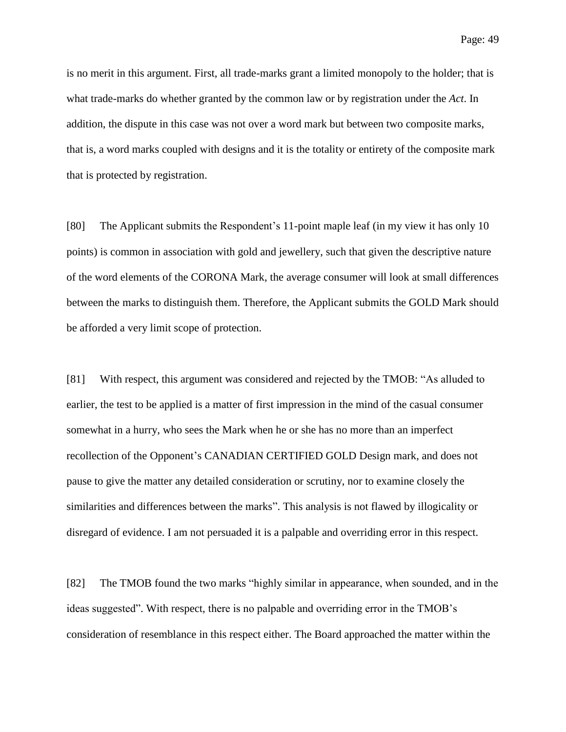is no merit in this argument. First, all trade-marks grant a limited monopoly to the holder; that is what trade-marks do whether granted by the common law or by registration under the *Act*. In addition, the dispute in this case was not over a word mark but between two composite marks, that is, a word marks coupled with designs and it is the totality or entirety of the composite mark that is protected by registration.

[80] The Applicant submits the Respondent's 11-point maple leaf (in my view it has only 10 points) is common in association with gold and jewellery, such that given the descriptive nature of the word elements of the CORONA Mark, the average consumer will look at small differences between the marks to distinguish them. Therefore, the Applicant submits the GOLD Mark should be afforded a very limit scope of protection.

[81] With respect, this argument was considered and rejected by the TMOB: "As alluded to earlier, the test to be applied is a matter of first impression in the mind of the casual consumer somewhat in a hurry, who sees the Mark when he or she has no more than an imperfect recollection of the Opponent's CANADIAN CERTIFIED GOLD Design mark, and does not pause to give the matter any detailed consideration or scrutiny, nor to examine closely the similarities and differences between the marks". This analysis is not flawed by illogicality or disregard of evidence. I am not persuaded it is a palpable and overriding error in this respect.

[82] The TMOB found the two marks "highly similar in appearance, when sounded, and in the ideas suggested". With respect, there is no palpable and overriding error in the TMOB's consideration of resemblance in this respect either. The Board approached the matter within the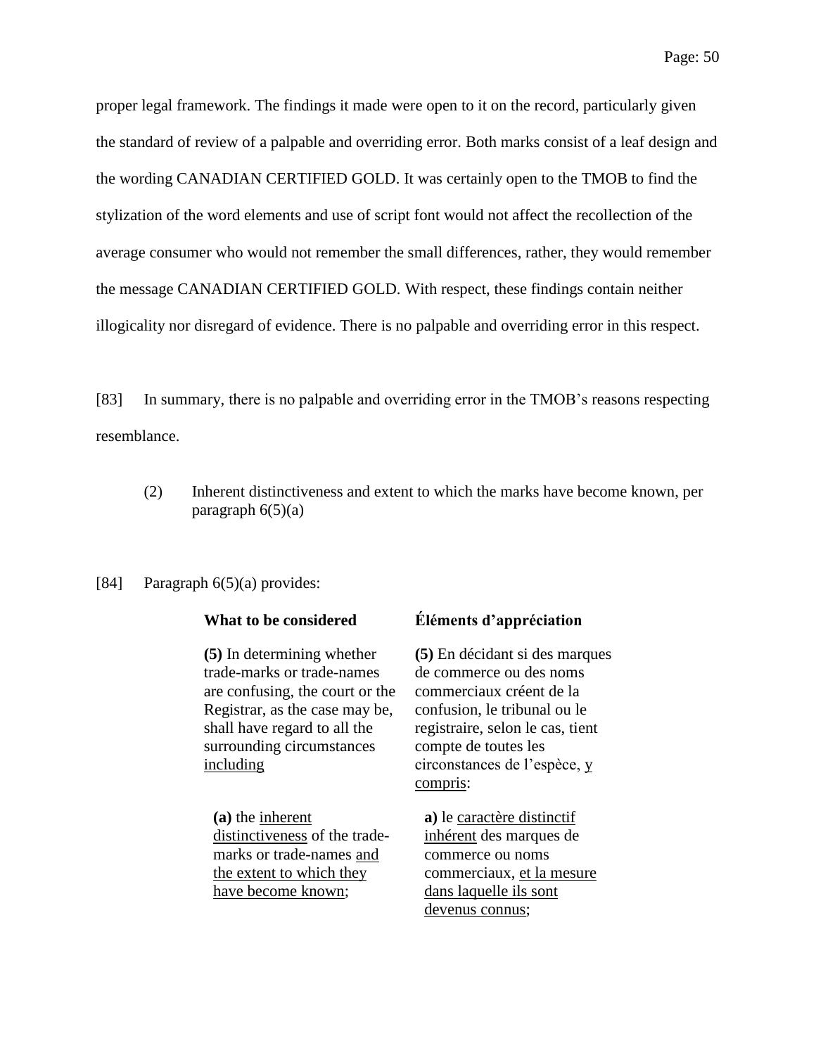proper legal framework. The findings it made were open to it on the record, particularly given the standard of review of a palpable and overriding error. Both marks consist of a leaf design and the wording CANADIAN CERTIFIED GOLD. It was certainly open to the TMOB to find the stylization of the word elements and use of script font would not affect the recollection of the average consumer who would not remember the small differences, rather, they would remember the message CANADIAN CERTIFIED GOLD. With respect, these findings contain neither illogicality nor disregard of evidence. There is no palpable and overriding error in this respect.

[83] In summary, there is no palpable and overriding error in the TMOB's reasons respecting resemblance.

(2) Inherent distinctiveness and extent to which the marks have become known, per paragraph 6(5)(a)

[84] Paragraph 6(5)(a) provides:

| **What to be considered** | **Éléments d'appréciation** |
|---|---|
| **(5)** In determining whether trade-marks or trade-names are confusing, the court or the Registrar, as the case may be, shall have regard to all the surrounding circumstances <u>including</u> | **(5)** En décidant si des marques de commerce ou des noms commerciaux créent de la confusion, le tribunal ou le registraire, selon le cas, tient compte de toutes les circonstances de l'espèce, <u>y compris</u>: |
| **(a)** the <u>inherent distinctiveness</u> of the trade-marks or trade-names <u>and the extent to which they have become known</u>; | **a)** le <u>caractère distinctif inhérent</u> des marques de commerce ou noms commerciaux, <u>et la mesure dans laquelle ils sont devenus connus</u>; |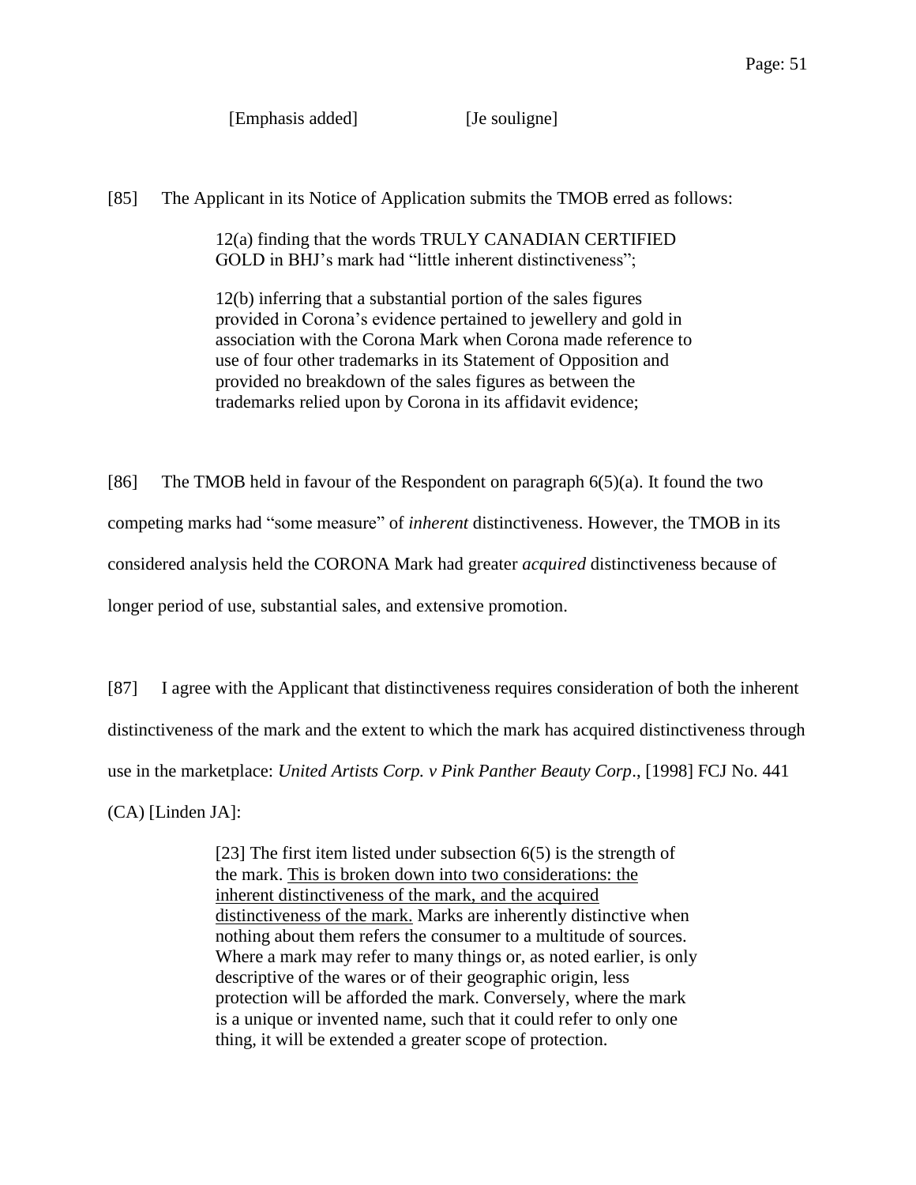[Emphasis added] [Je souligne]

[85] The Applicant in its Notice of Application submits the TMOB erred as follows:

> 12(a) finding that the words TRULY CANADIAN CERTIFIED GOLD in BHJ's mark had "little inherent distinctiveness";
>
> 12(b) inferring that a substantial portion of the sales figures provided in Corona's evidence pertained to jewellery and gold in association with the Corona Mark when Corona made reference to use of four other trademarks in its Statement of Opposition and provided no breakdown of the sales figures as between the trademarks relied upon by Corona in its affidavit evidence;

[86] The TMOB held in favour of the Respondent on paragraph 6(5)(a). It found the two competing marks had "some measure" of *inherent* distinctiveness. However, the TMOB in its considered analysis held the CORONA Mark had greater *acquired* distinctiveness because of longer period of use, substantial sales, and extensive promotion.

[87] I agree with the Applicant that distinctiveness requires consideration of both the inherent distinctiveness of the mark and the extent to which the mark has acquired distinctiveness through use in the marketplace: *United Artists Corp. v Pink Panther Beauty Corp*., [1998] FCJ No. 441 (CA) [Linden JA]:

> [23] The first item listed under subsection 6(5) is the strength of the mark. This is broken down into two considerations: the inherent distinctiveness of the mark, and the acquired distinctiveness of the mark. Marks are inherently distinctive when nothing about them refers the consumer to a multitude of sources. Where a mark may refer to many things or, as noted earlier, is only descriptive of the wares or of their geographic origin, less protection will be afforded the mark. Conversely, where the mark is a unique or invented name, such that it could refer to only one thing, it will be extended a greater scope of protection.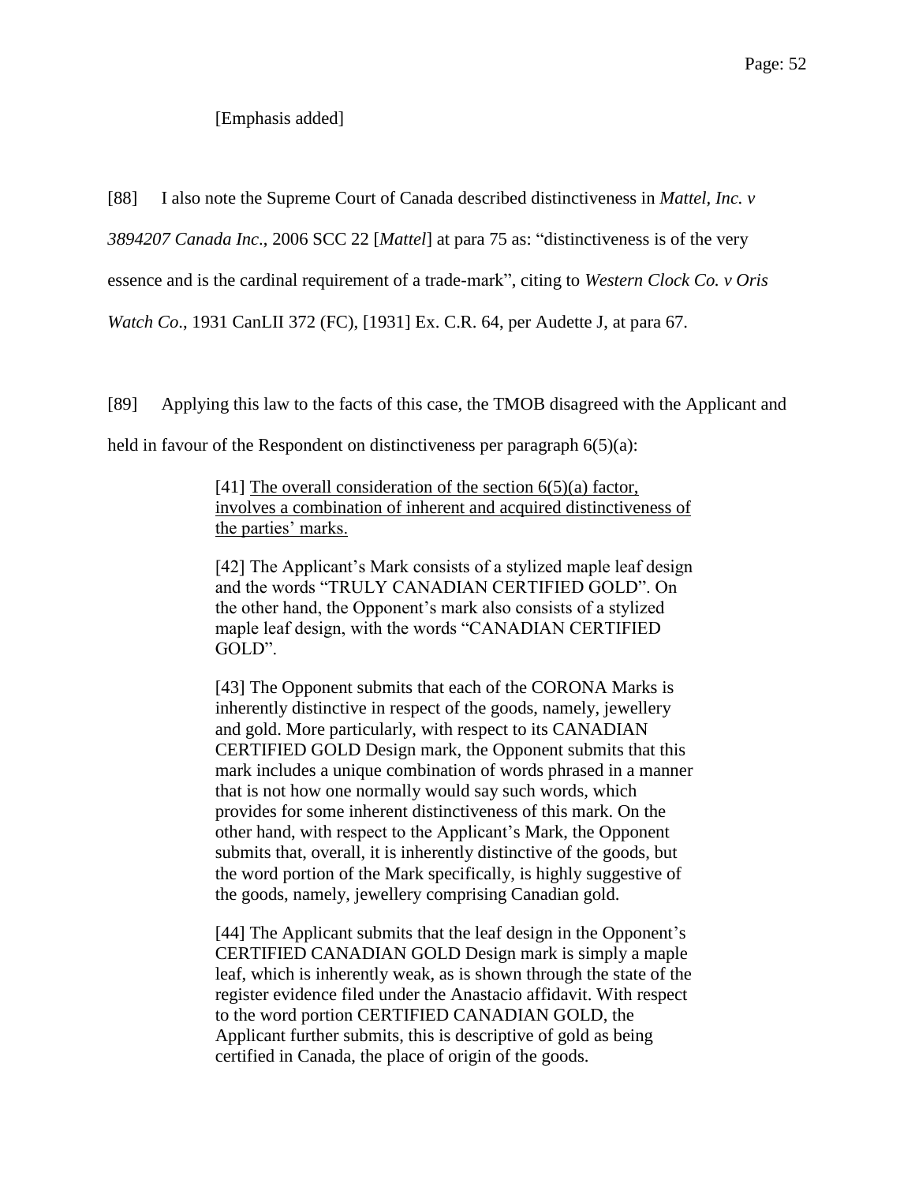[Emphasis added]

[88] I also note the Supreme Court of Canada described distinctiveness in *Mattel, Inc. v 3894207 Canada Inc*., 2006 SCC 22 [*Mattel*] at para 75 as: "distinctiveness is of the very essence and is the cardinal requirement of a trade-mark", citing to *Western Clock Co. v Oris Watch Co*., 1931 CanLII 372 (FC), [1931] Ex. C.R. 64, per Audette J, at para 67.

[89] Applying this law to the facts of this case, the TMOB disagreed with the Applicant and held in favour of the Respondent on distinctiveness per paragraph 6(5)(a):

> [41] <u>The overall consideration of the section 6(5)(a) factor, involves a combination of inherent and acquired distinctiveness of the parties' marks.</u>
>
> [42] The Applicant's Mark consists of a stylized maple leaf design and the words "TRULY CANADIAN CERTIFIED GOLD". On the other hand, the Opponent's mark also consists of a stylized maple leaf design, with the words "CANADIAN CERTIFIED GOLD".
>
> [43] The Opponent submits that each of the CORONA Marks is inherently distinctive in respect of the goods, namely, jewellery and gold. More particularly, with respect to its CANADIAN CERTIFIED GOLD Design mark, the Opponent submits that this mark includes a unique combination of words phrased in a manner that is not how one normally would say such words, which provides for some inherent distinctiveness of this mark. On the other hand, with respect to the Applicant's Mark, the Opponent submits that, overall, it is inherently distinctive of the goods, but the word portion of the Mark specifically, is highly suggestive of the goods, namely, jewellery comprising Canadian gold.
>
> [44] The Applicant submits that the leaf design in the Opponent's CERTIFIED CANADIAN GOLD Design mark is simply a maple leaf, which is inherently weak, as is shown through the state of the register evidence filed under the Anastacio affidavit. With respect to the word portion CERTIFIED CANADIAN GOLD, the Applicant further submits, this is descriptive of gold as being certified in Canada, the place of origin of the goods.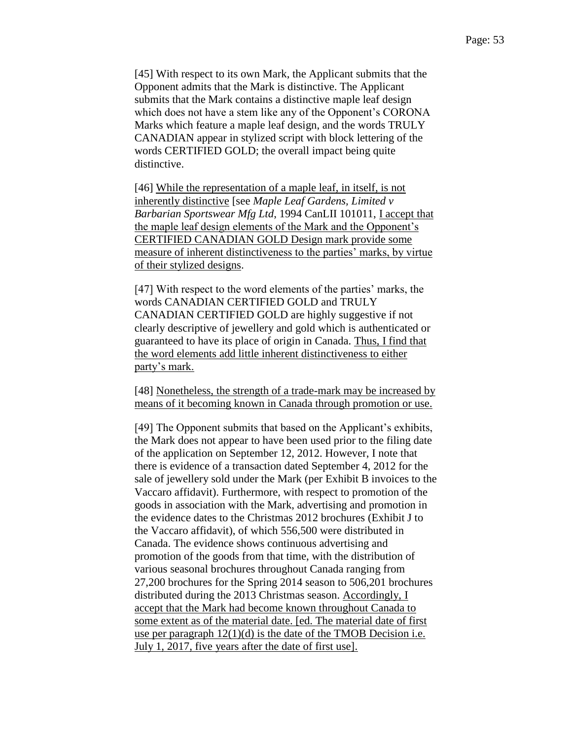[45] With respect to its own Mark, the Applicant submits that the Opponent admits that the Mark is distinctive. The Applicant submits that the Mark contains a distinctive maple leaf design which does not have a stem like any of the Opponent's CORONA Marks which feature a maple leaf design, and the words TRULY CANADIAN appear in stylized script with block lettering of the words CERTIFIED GOLD; the overall impact being quite distinctive.

[46] <u>While the representation of a maple leaf, in itself, is not inherently distinctive</u> [see *Maple Leaf Gardens, Limited v Barbarian Sportswear Mfg Ltd*, 1994 CanLII 101011, <u>I accept that the maple leaf design elements of the Mark and the Opponent's CERTIFIED CANADIAN GOLD Design mark provide some measure of inherent distinctiveness to the parties' marks, by virtue of their stylized designs</u>.

[47] With respect to the word elements of the parties' marks, the words CANADIAN CERTIFIED GOLD and TRULY CANADIAN CERTIFIED GOLD are highly suggestive if not clearly descriptive of jewellery and gold which is authenticated or guaranteed to have its place of origin in Canada. <u>Thus, I find that the word elements add little inherent distinctiveness to either party's mark.</u>

[48] <u>Nonetheless, the strength of a trade-mark may be increased by means of it becoming known in Canada through promotion or use.</u>

[49] The Opponent submits that based on the Applicant's exhibits, the Mark does not appear to have been used prior to the filing date of the application on September 12, 2012. However, I note that there is evidence of a transaction dated September 4, 2012 for the sale of jewellery sold under the Mark (per Exhibit B invoices to the Vaccaro affidavit). Furthermore, with respect to promotion of the goods in association with the Mark, advertising and promotion in the evidence dates to the Christmas 2012 brochures (Exhibit J to the Vaccaro affidavit), of which 556,500 were distributed in Canada. The evidence shows continuous advertising and promotion of the goods from that time, with the distribution of various seasonal brochures throughout Canada ranging from 27,200 brochures for the Spring 2014 season to 506,201 brochures distributed during the 2013 Christmas season. <u>Accordingly, I accept that the Mark had become known throughout Canada to some extent as of the material date. [ed. The material date of first use per paragraph 12(1)(d) is the date of the TMOB Decision i.e. July 1, 2017, five years after the date of first use].</u>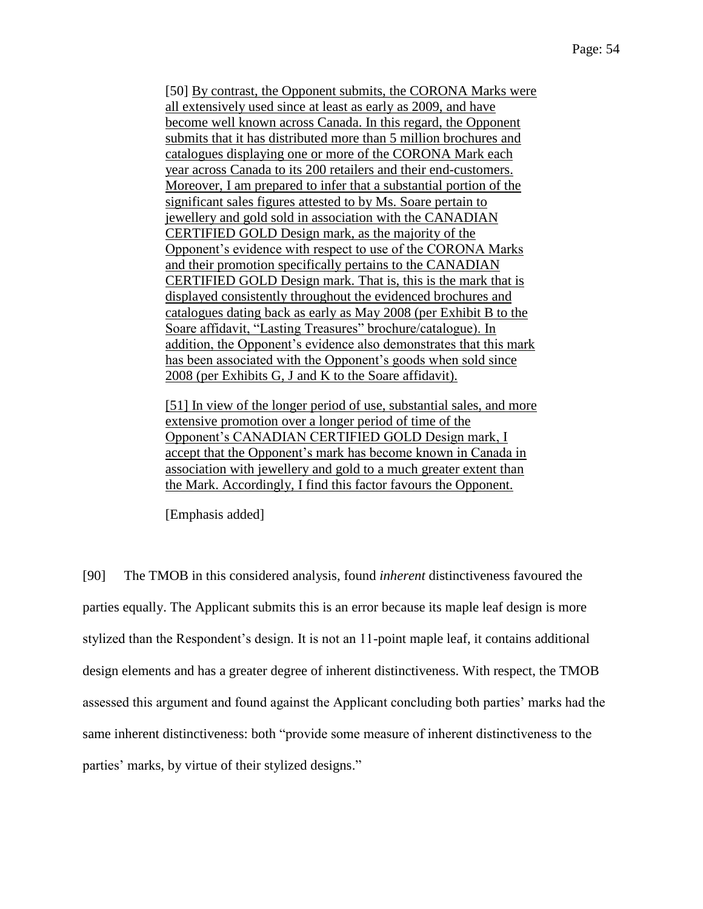> [50] <u>By contrast, the Opponent submits, the CORONA Marks were all extensively used since at least as early as 2009, and have become well known across Canada. In this regard, the Opponent submits that it has distributed more than 5 million brochures and catalogues displaying one or more of the CORONA Mark each year across Canada to its 200 retailers and their end-customers. Moreover, I am prepared to infer that a substantial portion of the significant sales figures attested to by Ms. Soare pertain to jewellery and gold sold in association with the CANADIAN CERTIFIED GOLD Design mark, as the majority of the Opponent's evidence with respect to use of the CORONA Marks and their promotion specifically pertains to the CANADIAN CERTIFIED GOLD Design mark. That is, this is the mark that is displayed consistently throughout the evidenced brochures and catalogues dating back as early as May 2008 (per Exhibit B to the Soare affidavit, "Lasting Treasures" brochure/catalogue). In addition, the Opponent's evidence also demonstrates that this mark has been associated with the Opponent's goods when sold since 2008 (per Exhibits G, J and K to the Soare affidavit).</u>
>
> [51] <u>In view of the longer period of use, substantial sales, and more extensive promotion over a longer period of time of the Opponent's CANADIAN CERTIFIED GOLD Design mark, I accept that the Opponent's mark has become known in Canada in association with jewellery and gold to a much greater extent than the Mark. Accordingly, I find this factor favours the Opponent.</u>
>
> [Emphasis added]

[90] The TMOB in this considered analysis, found *inherent* distinctiveness favoured the parties equally. The Applicant submits this is an error because its maple leaf design is more stylized than the Respondent's design. It is not an 11-point maple leaf, it contains additional design elements and has a greater degree of inherent distinctiveness. With respect, the TMOB assessed this argument and found against the Applicant concluding both parties' marks had the same inherent distinctiveness: both "provide some measure of inherent distinctiveness to the parties' marks, by virtue of their stylized designs."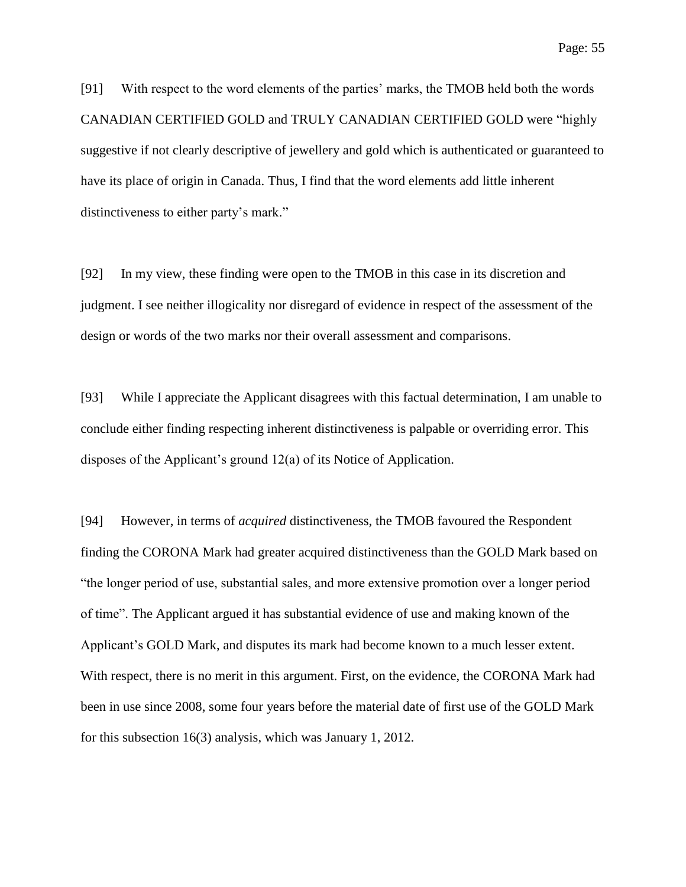[91] With respect to the word elements of the parties' marks, the TMOB held both the words CANADIAN CERTIFIED GOLD and TRULY CANADIAN CERTIFIED GOLD were "highly suggestive if not clearly descriptive of jewellery and gold which is authenticated or guaranteed to have its place of origin in Canada. Thus, I find that the word elements add little inherent distinctiveness to either party's mark."

[92] In my view, these finding were open to the TMOB in this case in its discretion and judgment. I see neither illogicality nor disregard of evidence in respect of the assessment of the design or words of the two marks nor their overall assessment and comparisons.

[93] While I appreciate the Applicant disagrees with this factual determination, I am unable to conclude either finding respecting inherent distinctiveness is palpable or overriding error. This disposes of the Applicant's ground 12(a) of its Notice of Application.

[94] However, in terms of *acquired* distinctiveness, the TMOB favoured the Respondent finding the CORONA Mark had greater acquired distinctiveness than the GOLD Mark based on "the longer period of use, substantial sales, and more extensive promotion over a longer period of time". The Applicant argued it has substantial evidence of use and making known of the Applicant's GOLD Mark, and disputes its mark had become known to a much lesser extent. With respect, there is no merit in this argument. First, on the evidence, the CORONA Mark had been in use since 2008, some four years before the material date of first use of the GOLD Mark for this subsection 16(3) analysis, which was January 1, 2012.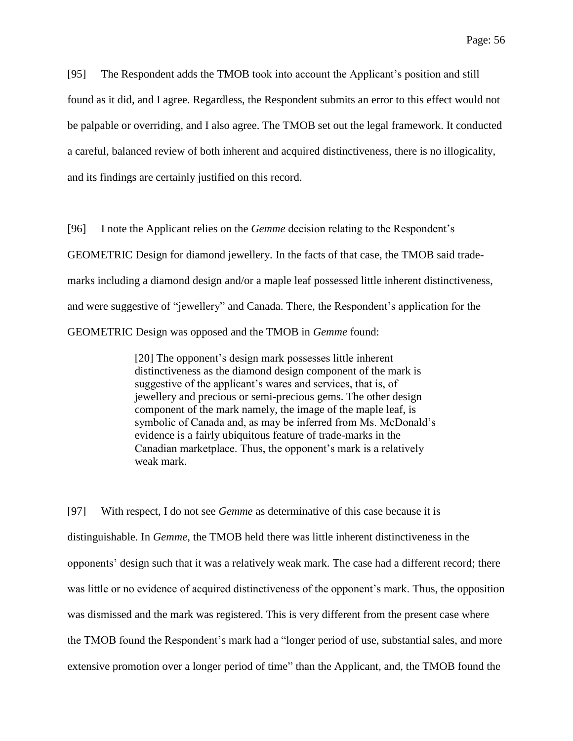[95] The Respondent adds the TMOB took into account the Applicant's position and still found as it did, and I agree. Regardless, the Respondent submits an error to this effect would not be palpable or overriding, and I also agree. The TMOB set out the legal framework. It conducted a careful, balanced review of both inherent and acquired distinctiveness, there is no illogicality, and its findings are certainly justified on this record.

[96] I note the Applicant relies on the *Gemme* decision relating to the Respondent's GEOMETRIC Design for diamond jewellery. In the facts of that case, the TMOB said trade-marks including a diamond design and/or a maple leaf possessed little inherent distinctiveness, and were suggestive of "jewellery" and Canada. There, the Respondent's application for the GEOMETRIC Design was opposed and the TMOB in *Gemme* found:

> [20] The opponent's design mark possesses little inherent distinctiveness as the diamond design component of the mark is suggestive of the applicant's wares and services, that is, of jewellery and precious or semi-precious gems. The other design component of the mark namely, the image of the maple leaf, is symbolic of Canada and, as may be inferred from Ms. McDonald's evidence is a fairly ubiquitous feature of trade-marks in the Canadian marketplace. Thus, the opponent's mark is a relatively weak mark.

[97] With respect, I do not see *Gemme* as determinative of this case because it is distinguishable. In *Gemme*, the TMOB held there was little inherent distinctiveness in the opponents' design such that it was a relatively weak mark. The case had a different record; there was little or no evidence of acquired distinctiveness of the opponent's mark. Thus, the opposition was dismissed and the mark was registered. This is very different from the present case where the TMOB found the Respondent's mark had a "longer period of use, substantial sales, and more extensive promotion over a longer period of time" than the Applicant, and, the TMOB found the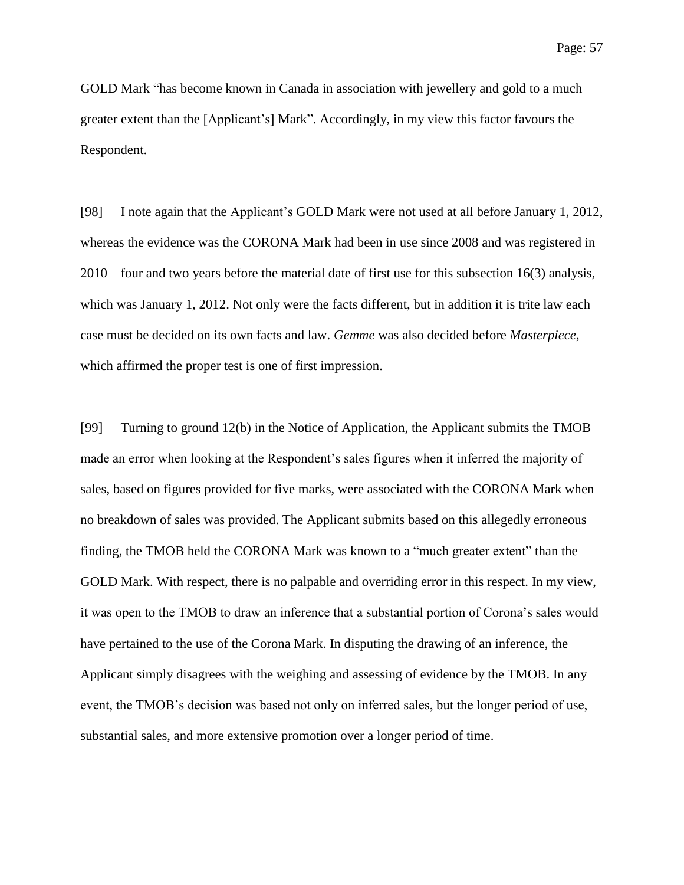GOLD Mark "has become known in Canada in association with jewellery and gold to a much greater extent than the [Applicant's] Mark". Accordingly, in my view this factor favours the Respondent.

[98] I note again that the Applicant's GOLD Mark were not used at all before January 1, 2012, whereas the evidence was the CORONA Mark had been in use since 2008 and was registered in 2010 – four and two years before the material date of first use for this subsection 16(3) analysis, which was January 1, 2012. Not only were the facts different, but in addition it is trite law each case must be decided on its own facts and law. *Gemme* was also decided before *Masterpiece*, which affirmed the proper test is one of first impression.

[99] Turning to ground 12(b) in the Notice of Application, the Applicant submits the TMOB made an error when looking at the Respondent's sales figures when it inferred the majority of sales, based on figures provided for five marks, were associated with the CORONA Mark when no breakdown of sales was provided. The Applicant submits based on this allegedly erroneous finding, the TMOB held the CORONA Mark was known to a "much greater extent" than the GOLD Mark. With respect, there is no palpable and overriding error in this respect. In my view, it was open to the TMOB to draw an inference that a substantial portion of Corona's sales would have pertained to the use of the Corona Mark. In disputing the drawing of an inference, the Applicant simply disagrees with the weighing and assessing of evidence by the TMOB. In any event, the TMOB's decision was based not only on inferred sales, but the longer period of use, substantial sales, and more extensive promotion over a longer period of time.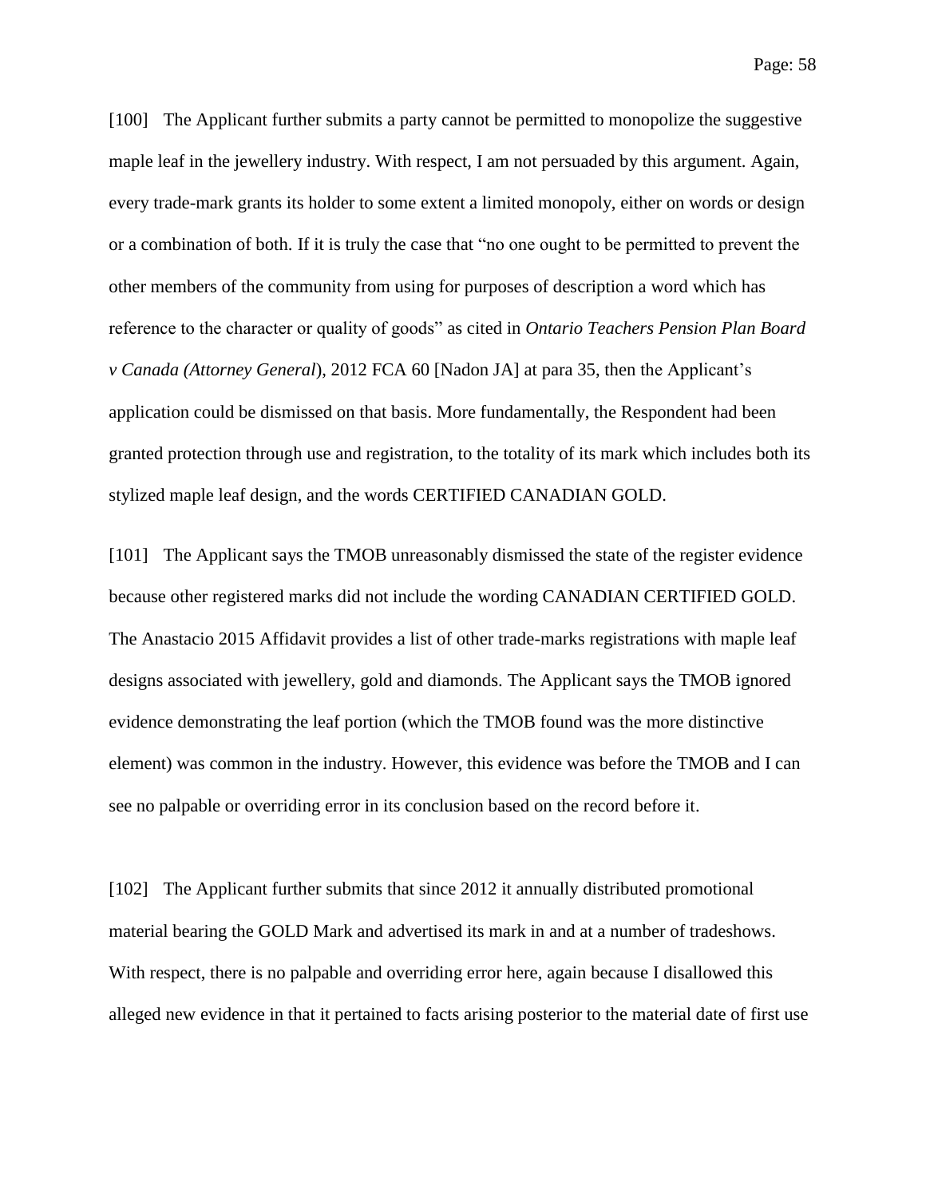[100] The Applicant further submits a party cannot be permitted to monopolize the suggestive maple leaf in the jewellery industry. With respect, I am not persuaded by this argument. Again, every trade-mark grants its holder to some extent a limited monopoly, either on words or design or a combination of both. If it is truly the case that "no one ought to be permitted to prevent the other members of the community from using for purposes of description a word which has reference to the character or quality of goods" as cited in *Ontario Teachers Pension Plan Board v Canada (Attorney General*), 2012 FCA 60 [Nadon JA] at para 35, then the Applicant's application could be dismissed on that basis. More fundamentally, the Respondent had been granted protection through use and registration, to the totality of its mark which includes both its stylized maple leaf design, and the words CERTIFIED CANADIAN GOLD.

[101] The Applicant says the TMOB unreasonably dismissed the state of the register evidence because other registered marks did not include the wording CANADIAN CERTIFIED GOLD. The Anastacio 2015 Affidavit provides a list of other trade-marks registrations with maple leaf designs associated with jewellery, gold and diamonds. The Applicant says the TMOB ignored evidence demonstrating the leaf portion (which the TMOB found was the more distinctive element) was common in the industry. However, this evidence was before the TMOB and I can see no palpable or overriding error in its conclusion based on the record before it.

[102] The Applicant further submits that since 2012 it annually distributed promotional material bearing the GOLD Mark and advertised its mark in and at a number of tradeshows. With respect, there is no palpable and overriding error here, again because I disallowed this alleged new evidence in that it pertained to facts arising posterior to the material date of first use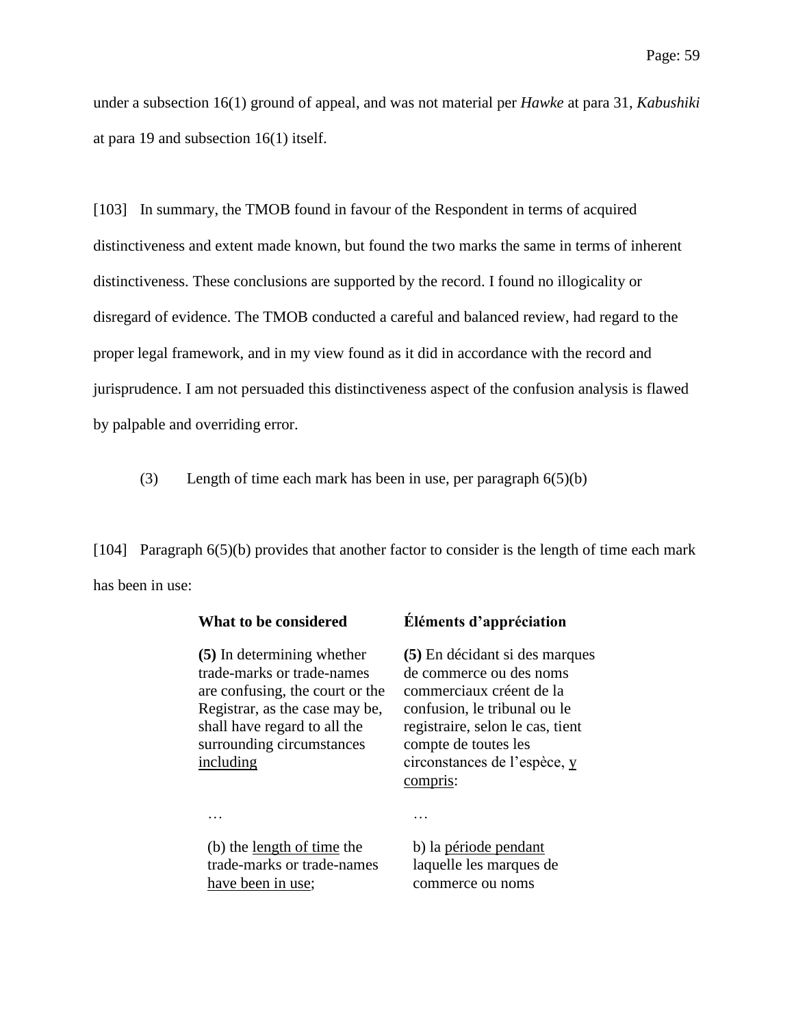under a subsection 16(1) ground of appeal, and was not material per *Hawke* at para 31, *Kabushiki* at para 19 and subsection 16(1) itself.

[103] In summary, the TMOB found in favour of the Respondent in terms of acquired distinctiveness and extent made known, but found the two marks the same in terms of inherent distinctiveness. These conclusions are supported by the record. I found no illogicality or disregard of evidence. The TMOB conducted a careful and balanced review, had regard to the proper legal framework, and in my view found as it did in accordance with the record and jurisprudence. I am not persuaded this distinctiveness aspect of the confusion analysis is flawed by palpable and overriding error.

(3) Length of time each mark has been in use, per paragraph 6(5)(b)

[104] Paragraph 6(5)(b) provides that another factor to consider is the length of time each mark has been in use:

| **What to be considered** | **Éléments d'appréciation** |
|---|---|
| **(5)** In determining whether trade-marks or trade-names are confusing, the court or the Registrar, as the case may be, shall have regard to all the surrounding circumstances <u>including</u> | **(5)** En décidant si des marques de commerce ou des noms commerciaux créent de la confusion, le tribunal ou le registraire, selon le cas, tient compte de toutes les circonstances de l'espèce, <u>y compris</u>: |
| … | … |
| (b) the <u>length of time</u> the trade-marks or trade-names <u>have been in use</u>; | b) la <u>période pendant</u> laquelle les marques de commerce ou noms |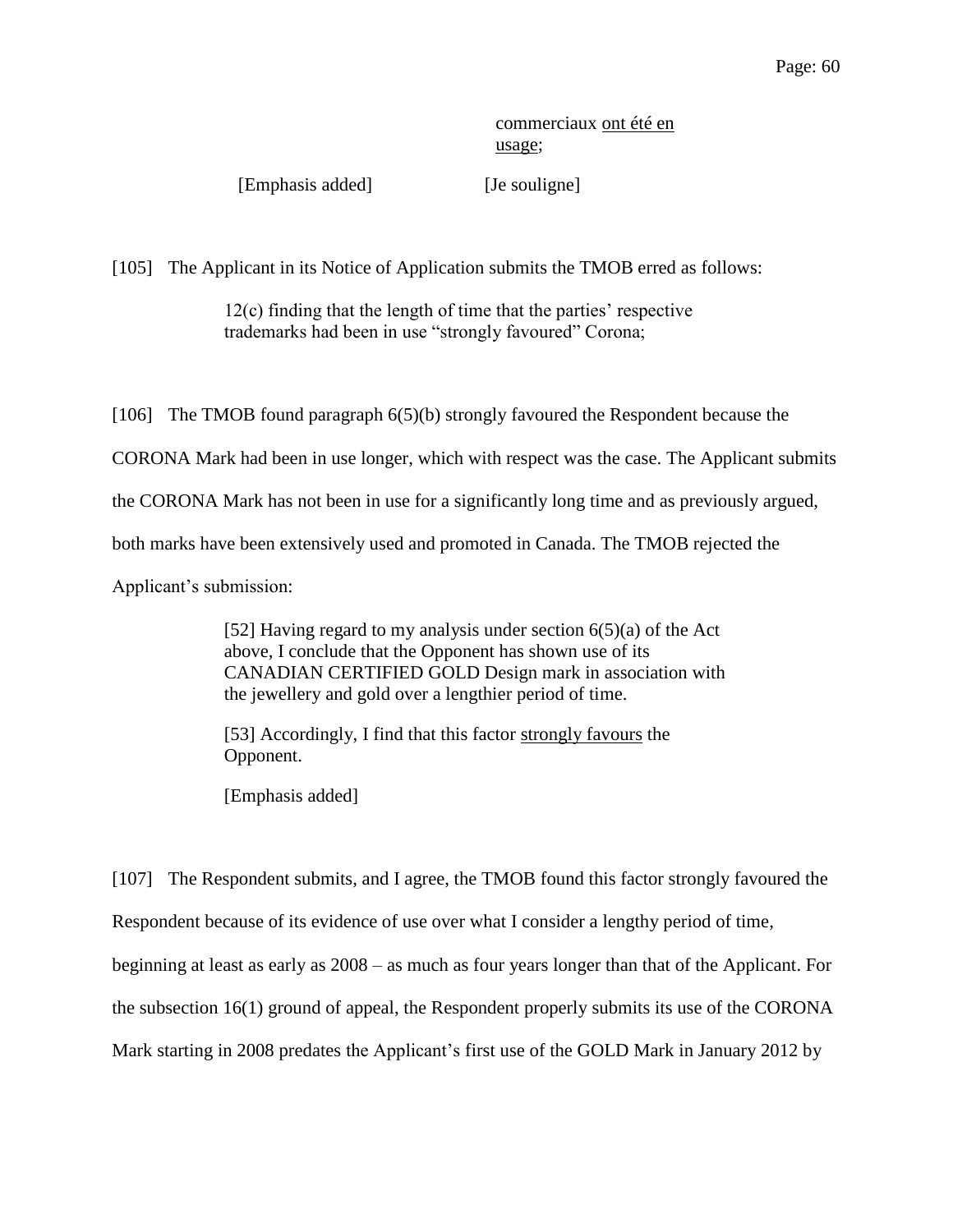commerciaux <u>ont été en usage</u>;

[Emphasis added] [Je souligne]

[105] The Applicant in its Notice of Application submits the TMOB erred as follows:

> 12(c) finding that the length of time that the parties' respective trademarks had been in use "strongly favoured" Corona;

[106] The TMOB found paragraph 6(5)(b) strongly favoured the Respondent because the CORONA Mark had been in use longer, which with respect was the case. The Applicant submits the CORONA Mark has not been in use for a significantly long time and as previously argued, both marks have been extensively used and promoted in Canada. The TMOB rejected the Applicant's submission:

> [52] Having regard to my analysis under section 6(5)(a) of the Act above, I conclude that the Opponent has shown use of its CANADIAN CERTIFIED GOLD Design mark in association with the jewellery and gold over a lengthier period of time.
>
> [53] Accordingly, I find that this factor <u>strongly favours</u> the Opponent.
>
> [Emphasis added]

[107] The Respondent submits, and I agree, the TMOB found this factor strongly favoured the Respondent because of its evidence of use over what I consider a lengthy period of time, beginning at least as early as 2008 – as much as four years longer than that of the Applicant. For the subsection 16(1) ground of appeal, the Respondent properly submits its use of the CORONA Mark starting in 2008 predates the Applicant's first use of the GOLD Mark in January 2012 by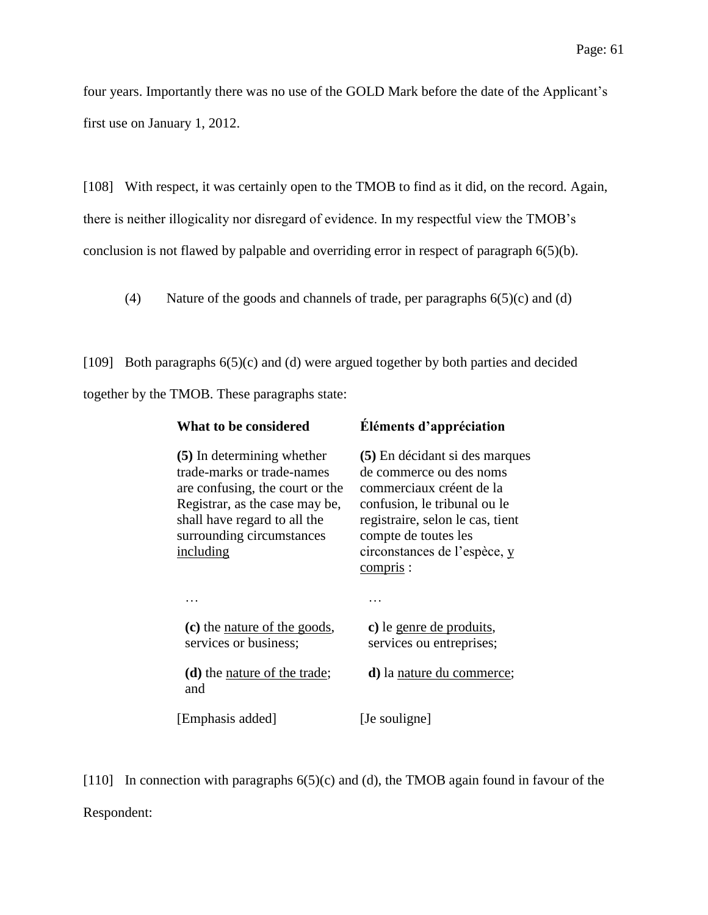four years. Importantly there was no use of the GOLD Mark before the date of the Applicant's first use on January 1, 2012.

[108] With respect, it was certainly open to the TMOB to find as it did, on the record. Again, there is neither illogicality nor disregard of evidence. In my respectful view the TMOB's conclusion is not flawed by palpable and overriding error in respect of paragraph 6(5)(b).

(4) Nature of the goods and channels of trade, per paragraphs 6(5)(c) and (d)

[109] Both paragraphs 6(5)(c) and (d) were argued together by both parties and decided together by the TMOB. These paragraphs state:

| **What to be considered** | **Éléments d'appréciation** |
|---|---|
| **(5)** In determining whether trade-marks or trade-names are confusing, the court or the Registrar, as the case may be, shall have regard to all the surrounding circumstances <u>including</u> | **(5)** En décidant si des marques de commerce ou des noms commerciaux créent de la confusion, le tribunal ou le registraire, selon le cas, tient compte de toutes les circonstances de l'espèce, <u>y compris</u> : |
| … | … |
| **(c)** the <u>nature of the goods</u>, services or business; | **c)** le <u>genre de produits</u>, services ou entreprises; |
| **(d)** the <u>nature of the trade</u>; and | **d)** la <u>nature du commerce</u>; |
| [Emphasis added] | [Je souligne] |

[110] In connection with paragraphs 6(5)(c) and (d), the TMOB again found in favour of the Respondent: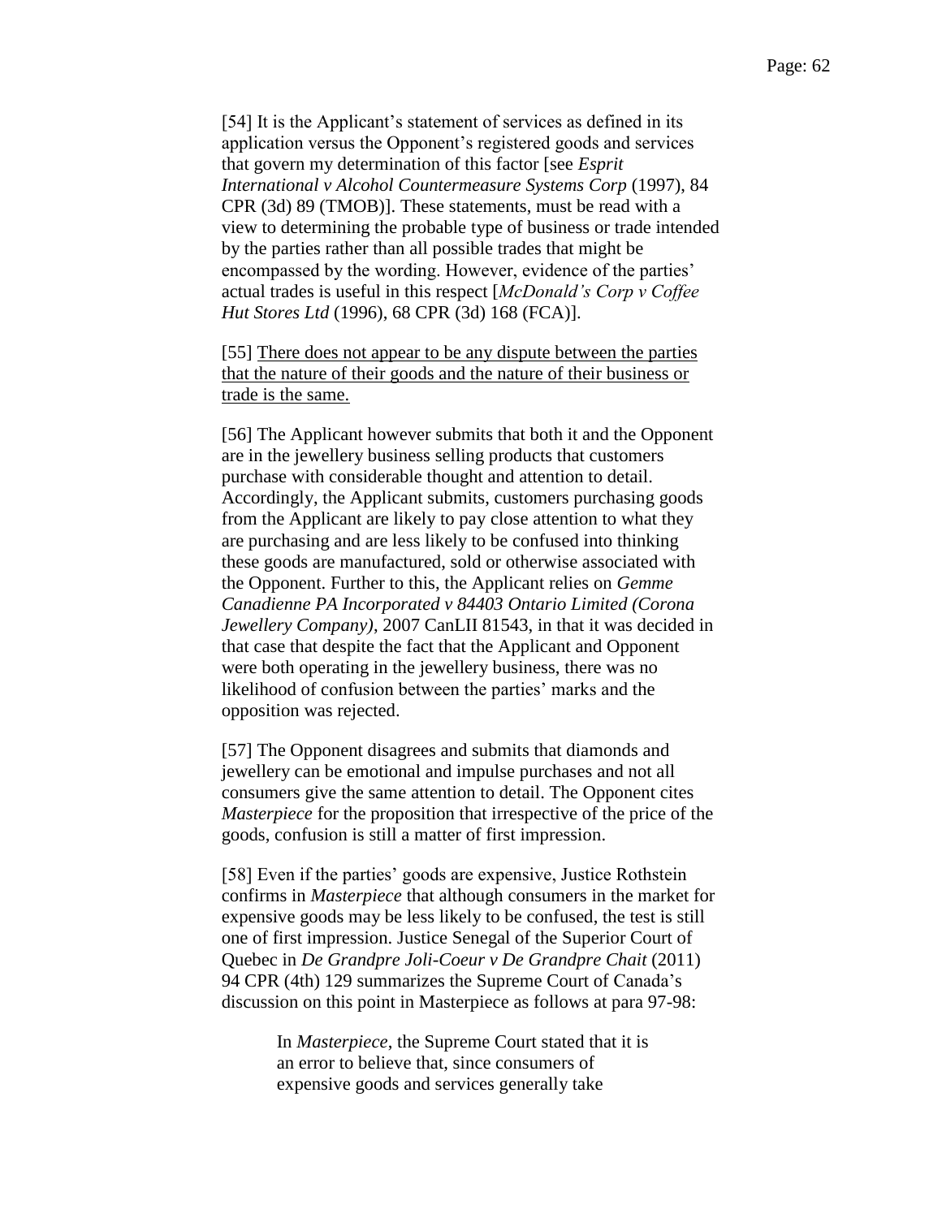[54] It is the Applicant's statement of services as defined in its application versus the Opponent's registered goods and services that govern my determination of this factor [see *Esprit International v Alcohol Countermeasure Systems Corp* (1997), 84 CPR (3d) 89 (TMOB)]. These statements, must be read with a view to determining the probable type of business or trade intended by the parties rather than all possible trades that might be encompassed by the wording. However, evidence of the parties' actual trades is useful in this respect [*McDonald's Corp v Coffee Hut Stores Ltd* (1996), 68 CPR (3d) 168 (FCA)].

[55] <u>There does not appear to be any dispute between the parties that the nature of their goods and the nature of their business or trade is the same.</u>

[56] The Applicant however submits that both it and the Opponent are in the jewellery business selling products that customers purchase with considerable thought and attention to detail. Accordingly, the Applicant submits, customers purchasing goods from the Applicant are likely to pay close attention to what they are purchasing and are less likely to be confused into thinking these goods are manufactured, sold or otherwise associated with the Opponent. Further to this, the Applicant relies on *Gemme Canadienne PA Incorporated v 84403 Ontario Limited (Corona Jewellery Company)*, 2007 CanLII 81543, in that it was decided in that case that despite the fact that the Applicant and Opponent were both operating in the jewellery business, there was no likelihood of confusion between the parties' marks and the opposition was rejected.

[57] The Opponent disagrees and submits that diamonds and jewellery can be emotional and impulse purchases and not all consumers give the same attention to detail. The Opponent cites *Masterpiece* for the proposition that irrespective of the price of the goods, confusion is still a matter of first impression.

[58] Even if the parties' goods are expensive, Justice Rothstein confirms in *Masterpiece* that although consumers in the market for expensive goods may be less likely to be confused, the test is still one of first impression. Justice Senegal of the Superior Court of Quebec in *De Grandpre Joli-Coeur v De Grandpre Chait* (2011) 94 CPR (4th) 129 summarizes the Supreme Court of Canada's discussion on this point in Masterpiece as follows at para 97-98:

> In *Masterpiece*, the Supreme Court stated that it is an error to believe that, since consumers of expensive goods and services generally take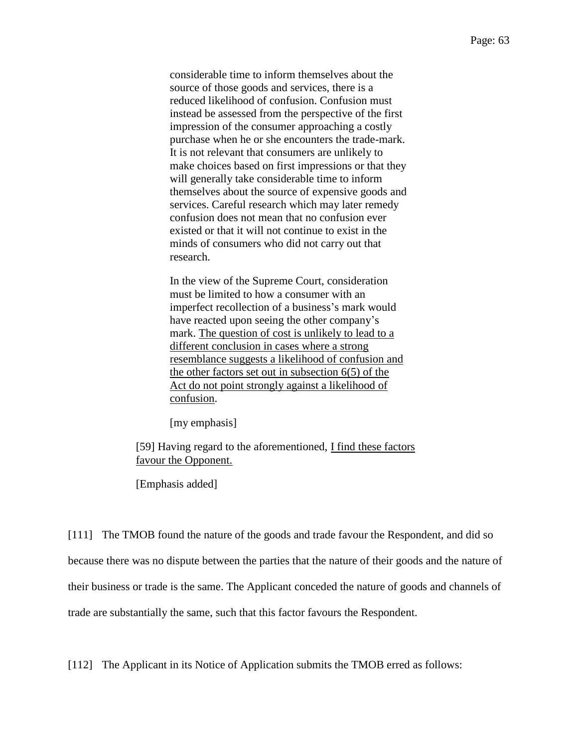> considerable time to inform themselves about the source of those goods and services, there is a reduced likelihood of confusion. Confusion must instead be assessed from the perspective of the first impression of the consumer approaching a costly purchase when he or she encounters the trade-mark. It is not relevant that consumers are unlikely to make choices based on first impressions or that they will generally take considerable time to inform themselves about the source of expensive goods and services. Careful research which may later remedy confusion does not mean that no confusion ever existed or that it will not continue to exist in the minds of consumers who did not carry out that research.
>
> In the view of the Supreme Court, consideration must be limited to how a consumer with an imperfect recollection of a business's mark would have reacted upon seeing the other company's mark. <u>The question of cost is unlikely to lead to a different conclusion in cases where a strong resemblance suggests a likelihood of confusion and the other factors set out in subsection 6(5) of the Act do not point strongly against a likelihood of confusion</u>.
>
> [my emphasis]

> [59] Having regard to the aforementioned, <u>I find these factors favour the Opponent.</u>
>
> [Emphasis added]

[111] The TMOB found the nature of the goods and trade favour the Respondent, and did so because there was no dispute between the parties that the nature of their goods and the nature of their business or trade is the same. The Applicant conceded the nature of goods and channels of trade are substantially the same, such that this factor favours the Respondent.

[112] The Applicant in its Notice of Application submits the TMOB erred as follows: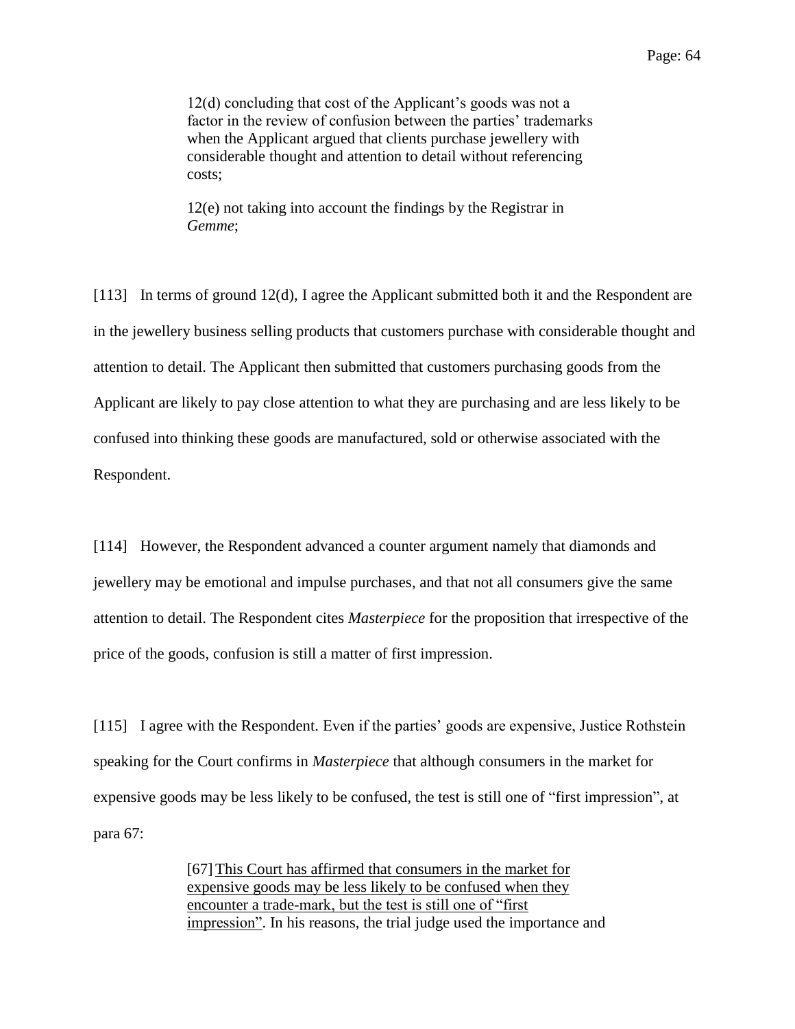> 12(d) concluding that cost of the Applicant's goods was not a factor in the review of confusion between the parties' trademarks when the Applicant argued that clients purchase jewellery with considerable thought and attention to detail without referencing costs;
>
> 12(e) not taking into account the findings by the Registrar in *Gemme*;

[113] In terms of ground 12(d), I agree the Applicant submitted both it and the Respondent are in the jewellery business selling products that customers purchase with considerable thought and attention to detail. The Applicant then submitted that customers purchasing goods from the Applicant are likely to pay close attention to what they are purchasing and are less likely to be confused into thinking these goods are manufactured, sold or otherwise associated with the Respondent.

[114] However, the Respondent advanced a counter argument namely that diamonds and jewellery may be emotional and impulse purchases, and that not all consumers give the same attention to detail. The Respondent cites *Masterpiece* for the proposition that irrespective of the price of the goods, confusion is still a matter of first impression.

[115] I agree with the Respondent. Even if the parties' goods are expensive, Justice Rothstein speaking for the Court confirms in *Masterpiece* that although consumers in the market for expensive goods may be less likely to be confused, the test is still one of "first impression", at para 67:

> [67] <u>This Court has affirmed that consumers in the market for expensive goods may be less likely to be confused when they encounter a trade-mark, but the test is still one of "first impression"</u>. In his reasons, the trial judge used the importance and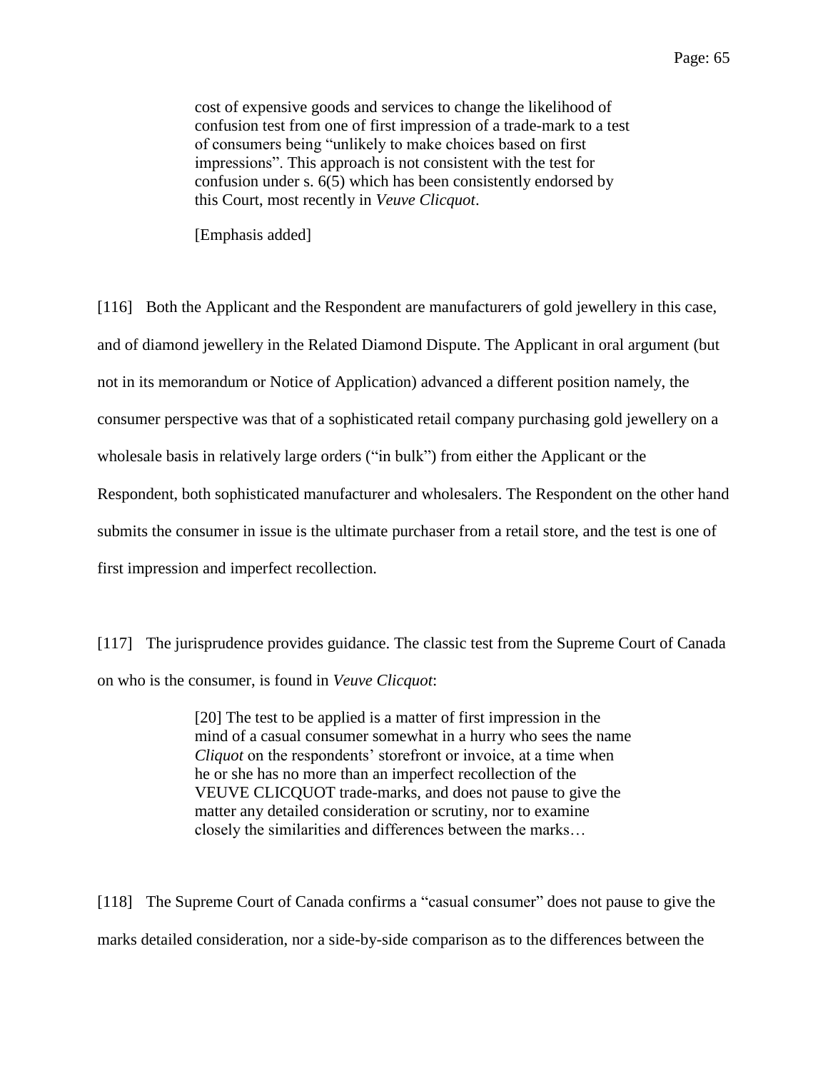> cost of expensive goods and services to change the likelihood of confusion test from one of first impression of a trade-mark to a test of consumers being "unlikely to make choices based on first impressions". This approach is not consistent with the test for confusion under s. 6(5) which has been consistently endorsed by this Court, most recently in *Veuve Clicquot*.
>
> [Emphasis added]

[116] Both the Applicant and the Respondent are manufacturers of gold jewellery in this case, and of diamond jewellery in the Related Diamond Dispute. The Applicant in oral argument (but not in its memorandum or Notice of Application) advanced a different position namely, the consumer perspective was that of a sophisticated retail company purchasing gold jewellery on a wholesale basis in relatively large orders ("in bulk") from either the Applicant or the Respondent, both sophisticated manufacturer and wholesalers. The Respondent on the other hand submits the consumer in issue is the ultimate purchaser from a retail store, and the test is one of first impression and imperfect recollection.

[117] The jurisprudence provides guidance. The classic test from the Supreme Court of Canada on who is the consumer, is found in *Veuve Clicquot*:

> [20] The test to be applied is a matter of first impression in the mind of a casual consumer somewhat in a hurry who sees the name *Cliquot* on the respondents' storefront or invoice, at a time when he or she has no more than an imperfect recollection of the VEUVE CLICQUOT trade-marks, and does not pause to give the matter any detailed consideration or scrutiny, nor to examine closely the similarities and differences between the marks…

[118] The Supreme Court of Canada confirms a "casual consumer" does not pause to give the marks detailed consideration, nor a side-by-side comparison as to the differences between the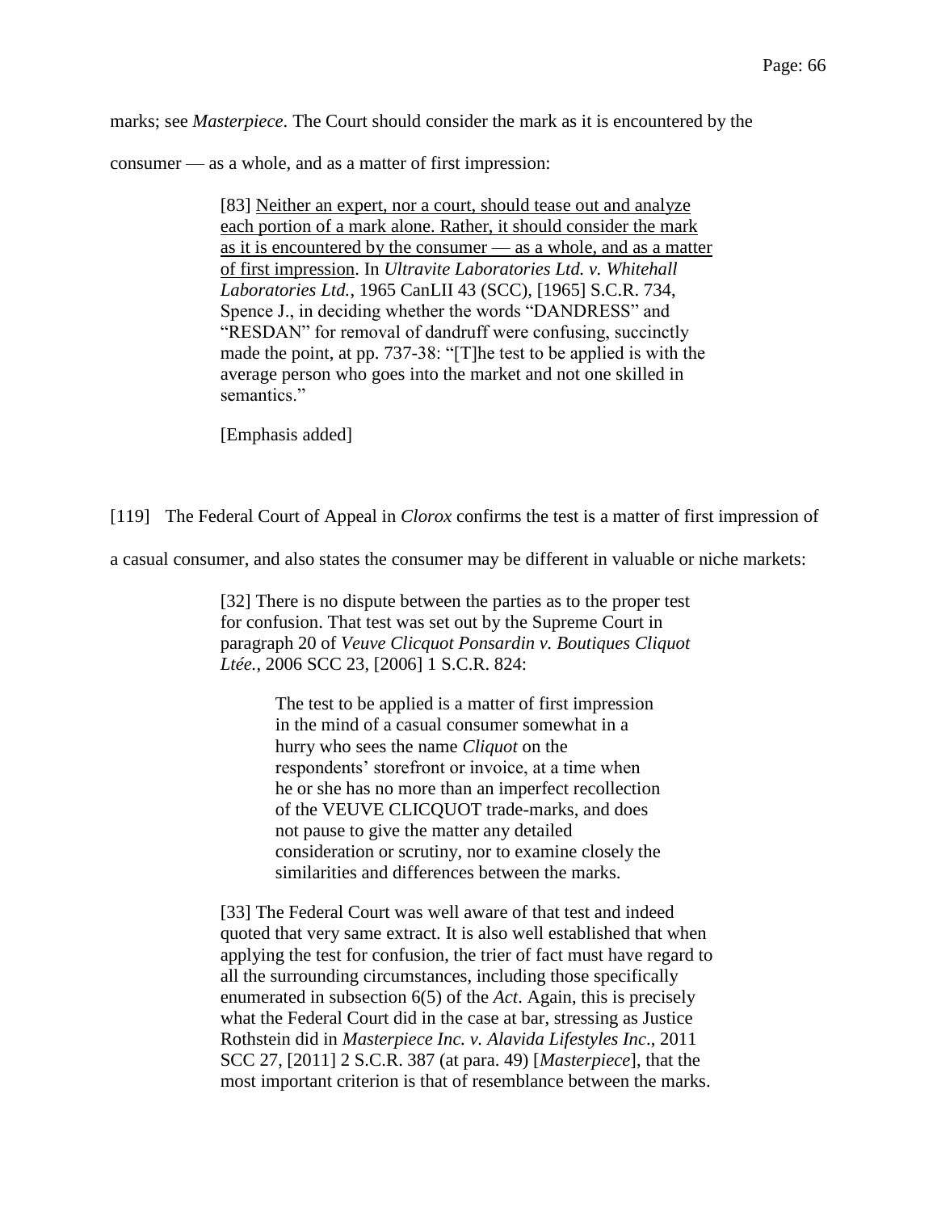marks; see *Masterpiece*. The Court should consider the mark as it is encountered by the consumer — as a whole, and as a matter of first impression:

> [83] <u>Neither an expert, nor a court, should tease out and analyze each portion of a mark alone. Rather, it should consider the mark as it is encountered by the consumer — as a whole, and as a matter of first impression</u>. In *Ultravite Laboratories Ltd. v. Whitehall Laboratories Ltd.*, 1965 CanLII 43 (SCC), [1965] S.C.R. 734, Spence J., in deciding whether the words "DANDRESS" and "RESDAN" for removal of dandruff were confusing, succinctly made the point, at pp. 737-38: "[T]he test to be applied is with the average person who goes into the market and not one skilled in semantics."
>
> [Emphasis added]

[119] The Federal Court of Appeal in *Clorox* confirms the test is a matter of first impression of a casual consumer, and also states the consumer may be different in valuable or niche markets:

> [32] There is no dispute between the parties as to the proper test for confusion. That test was set out by the Supreme Court in paragraph 20 of *Veuve Clicquot Ponsardin v. Boutiques Cliquot Ltée.*, 2006 SCC 23, [2006] 1 S.C.R. 824:
>
> > The test to be applied is a matter of first impression in the mind of a casual consumer somewhat in a hurry who sees the name *Cliquot* on the respondents' storefront or invoice, at a time when he or she has no more than an imperfect recollection of the VEUVE CLICQUOT trade-marks, and does not pause to give the matter any detailed consideration or scrutiny, nor to examine closely the similarities and differences between the marks.
>
> [33] The Federal Court was well aware of that test and indeed quoted that very same extract. It is also well established that when applying the test for confusion, the trier of fact must have regard to all the surrounding circumstances, including those specifically enumerated in subsection 6(5) of the *Act*. Again, this is precisely what the Federal Court did in the case at bar, stressing as Justice Rothstein did in *Masterpiece Inc. v. Alavida Lifestyles Inc.*, 2011 SCC 27, [2011] 2 S.C.R. 387 (at para. 49) [*Masterpiece*], that the most important criterion is that of resemblance between the marks.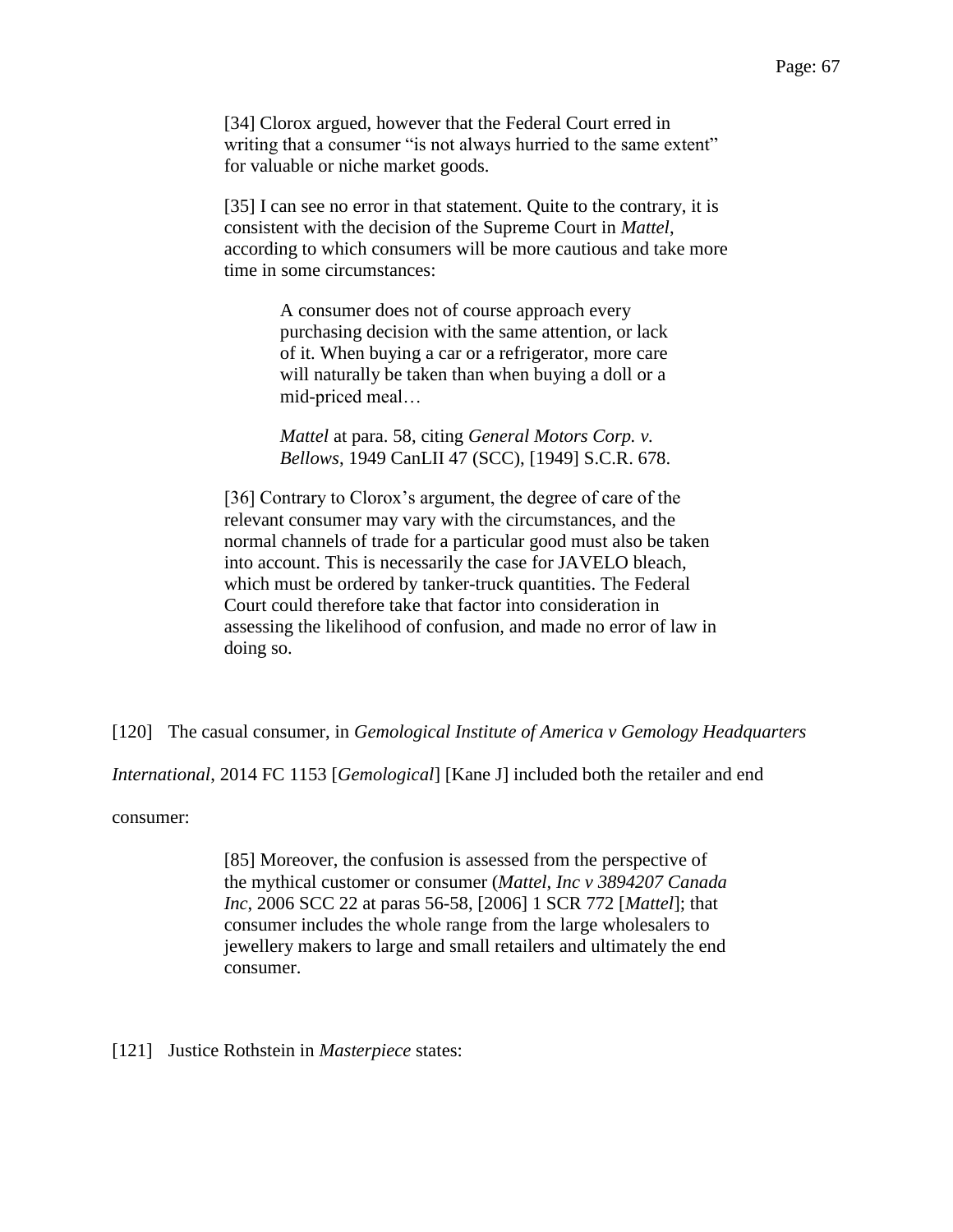> [34] Clorox argued, however that the Federal Court erred in writing that a consumer "is not always hurried to the same extent" for valuable or niche market goods.
>
> [35] I can see no error in that statement. Quite to the contrary, it is consistent with the decision of the Supreme Court in *Mattel*, according to which consumers will be more cautious and take more time in some circumstances:
>
> > A consumer does not of course approach every purchasing decision with the same attention, or lack of it. When buying a car or a refrigerator, more care will naturally be taken than when buying a doll or a mid-priced meal…
> >
> > *Mattel* at para. 58, citing *General Motors Corp. v. Bellows*, 1949 CanLII 47 (SCC), [1949] S.C.R. 678.
>
> [36] Contrary to Clorox's argument, the degree of care of the relevant consumer may vary with the circumstances, and the normal channels of trade for a particular good must also be taken into account. This is necessarily the case for JAVELO bleach, which must be ordered by tanker-truck quantities. The Federal Court could therefore take that factor into consideration in assessing the likelihood of confusion, and made no error of law in doing so.

[120] The casual consumer, in *Gemological Institute of America v Gemology Headquarters International*, 2014 FC 1153 [*Gemological*] [Kane J] included both the retailer and end consumer:

> [85] Moreover, the confusion is assessed from the perspective of the mythical customer or consumer (*Mattel, Inc v 3894207 Canada Inc*, 2006 SCC 22 at paras 56-58, [2006] 1 SCR 772 [*Mattel*]; that consumer includes the whole range from the large wholesalers to jewellery makers to large and small retailers and ultimately the end consumer.

[121] Justice Rothstein in *Masterpiece* states: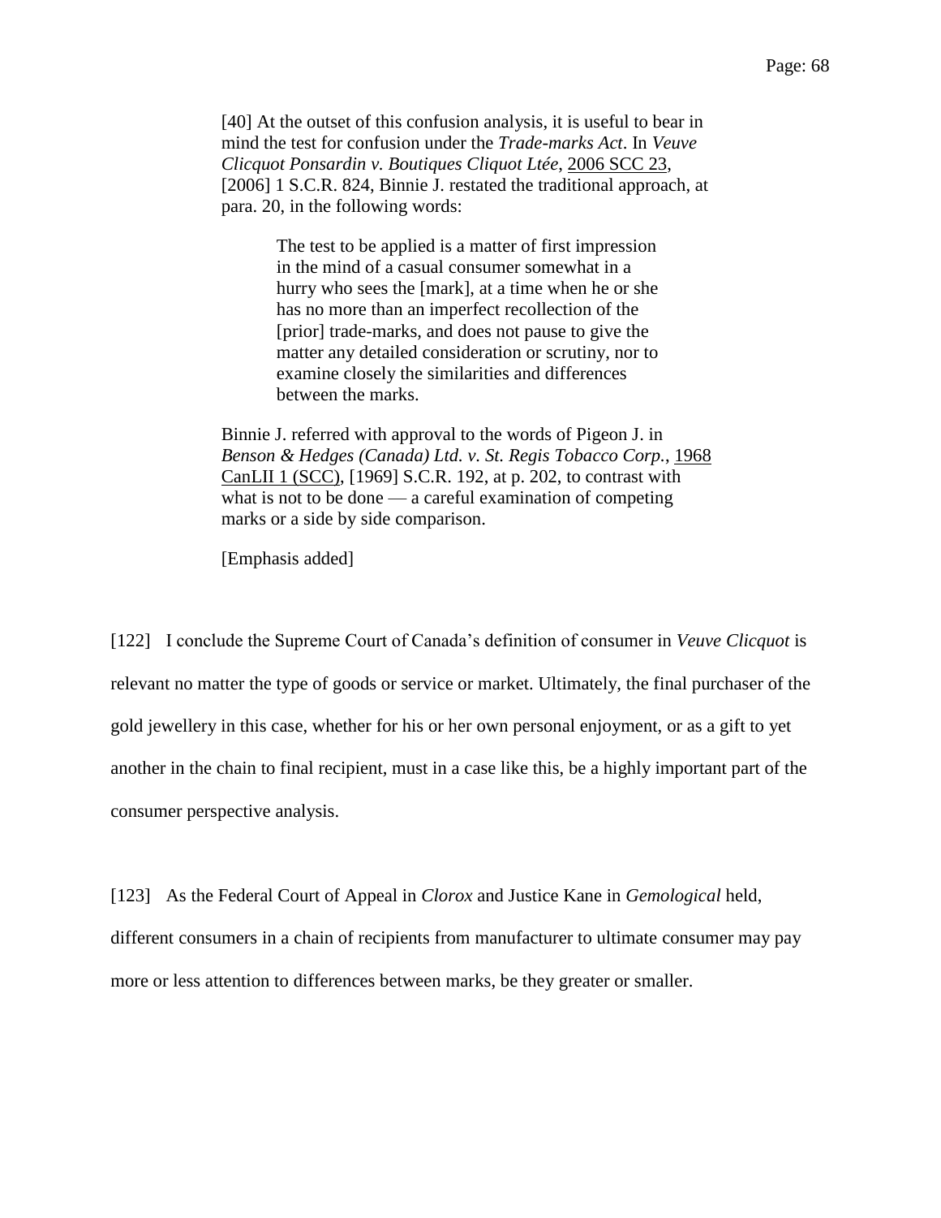> [40] At the outset of this confusion analysis, it is useful to bear in mind the test for confusion under the *Trade-marks Act*. In *Veuve Clicquot Ponsardin v. Boutiques Cliquot Ltée*, 2006 SCC 23, [2006] 1 S.C.R. 824, Binnie J. restated the traditional approach, at para. 20, in the following words:
>
> > The test to be applied is a matter of first impression in the mind of a casual consumer somewhat in a hurry who sees the [mark], at a time when he or she has no more than an imperfect recollection of the [prior] trade-marks, and does not pause to give the matter any detailed consideration or scrutiny, nor to examine closely the similarities and differences between the marks.
>
> Binnie J. referred with approval to the words of Pigeon J. in *Benson & Hedges (Canada) Ltd. v. St. Regis Tobacco Corp.*, 1968 CanLII 1 (SCC), [1969] S.C.R. 192, at p. 202, to contrast with what is not to be done — a careful examination of competing marks or a side by side comparison.
>
> [Emphasis added]

[122] I conclude the Supreme Court of Canada's definition of consumer in *Veuve Clicquot* is relevant no matter the type of goods or service or market. Ultimately, the final purchaser of the gold jewellery in this case, whether for his or her own personal enjoyment, or as a gift to yet another in the chain to final recipient, must in a case like this, be a highly important part of the consumer perspective analysis.

[123] As the Federal Court of Appeal in *Clorox* and Justice Kane in *Gemological* held, different consumers in a chain of recipients from manufacturer to ultimate consumer may pay more or less attention to differences between marks, be they greater or smaller.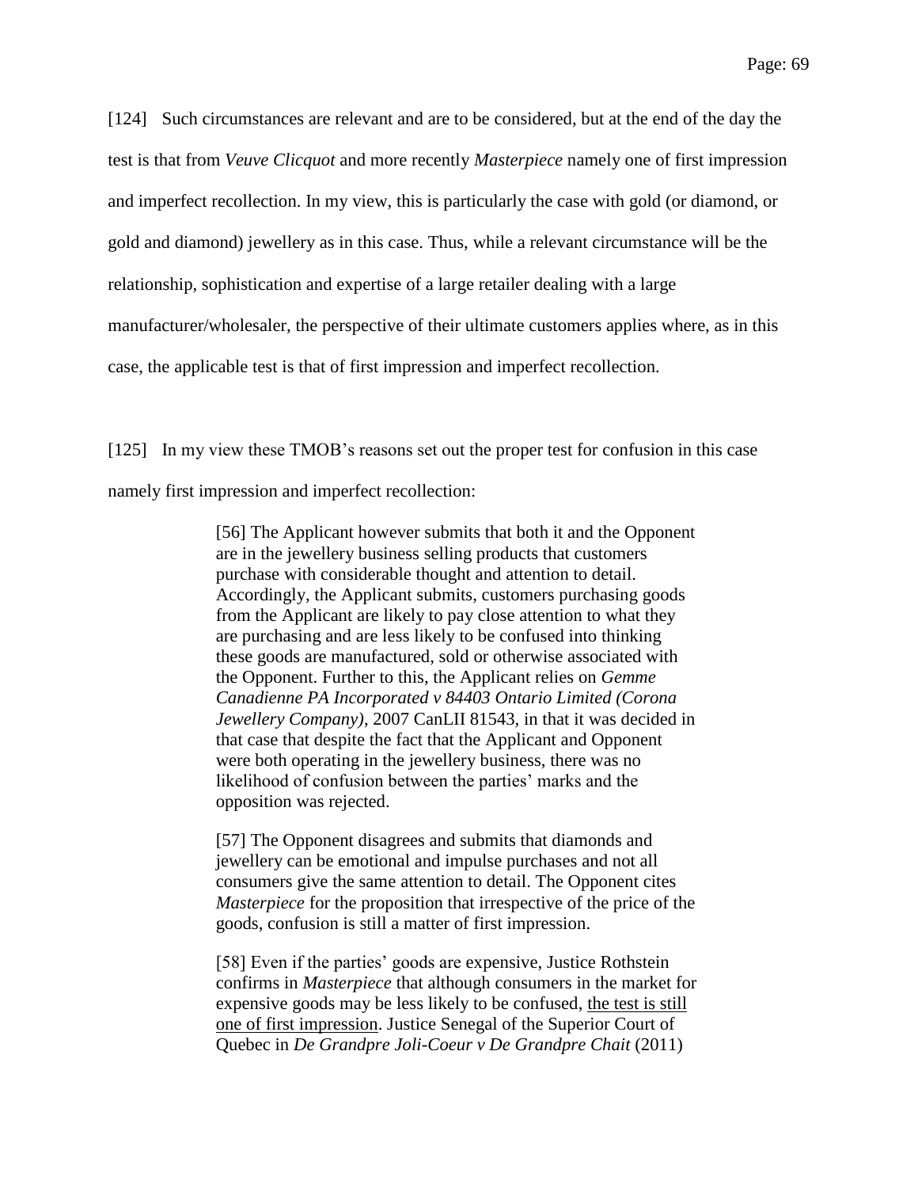[124] Such circumstances are relevant and are to be considered, but at the end of the day the test is that from *Veuve Clicquot* and more recently *Masterpiece* namely one of first impression and imperfect recollection. In my view, this is particularly the case with gold (or diamond, or gold and diamond) jewellery as in this case. Thus, while a relevant circumstance will be the relationship, sophistication and expertise of a large retailer dealing with a large manufacturer/wholesaler, the perspective of their ultimate customers applies where, as in this case, the applicable test is that of first impression and imperfect recollection.

[125] In my view these TMOB's reasons set out the proper test for confusion in this case namely first impression and imperfect recollection:

> [56] The Applicant however submits that both it and the Opponent are in the jewellery business selling products that customers purchase with considerable thought and attention to detail. Accordingly, the Applicant submits, customers purchasing goods from the Applicant are likely to pay close attention to what they are purchasing and are less likely to be confused into thinking these goods are manufactured, sold or otherwise associated with the Opponent. Further to this, the Applicant relies on *Gemme Canadienne PA Incorporated v 84403 Ontario Limited (Corona Jewellery Company)*, 2007 CanLII 81543, in that it was decided in that case that despite the fact that the Applicant and Opponent were both operating in the jewellery business, there was no likelihood of confusion between the parties' marks and the opposition was rejected.
>
> [57] The Opponent disagrees and submits that diamonds and jewellery can be emotional and impulse purchases and not all consumers give the same attention to detail. The Opponent cites *Masterpiece* for the proposition that irrespective of the price of the goods, confusion is still a matter of first impression.
>
> [58] Even if the parties' goods are expensive, Justice Rothstein confirms in *Masterpiece* that although consumers in the market for expensive goods may be less likely to be confused, <u>the test is still one of first impression</u>. Justice Senegal of the Superior Court of Quebec in *De Grandpre Joli-Coeur v De Grandpre Chait* (2011)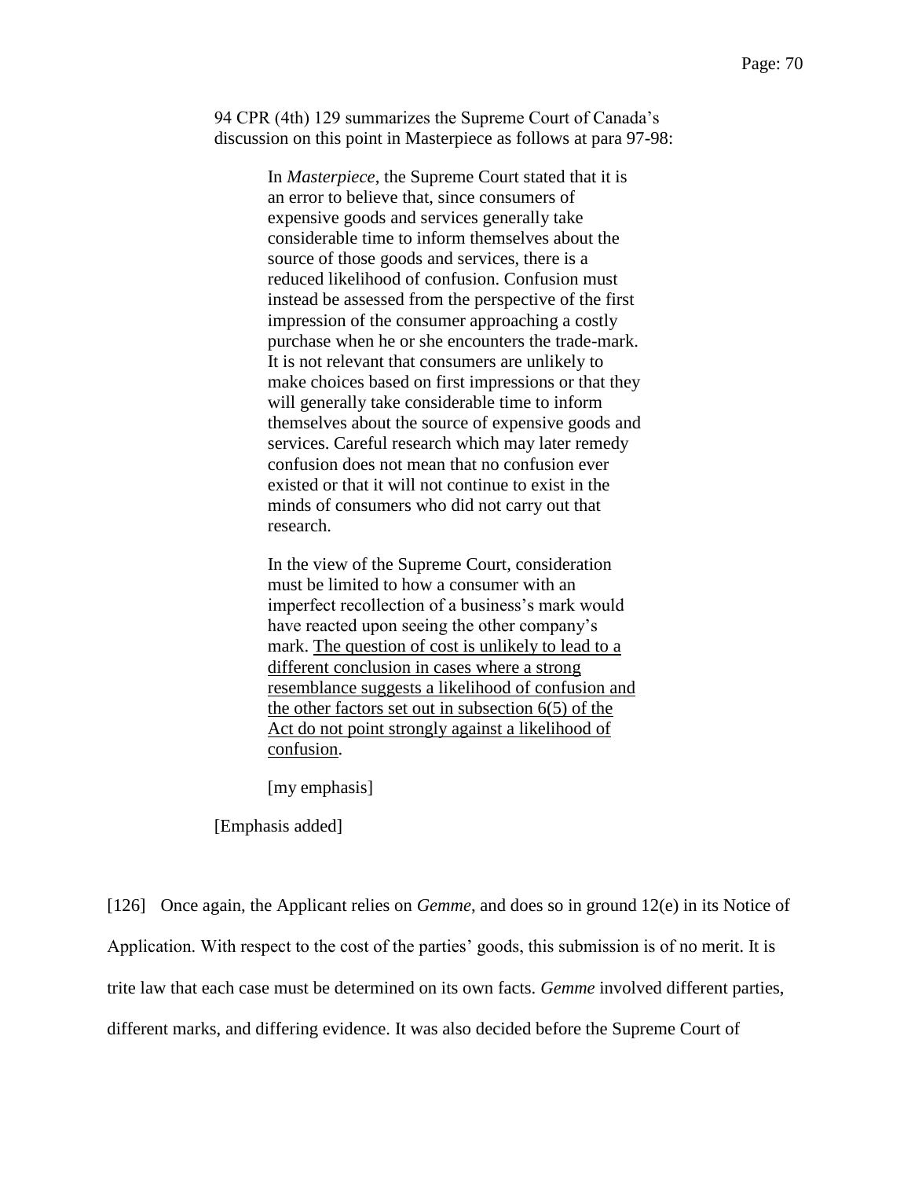94 CPR (4th) 129 summarizes the Supreme Court of Canada's discussion on this point in Masterpiece as follows at para 97-98:

> In *Masterpiece*, the Supreme Court stated that it is an error to believe that, since consumers of expensive goods and services generally take considerable time to inform themselves about the source of those goods and services, there is a reduced likelihood of confusion. Confusion must instead be assessed from the perspective of the first impression of the consumer approaching a costly purchase when he or she encounters the trade-mark. It is not relevant that consumers are unlikely to make choices based on first impressions or that they will generally take considerable time to inform themselves about the source of expensive goods and services. Careful research which may later remedy confusion does not mean that no confusion ever existed or that it will not continue to exist in the minds of consumers who did not carry out that research.
>
> In the view of the Supreme Court, consideration must be limited to how a consumer with an imperfect recollection of a business's mark would have reacted upon seeing the other company's mark. <u>The question of cost is unlikely to lead to a different conclusion in cases where a strong resemblance suggests a likelihood of confusion and the other factors set out in subsection 6(5) of the Act do not point strongly against a likelihood of confusion</u>.
>
> [my emphasis]

[Emphasis added]

[126] Once again, the Applicant relies on *Gemme*, and does so in ground 12(e) in its Notice of Application. With respect to the cost of the parties' goods, this submission is of no merit. It is trite law that each case must be determined on its own facts. *Gemme* involved different parties, different marks, and differing evidence. It was also decided before the Supreme Court of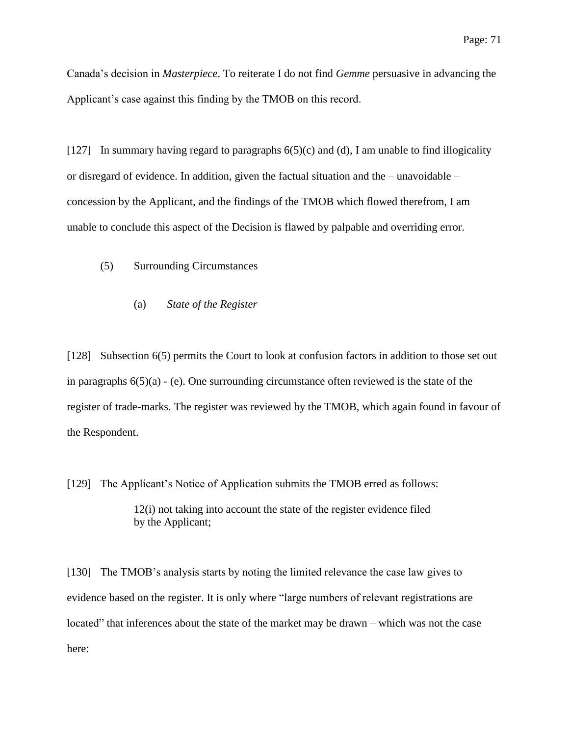Canada's decision in *Masterpiece*. To reiterate I do not find *Gemme* persuasive in advancing the Applicant's case against this finding by the TMOB on this record.

[127] In summary having regard to paragraphs 6(5)(c) and (d), I am unable to find illogicality or disregard of evidence. In addition, given the factual situation and the – unavoidable – concession by the Applicant, and the findings of the TMOB which flowed therefrom, I am unable to conclude this aspect of the Decision is flawed by palpable and overriding error.

(5) Surrounding Circumstances

(a) *State of the Register*

[128] Subsection 6(5) permits the Court to look at confusion factors in addition to those set out in paragraphs 6(5)(a) - (e). One surrounding circumstance often reviewed is the state of the register of trade-marks. The register was reviewed by the TMOB, which again found in favour of the Respondent.

[129] The Applicant's Notice of Application submits the TMOB erred as follows:

> 12(i) not taking into account the state of the register evidence filed by the Applicant;

[130] The TMOB's analysis starts by noting the limited relevance the case law gives to evidence based on the register. It is only where "large numbers of relevant registrations are located" that inferences about the state of the market may be drawn – which was not the case here: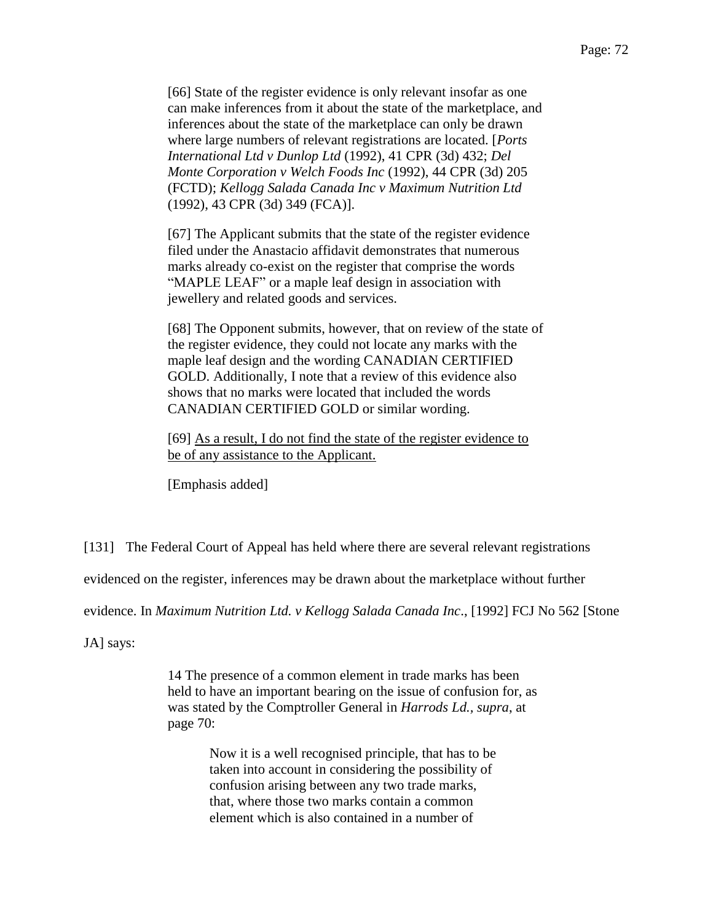> [66] State of the register evidence is only relevant insofar as one can make inferences from it about the state of the marketplace, and inferences about the state of the marketplace can only be drawn where large numbers of relevant registrations are located. [*Ports International Ltd v Dunlop Ltd* (1992), 41 CPR (3d) 432; *Del Monte Corporation v Welch Foods Inc* (1992), 44 CPR (3d) 205 (FCTD); *Kellogg Salada Canada Inc v Maximum Nutrition Ltd* (1992), 43 CPR (3d) 349 (FCA)].
>
> [67] The Applicant submits that the state of the register evidence filed under the Anastacio affidavit demonstrates that numerous marks already co-exist on the register that comprise the words "MAPLE LEAF" or a maple leaf design in association with jewellery and related goods and services.
>
> [68] The Opponent submits, however, that on review of the state of the register evidence, they could not locate any marks with the maple leaf design and the wording CANADIAN CERTIFIED GOLD. Additionally, I note that a review of this evidence also shows that no marks were located that included the words CANADIAN CERTIFIED GOLD or similar wording.
>
> [69] <u>As a result, I do not find the state of the register evidence to be of any assistance to the Applicant.</u>
>
> [Emphasis added]

[131] The Federal Court of Appeal has held where there are several relevant registrations evidenced on the register, inferences may be drawn about the marketplace without further evidence. In *Maximum Nutrition Ltd. v Kellogg Salada Canada Inc*., [1992] FCJ No 562 [Stone JA] says:

> 14 The presence of a common element in trade marks has been held to have an important bearing on the issue of confusion for, as was stated by the Comptroller General in *Harrods Ld., supra*, at page 70:
>
> > Now it is a well recognised principle, that has to be taken into account in considering the possibility of confusion arising between any two trade marks, that, where those two marks contain a common element which is also contained in a number of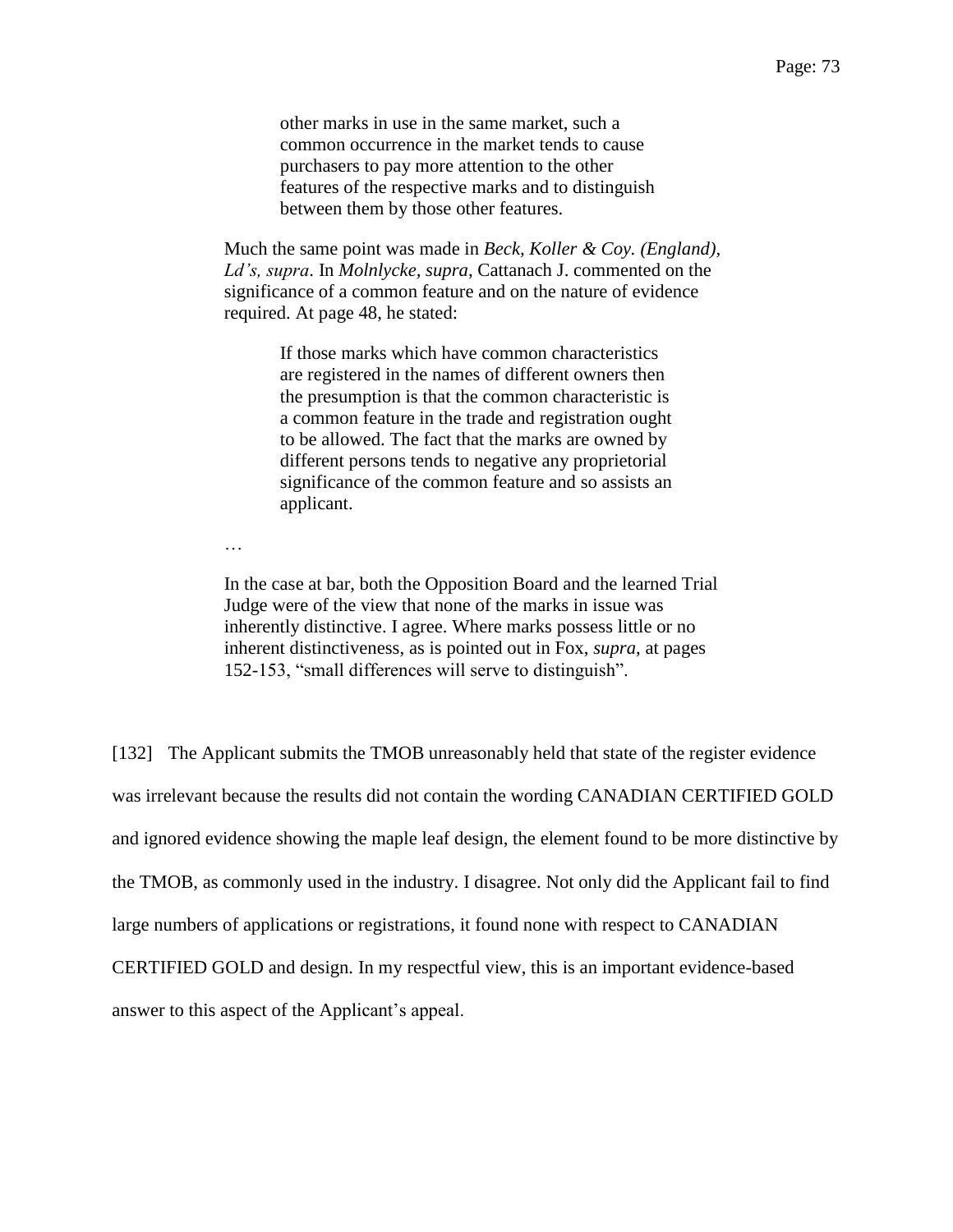> > other marks in use in the same market, such a common occurrence in the market tends to cause purchasers to pay more attention to the other features of the respective marks and to distinguish between them by those other features.
>
> Much the same point was made in *Beck, Koller & Coy. (England), Ld's, supra*. In *Molnlycke, supra*, Cattanach J. commented on the significance of a common feature and on the nature of evidence required. At page 48, he stated:
>
> > If those marks which have common characteristics are registered in the names of different owners then the presumption is that the common characteristic is a common feature in the trade and registration ought to be allowed. The fact that the marks are owned by different persons tends to negative any proprietorial significance of the common feature and so assists an applicant.
>
> …
>
> In the case at bar, both the Opposition Board and the learned Trial Judge were of the view that none of the marks in issue was inherently distinctive. I agree. Where marks possess little or no inherent distinctiveness, as is pointed out in Fox, *supra*, at pages 152-153, "small differences will serve to distinguish".

[132] The Applicant submits the TMOB unreasonably held that state of the register evidence was irrelevant because the results did not contain the wording CANADIAN CERTIFIED GOLD and ignored evidence showing the maple leaf design, the element found to be more distinctive by the TMOB, as commonly used in the industry. I disagree. Not only did the Applicant fail to find large numbers of applications or registrations, it found none with respect to CANADIAN CERTIFIED GOLD and design. In my respectful view, this is an important evidence-based answer to this aspect of the Applicant's appeal.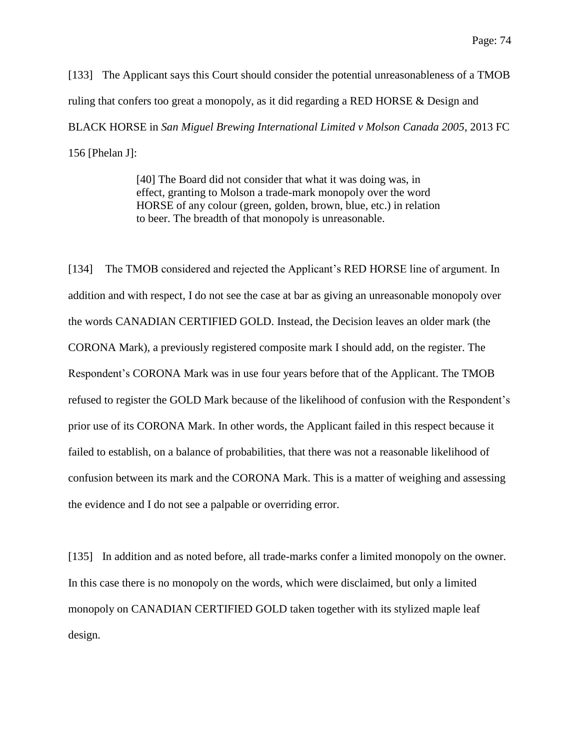[133] The Applicant says this Court should consider the potential unreasonableness of a TMOB ruling that confers too great a monopoly, as it did regarding a RED HORSE & Design and BLACK HORSE in *San Miguel Brewing International Limited v Molson Canada 2005*, 2013 FC 156 [Phelan J]:

> [40] The Board did not consider that what it was doing was, in effect, granting to Molson a trade-mark monopoly over the word HORSE of any colour (green, golden, brown, blue, etc.) in relation to beer. The breadth of that monopoly is unreasonable.

[134] The TMOB considered and rejected the Applicant's RED HORSE line of argument. In addition and with respect, I do not see the case at bar as giving an unreasonable monopoly over the words CANADIAN CERTIFIED GOLD. Instead, the Decision leaves an older mark (the CORONA Mark), a previously registered composite mark I should add, on the register. The Respondent's CORONA Mark was in use four years before that of the Applicant. The TMOB refused to register the GOLD Mark because of the likelihood of confusion with the Respondent's prior use of its CORONA Mark. In other words, the Applicant failed in this respect because it failed to establish, on a balance of probabilities, that there was not a reasonable likelihood of confusion between its mark and the CORONA Mark. This is a matter of weighing and assessing the evidence and I do not see a palpable or overriding error.

[135] In addition and as noted before, all trade-marks confer a limited monopoly on the owner. In this case there is no monopoly on the words, which were disclaimed, but only a limited monopoly on CANADIAN CERTIFIED GOLD taken together with its stylized maple leaf design.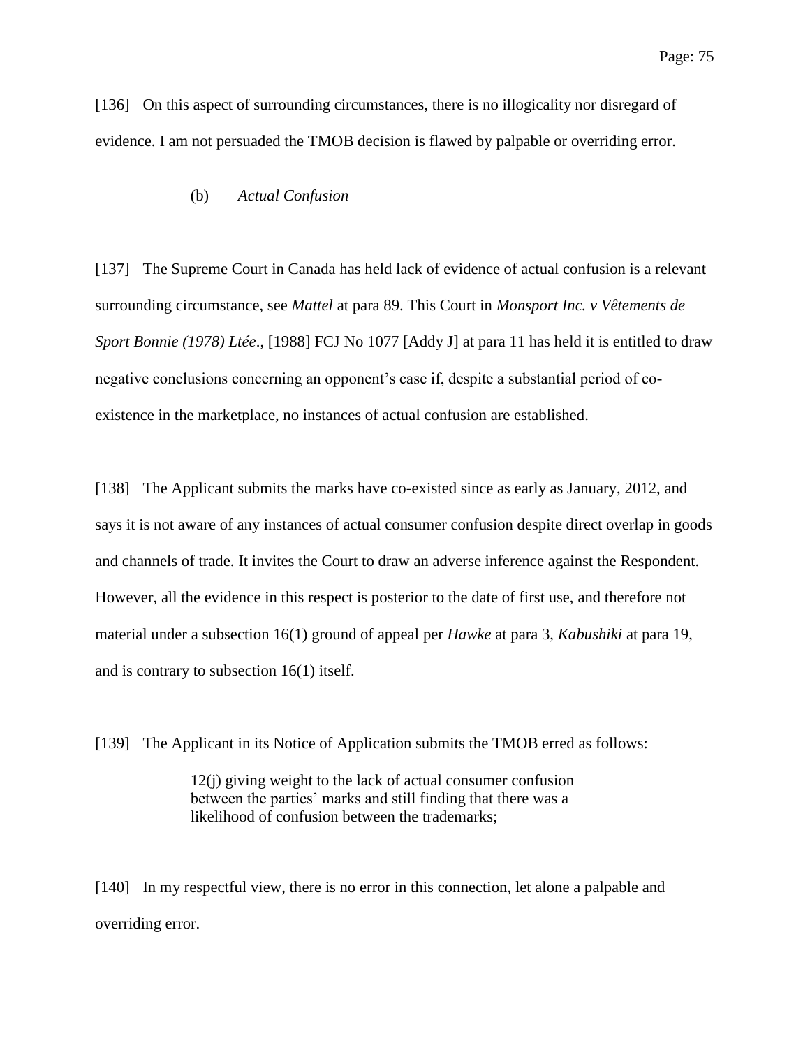[136] On this aspect of surrounding circumstances, there is no illogicality nor disregard of evidence. I am not persuaded the TMOB decision is flawed by palpable or overriding error.

(b) *Actual Confusion*

[137] The Supreme Court in Canada has held lack of evidence of actual confusion is a relevant surrounding circumstance, see *Mattel* at para 89. This Court in *Monsport Inc. v Vêtements de Sport Bonnie (1978) Ltée*., [1988] FCJ No 1077 [Addy J] at para 11 has held it is entitled to draw negative conclusions concerning an opponent's case if, despite a substantial period of co-existence in the marketplace, no instances of actual confusion are established.

[138] The Applicant submits the marks have co-existed since as early as January, 2012, and says it is not aware of any instances of actual consumer confusion despite direct overlap in goods and channels of trade. It invites the Court to draw an adverse inference against the Respondent. However, all the evidence in this respect is posterior to the date of first use, and therefore not material under a subsection 16(1) ground of appeal per *Hawke* at para 3, *Kabushiki* at para 19, and is contrary to subsection 16(1) itself.

[139] The Applicant in its Notice of Application submits the TMOB erred as follows:

> 12(j) giving weight to the lack of actual consumer confusion between the parties' marks and still finding that there was a likelihood of confusion between the trademarks;

[140] In my respectful view, there is no error in this connection, let alone a palpable and overriding error.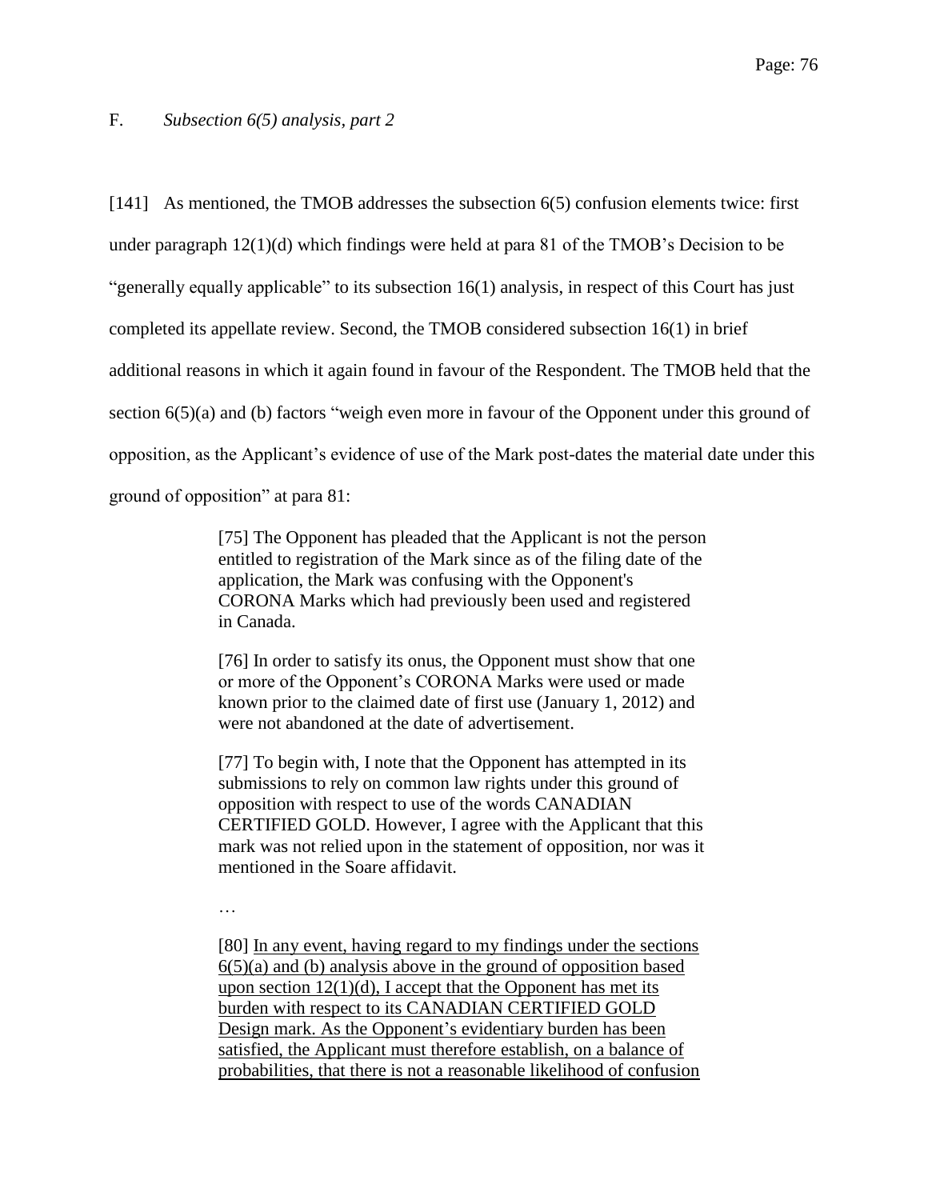## F. *Subsection 6(5) analysis, part 2*

[141] As mentioned, the TMOB addresses the subsection 6(5) confusion elements twice: first under paragraph 12(1)(d) which findings were held at para 81 of the TMOB's Decision to be "generally equally applicable" to its subsection 16(1) analysis, in respect of this Court has just completed its appellate review. Second, the TMOB considered subsection 16(1) in brief additional reasons in which it again found in favour of the Respondent. The TMOB held that the section 6(5)(a) and (b) factors "weigh even more in favour of the Opponent under this ground of opposition, as the Applicant's evidence of use of the Mark post-dates the material date under this ground of opposition" at para 81:

> [75] The Opponent has pleaded that the Applicant is not the person entitled to registration of the Mark since as of the filing date of the application, the Mark was confusing with the Opponent's CORONA Marks which had previously been used and registered in Canada.
>
> [76] In order to satisfy its onus, the Opponent must show that one or more of the Opponent's CORONA Marks were used or made known prior to the claimed date of first use (January 1, 2012) and were not abandoned at the date of advertisement.
>
> [77] To begin with, I note that the Opponent has attempted in its submissions to rely on common law rights under this ground of opposition with respect to use of the words CANADIAN CERTIFIED GOLD. However, I agree with the Applicant that this mark was not relied upon in the statement of opposition, nor was it mentioned in the Soare affidavit.
>
> …
>
> [80] <u>In any event, having regard to my findings under the sections 6(5)(a) and (b) analysis above in the ground of opposition based upon section 12(1)(d), I accept that the Opponent has met its burden with respect to its CANADIAN CERTIFIED GOLD Design mark. As the Opponent's evidentiary burden has been satisfied, the Applicant must therefore establish, on a balance of probabilities, that there is not a reasonable likelihood of confusion</u>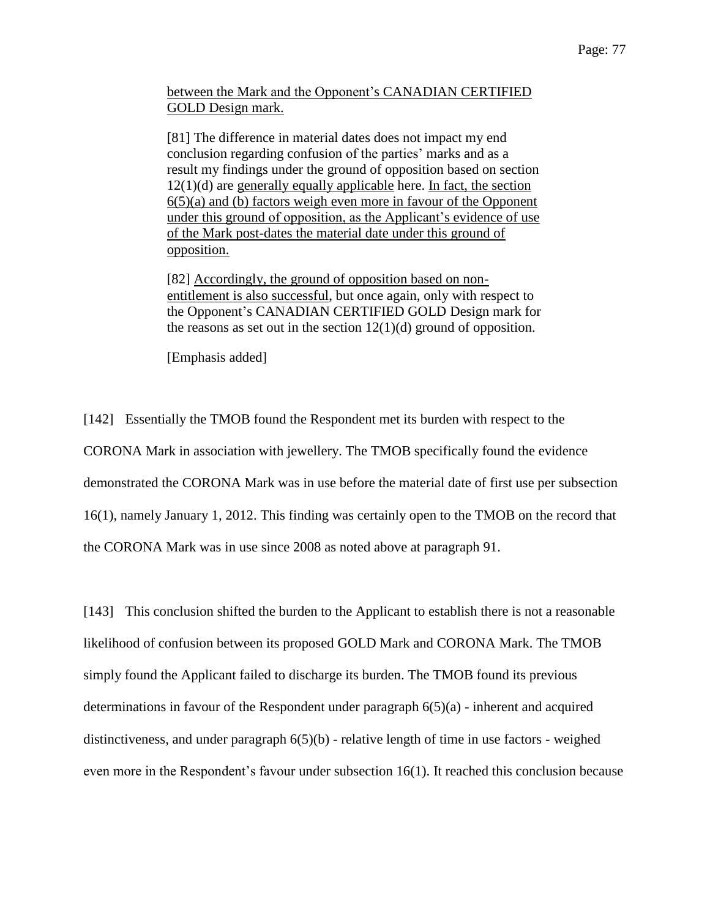> between the Mark and the Opponent's CANADIAN CERTIFIED GOLD Design mark.
>
> [81] The difference in material dates does not impact my end conclusion regarding confusion of the parties' marks and as a result my findings under the ground of opposition based on section 12(1)(d) are generally equally applicable here. In fact, the section 6(5)(a) and (b) factors weigh even more in favour of the Opponent under this ground of opposition, as the Applicant's evidence of use of the Mark post-dates the material date under this ground of opposition.
>
> [82] Accordingly, the ground of opposition based on non-entitlement is also successful, but once again, only with respect to the Opponent's CANADIAN CERTIFIED GOLD Design mark for the reasons as set out in the section 12(1)(d) ground of opposition.
>
> [Emphasis added]

[142] Essentially the TMOB found the Respondent met its burden with respect to the CORONA Mark in association with jewellery. The TMOB specifically found the evidence demonstrated the CORONA Mark was in use before the material date of first use per subsection 16(1), namely January 1, 2012. This finding was certainly open to the TMOB on the record that the CORONA Mark was in use since 2008 as noted above at paragraph 91.

[143] This conclusion shifted the burden to the Applicant to establish there is not a reasonable likelihood of confusion between its proposed GOLD Mark and CORONA Mark. The TMOB simply found the Applicant failed to discharge its burden. The TMOB found its previous determinations in favour of the Respondent under paragraph 6(5)(a) - inherent and acquired distinctiveness, and under paragraph 6(5)(b) - relative length of time in use factors - weighed even more in the Respondent's favour under subsection 16(1). It reached this conclusion because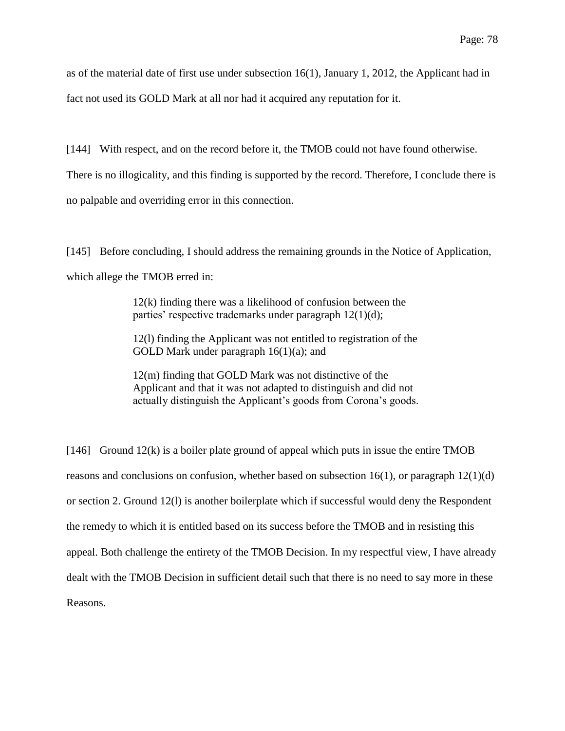as of the material date of first use under subsection 16(1), January 1, 2012, the Applicant had in fact not used its GOLD Mark at all nor had it acquired any reputation for it.

[144] With respect, and on the record before it, the TMOB could not have found otherwise. There is no illogicality, and this finding is supported by the record. Therefore, I conclude there is no palpable and overriding error in this connection.

[145] Before concluding, I should address the remaining grounds in the Notice of Application, which allege the TMOB erred in:

> 12(k) finding there was a likelihood of confusion between the parties' respective trademarks under paragraph 12(1)(d);
>
> 12(l) finding the Applicant was not entitled to registration of the GOLD Mark under paragraph 16(1)(a); and
>
> 12(m) finding that GOLD Mark was not distinctive of the Applicant and that it was not adapted to distinguish and did not actually distinguish the Applicant's goods from Corona's goods.

[146] Ground 12(k) is a boiler plate ground of appeal which puts in issue the entire TMOB reasons and conclusions on confusion, whether based on subsection 16(1), or paragraph 12(1)(d) or section 2. Ground 12(l) is another boilerplate which if successful would deny the Respondent the remedy to which it is entitled based on its success before the TMOB and in resisting this appeal. Both challenge the entirety of the TMOB Decision. In my respectful view, I have already dealt with the TMOB Decision in sufficient detail such that there is no need to say more in these Reasons.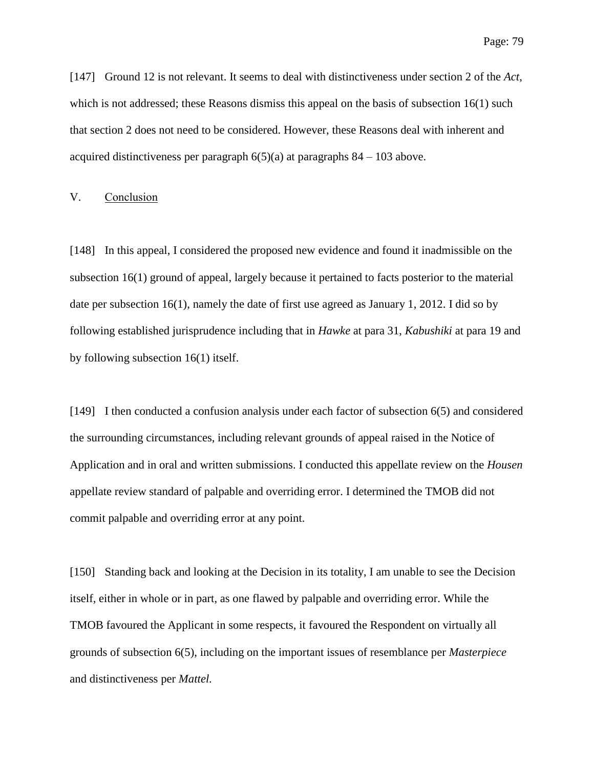[147] Ground 12 is not relevant. It seems to deal with distinctiveness under section 2 of the *Act*, which is not addressed; these Reasons dismiss this appeal on the basis of subsection 16(1) such that section 2 does not need to be considered. However, these Reasons deal with inherent and acquired distinctiveness per paragraph 6(5)(a) at paragraphs 84 – 103 above.

## V. Conclusion

[148] In this appeal, I considered the proposed new evidence and found it inadmissible on the subsection 16(1) ground of appeal, largely because it pertained to facts posterior to the material date per subsection 16(1), namely the date of first use agreed as January 1, 2012. I did so by following established jurisprudence including that in *Hawke* at para 31, *Kabushiki* at para 19 and by following subsection 16(1) itself.

[149] I then conducted a confusion analysis under each factor of subsection 6(5) and considered the surrounding circumstances, including relevant grounds of appeal raised in the Notice of Application and in oral and written submissions. I conducted this appellate review on the *Housen* appellate review standard of palpable and overriding error. I determined the TMOB did not commit palpable and overriding error at any point.

[150] Standing back and looking at the Decision in its totality, I am unable to see the Decision itself, either in whole or in part, as one flawed by palpable and overriding error. While the TMOB favoured the Applicant in some respects, it favoured the Respondent on virtually all grounds of subsection 6(5), including on the important issues of resemblance per *Masterpiece* and distinctiveness per *Mattel.*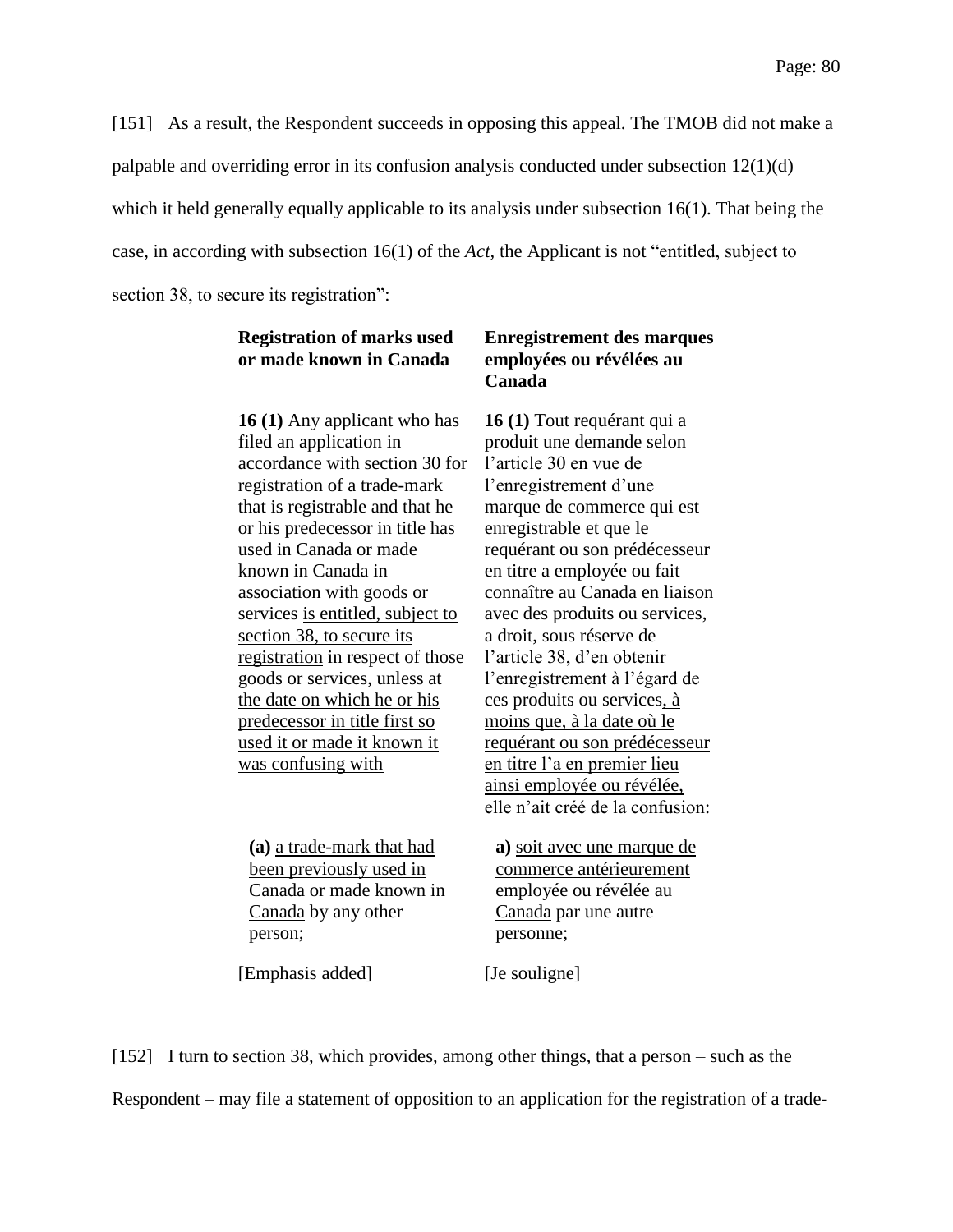[151] As a result, the Respondent succeeds in opposing this appeal. The TMOB did not make a palpable and overriding error in its confusion analysis conducted under subsection 12(1)(d) which it held generally equally applicable to its analysis under subsection 16(1). That being the case, in according with subsection 16(1) of the *Act*, the Applicant is not “entitled, subject to section 38, to secure its registration”:

| **Registration of marks used or made known in Canada** | **Enregistrement des marques employées ou révélées au Canada** |
| --- | --- |
| **16 (1)** Any applicant who has filed an application in accordance with section 30 for registration of a trade-mark that is registrable and that he or his predecessor in title has used in Canada or made known in Canada in association with goods or services <u>is entitled, subject to section 38, to secure its registration</u> in respect of those goods or services, <u>unless at the date on which he or his predecessor in title first so used it or made it known it was confusing with</u> | **16 (1)** Tout requérant qui a produit une demande selon l’article 30 en vue de l’enregistrement d’une marque de commerce qui est enregistrable et que le requérant ou son prédécesseur en titre a employée ou fait connaître au Canada en liaison avec des produits ou services, a droit, sous réserve de l’article 38, d’en obtenir l’enregistrement à l’égard de ces produits ou services<u>, à moins que, à la date où le requérant ou son prédécesseur en titre l’a en premier lieu ainsi employée ou révélée, elle n’ait créé de la confusion</u>: |
| **(a)** <u>a trade-mark that had been previously used in Canada or made known in Canada</u> by any other person; | **a)** <u>soit avec une marque de commerce antérieurement employée ou révélée au Canada</u> par une autre personne; |
| [Emphasis added] | [Je souligne] |

[152] I turn to section 38, which provides, among other things, that a person – such as the Respondent – may file a statement of opposition to an application for the registration of a trade-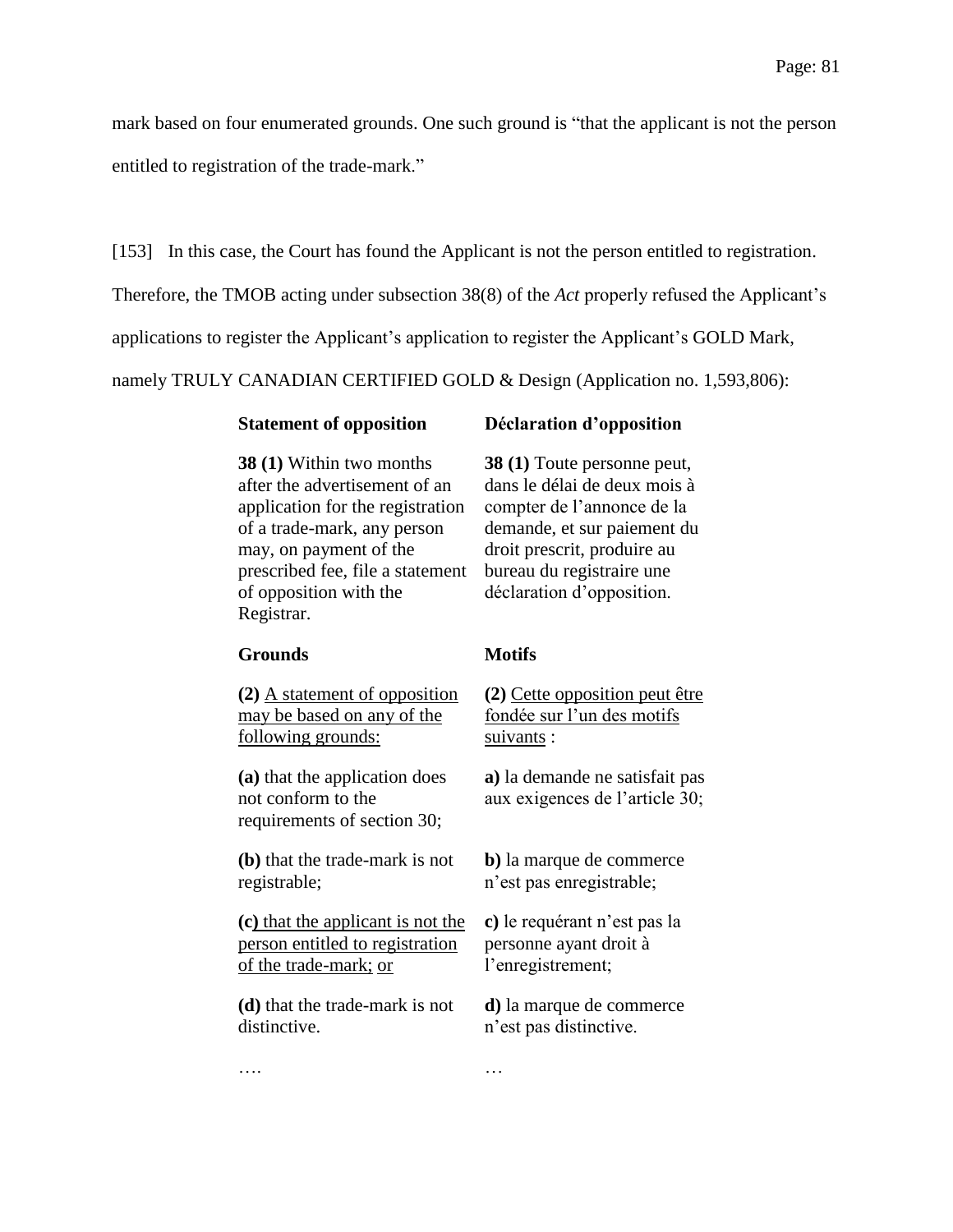mark based on four enumerated grounds. One such ground is "that the applicant is not the person entitled to registration of the trade-mark."

[153] In this case, the Court has found the Applicant is not the person entitled to registration. Therefore, the TMOB acting under subsection 38(8) of the *Act* properly refused the Applicant's applications to register the Applicant's application to register the Applicant's GOLD Mark, namely TRULY CANADIAN CERTIFIED GOLD & Design (Application no. 1,593,806):

| **Statement of opposition** | **Déclaration d'opposition** |
|---|---|
| **38 (1)** Within two months after the advertisement of an application for the registration of a trade-mark, any person may, on payment of the prescribed fee, file a statement of opposition with the Registrar. | **38 (1)** Toute personne peut, dans le délai de deux mois à compter de l'annonce de la demande, et sur paiement du droit prescrit, produire au bureau du registraire une déclaration d'opposition. |
| **Grounds** | **Motifs** |
| **(2)** <u>A statement of opposition may be based on any of the following grounds:</u> | **(2)** <u>Cette opposition peut être fondée sur l'un des motifs suivants</u> : |
| **(a)** that the application does not conform to the requirements of section 30; | **a)** la demande ne satisfait pas aux exigences de l'article 30; |
| **(b)** that the trade-mark is not registrable; | **b)** la marque de commerce n'est pas enregistrable; |
| **(c)** <u>that the applicant is not the person entitled to registration of the trade-mark;</u> <u>or</u> | **c)** le requérant n'est pas la personne ayant droit à l'enregistrement; |
| **(d)** that the trade-mark is not distinctive. | **d)** la marque de commerce n'est pas distinctive. |
| …. | … |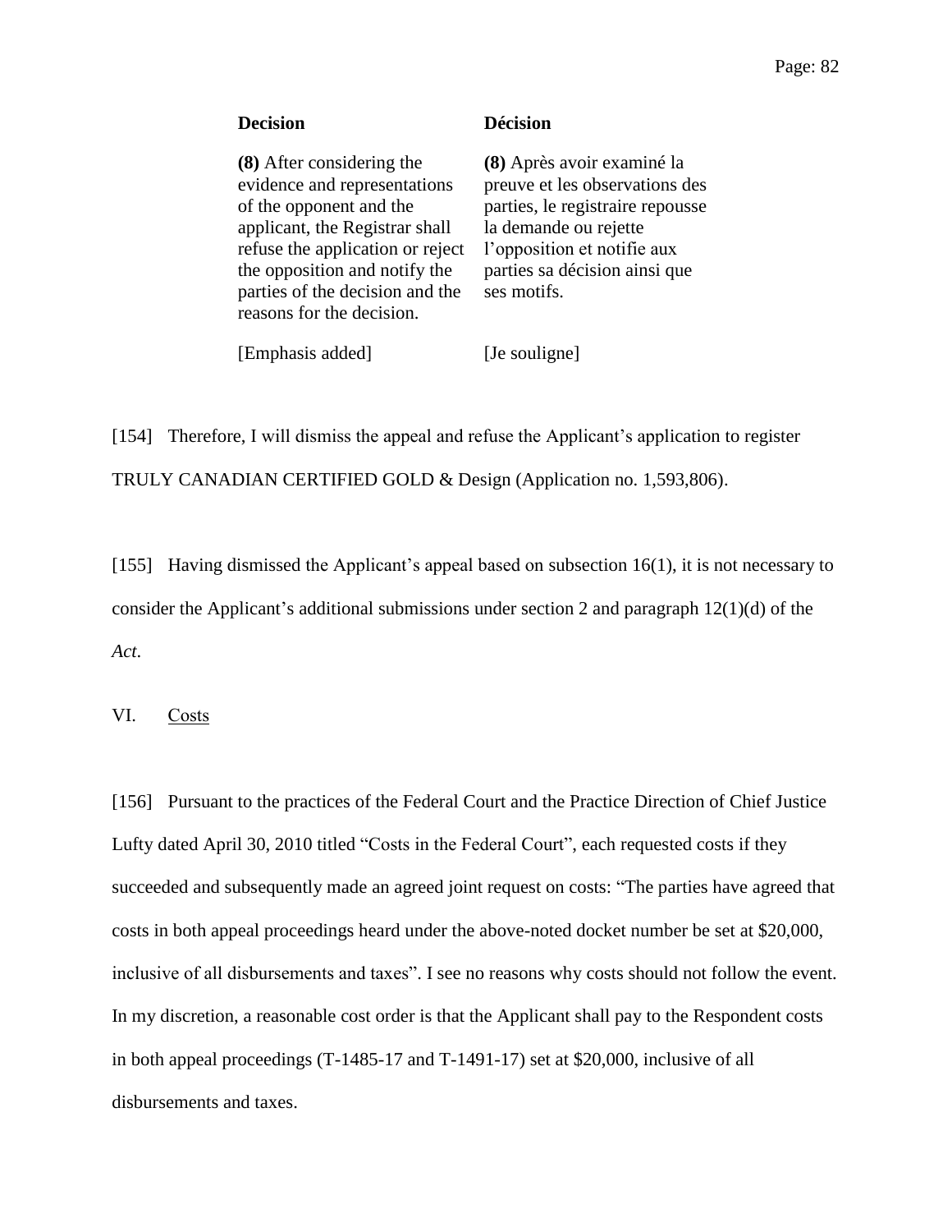| Decision | Décision |
|---|---|
| **(8)** After considering the evidence and representations of the opponent and the applicant, the Registrar shall refuse the application or reject the opposition and notify the parties of the decision and the reasons for the decision. | **(8)** Après avoir examiné la preuve et les observations des parties, le registraire repousse la demande ou rejette l'opposition et notifie aux parties sa décision ainsi que ses motifs. |
| [Emphasis added] | [Je souligne] |

[154] Therefore, I will dismiss the appeal and refuse the Applicant's application to register TRULY CANADIAN CERTIFIED GOLD & Design (Application no. 1,593,806).

[155] Having dismissed the Applicant's appeal based on subsection 16(1), it is not necessary to consider the Applicant's additional submissions under section 2 and paragraph 12(1)(d) of the *Act*.

## VI. Costs

[156] Pursuant to the practices of the Federal Court and the Practice Direction of Chief Justice Lufty dated April 30, 2010 titled "Costs in the Federal Court", each requested costs if they succeeded and subsequently made an agreed joint request on costs: "The parties have agreed that costs in both appeal proceedings heard under the above-noted docket number be set at $20,000, inclusive of all disbursements and taxes". I see no reasons why costs should not follow the event. In my discretion, a reasonable cost order is that the Applicant shall pay to the Respondent costs in both appeal proceedings (T-1485-17 and T-1491-17) set at $20,000, inclusive of all disbursements and taxes.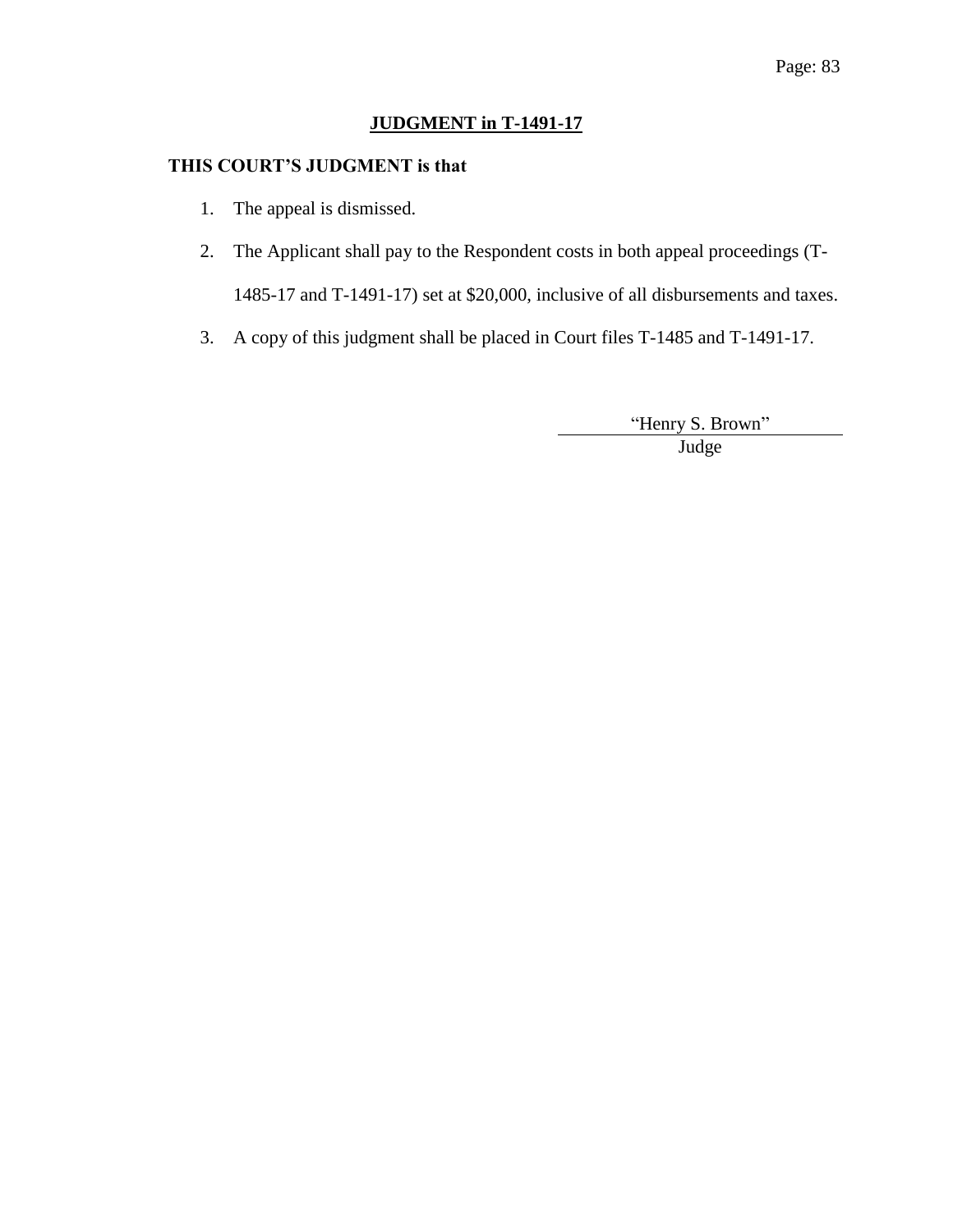## JUDGMENT in T-1491-17

**THIS COURT'S JUDGMENT is that**

1. The appeal is dismissed.
2. The Applicant shall pay to the Respondent costs in both appeal proceedings (T-1485-17 and T-1491-17) set at $20,000, inclusive of all disbursements and taxes.
3. A copy of this judgment shall be placed in Court files T-1485 and T-1491-17.

"Henry S. Brown"
Judge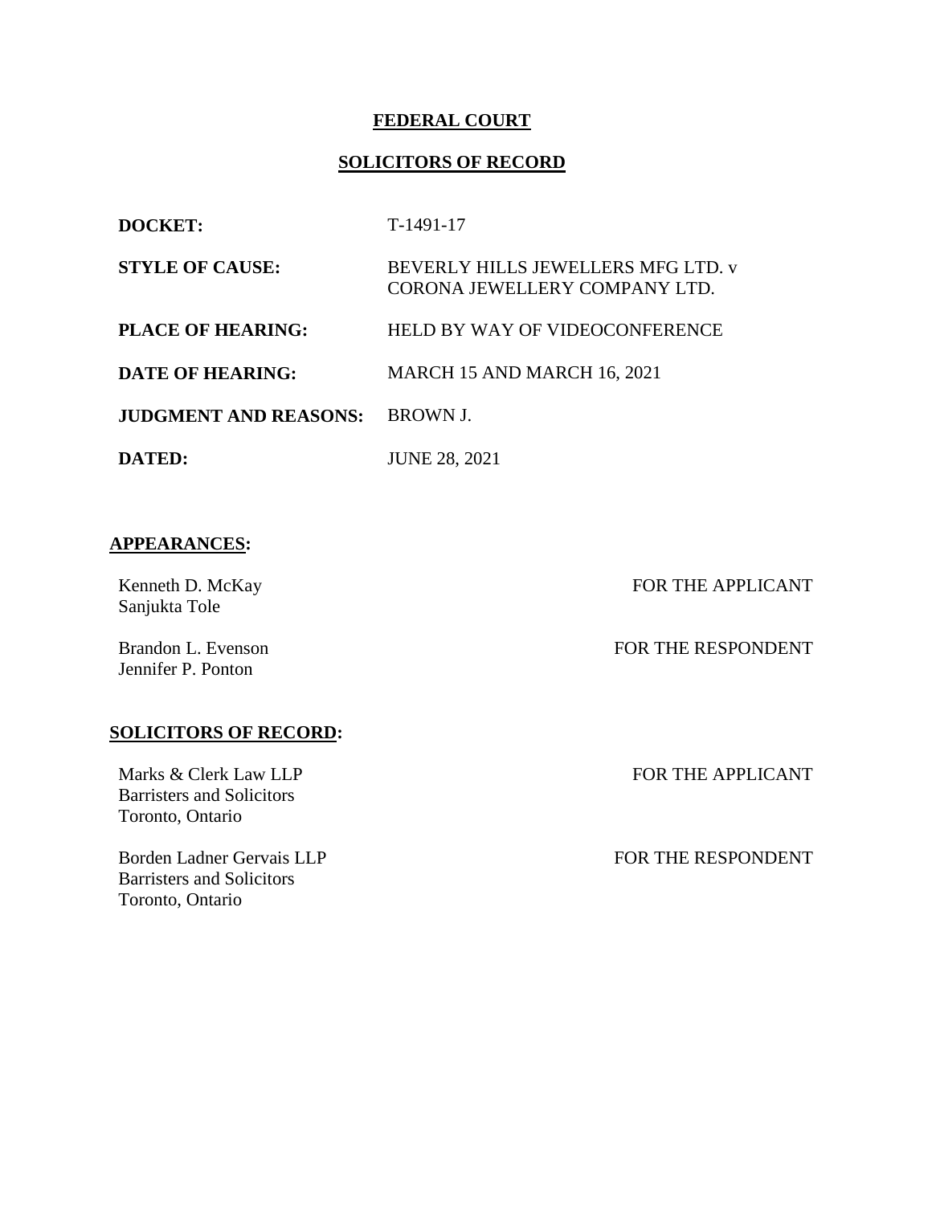**FEDERAL COURT**

**SOLICITORS OF RECORD**

| | |
|---|---|
| **DOCKET:** | T-1491-17 |
| **STYLE OF CAUSE:** | BEVERLY HILLS JEWELLERS MFG LTD. v CORONA JEWELLERY COMPANY LTD. |
| **PLACE OF HEARING:** | HELD BY WAY OF VIDEOCONFERENCE |
| **DATE OF HEARING:** | MARCH 15 AND MARCH 16, 2021 |
| **JUDGMENT AND REASONS:** | BROWN J. |
| **DATED:** | JUNE 28, 2021 |

**APPEARANCES:**

| | |
|---|---|
| Kenneth D. McKay<br>Sanjukta Tole | FOR THE APPLICANT |
| Brandon L. Evenson<br>Jennifer P. Ponton | FOR THE RESPONDENT |

**SOLICITORS OF RECORD:**

| | |
|---|---|
| Marks & Clerk Law LLP<br>Barristers and Solicitors<br>Toronto, Ontario | FOR THE APPLICANT |
| Borden Ladner Gervais LLP<br>Barristers and Solicitors<br>Toronto, Ontario | FOR THE RESPONDENT |